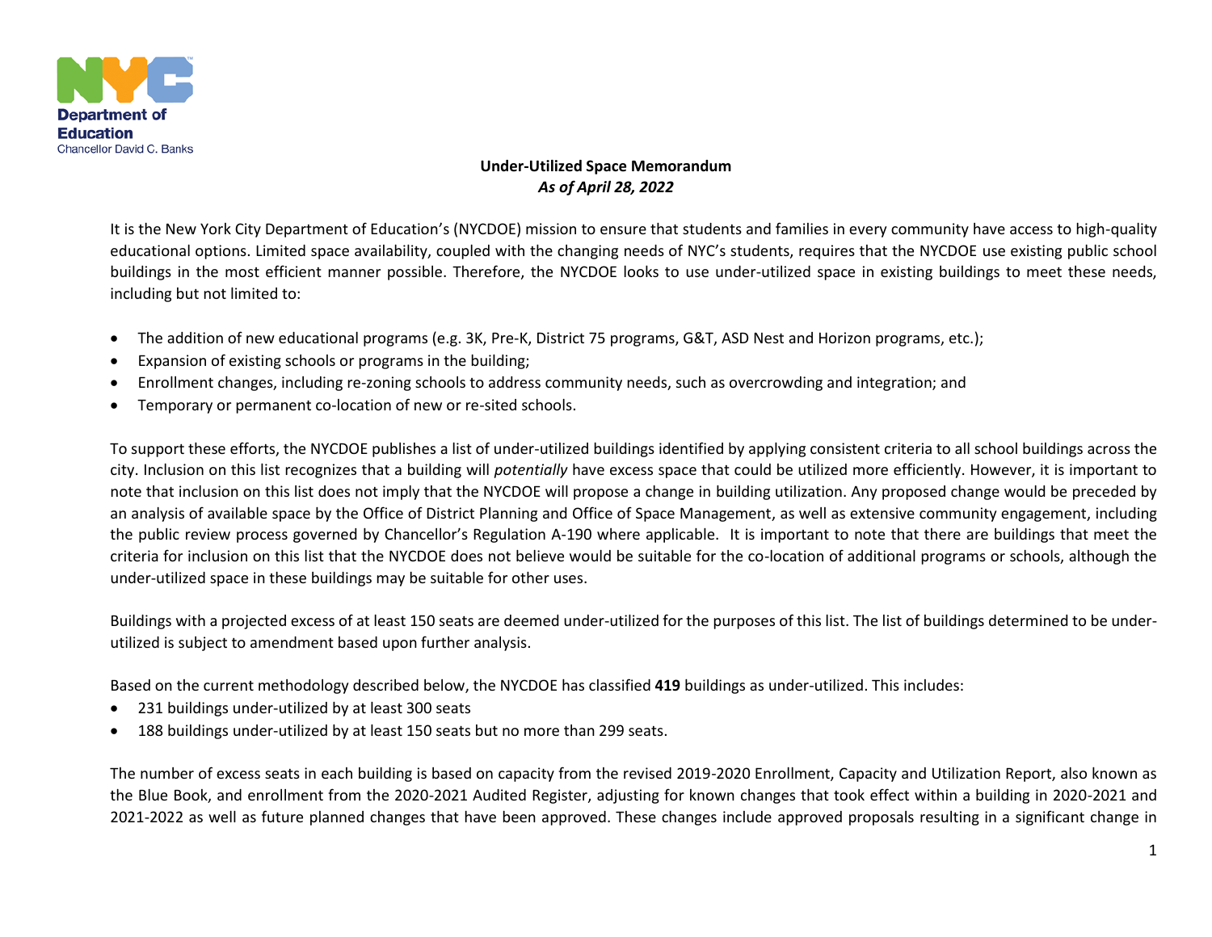Department of Education
Chancellor David C. Banks

# Under-Utilized Space Memorandum
***As of April 28, 2022***

It is the New York City Department of Education's (NYCDOE) mission to ensure that students and families in every community have access to high-quality educational options. Limited space availability, coupled with the changing needs of NYC's students, requires that the NYCDOE use existing public school buildings in the most efficient manner possible. Therefore, the NYCDOE looks to use under-utilized space in existing buildings to meet these needs, including but not limited to:

- The addition of new educational programs (e.g. 3K, Pre-K, District 75 programs, G&T, ASD Nest and Horizon programs, etc.);
- Expansion of existing schools or programs in the building;
- Enrollment changes, including re-zoning schools to address community needs, such as overcrowding and integration; and
- Temporary or permanent co-location of new or re-sited schools.

To support these efforts, the NYCDOE publishes a list of under-utilized buildings identified by applying consistent criteria to all school buildings across the city. Inclusion on this list recognizes that a building will *potentially* have excess space that could be utilized more efficiently. However, it is important to note that inclusion on this list does not imply that the NYCDOE will propose a change in building utilization. Any proposed change would be preceded by an analysis of available space by the Office of District Planning and Office of Space Management, as well as extensive community engagement, including the public review process governed by Chancellor's Regulation A-190 where applicable. It is important to note that there are buildings that meet the criteria for inclusion on this list that the NYCDOE does not believe would be suitable for the co-location of additional programs or schools, although the under-utilized space in these buildings may be suitable for other uses.

Buildings with a projected excess of at least 150 seats are deemed under-utilized for the purposes of this list. The list of buildings determined to be under-utilized is subject to amendment based upon further analysis.

Based on the current methodology described below, the NYCDOE has classified **419** buildings as under-utilized. This includes:

- 231 buildings under-utilized by at least 300 seats
- 188 buildings under-utilized by at least 150 seats but no more than 299 seats.

The number of excess seats in each building is based on capacity from the revised 2019-2020 Enrollment, Capacity and Utilization Report, also known as the Blue Book, and enrollment from the 2020-2021 Audited Register, adjusting for known changes that took effect within a building in 2020-2021 and 2021-2022 as well as future planned changes that have been approved. These changes include approved proposals resulting in a significant change in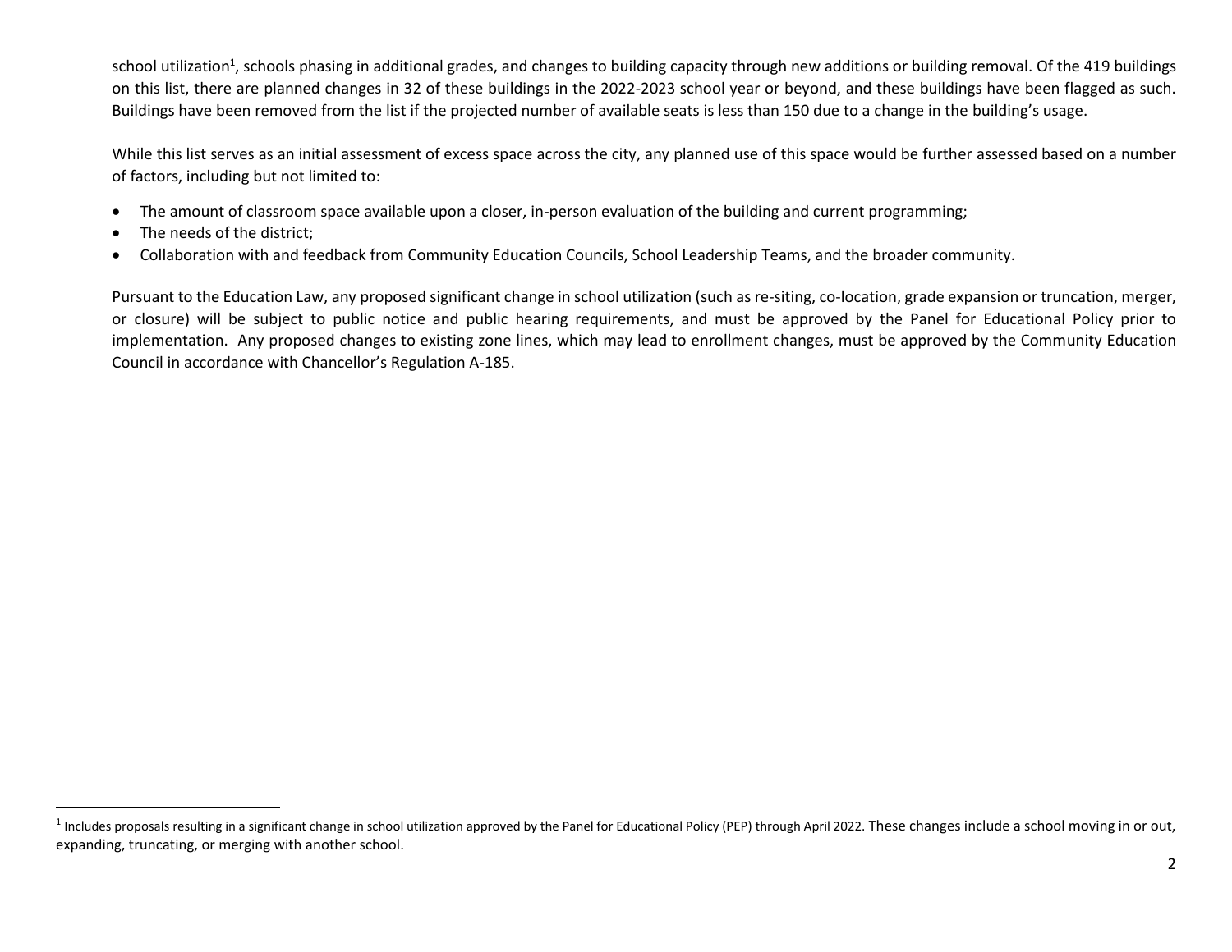school utilization[1], schools phasing in additional grades, and changes to building capacity through new additions or building removal. Of the 419 buildings on this list, there are planned changes in 32 of these buildings in the 2022-2023 school year or beyond, and these buildings have been flagged as such. Buildings have been removed from the list if the projected number of available seats is less than 150 due to a change in the building's usage.

While this list serves as an initial assessment of excess space across the city, any planned use of this space would be further assessed based on a number of factors, including but not limited to:

- The amount of classroom space available upon a closer, in-person evaluation of the building and current programming;
- The needs of the district;
- Collaboration with and feedback from Community Education Councils, School Leadership Teams, and the broader community.

Pursuant to the Education Law, any proposed significant change in school utilization (such as re-siting, co-location, grade expansion or truncation, merger, or closure) will be subject to public notice and public hearing requirements, and must be approved by the Panel for Educational Policy prior to implementation. Any proposed changes to existing zone lines, which may lead to enrollment changes, must be approved by the Community Education Council in accordance with Chancellor's Regulation A-185.

[1] Includes proposals resulting in a significant change in school utilization approved by the Panel for Educational Policy (PEP) through April 2022. These changes include a school moving in or out, expanding, truncating, or merging with another school.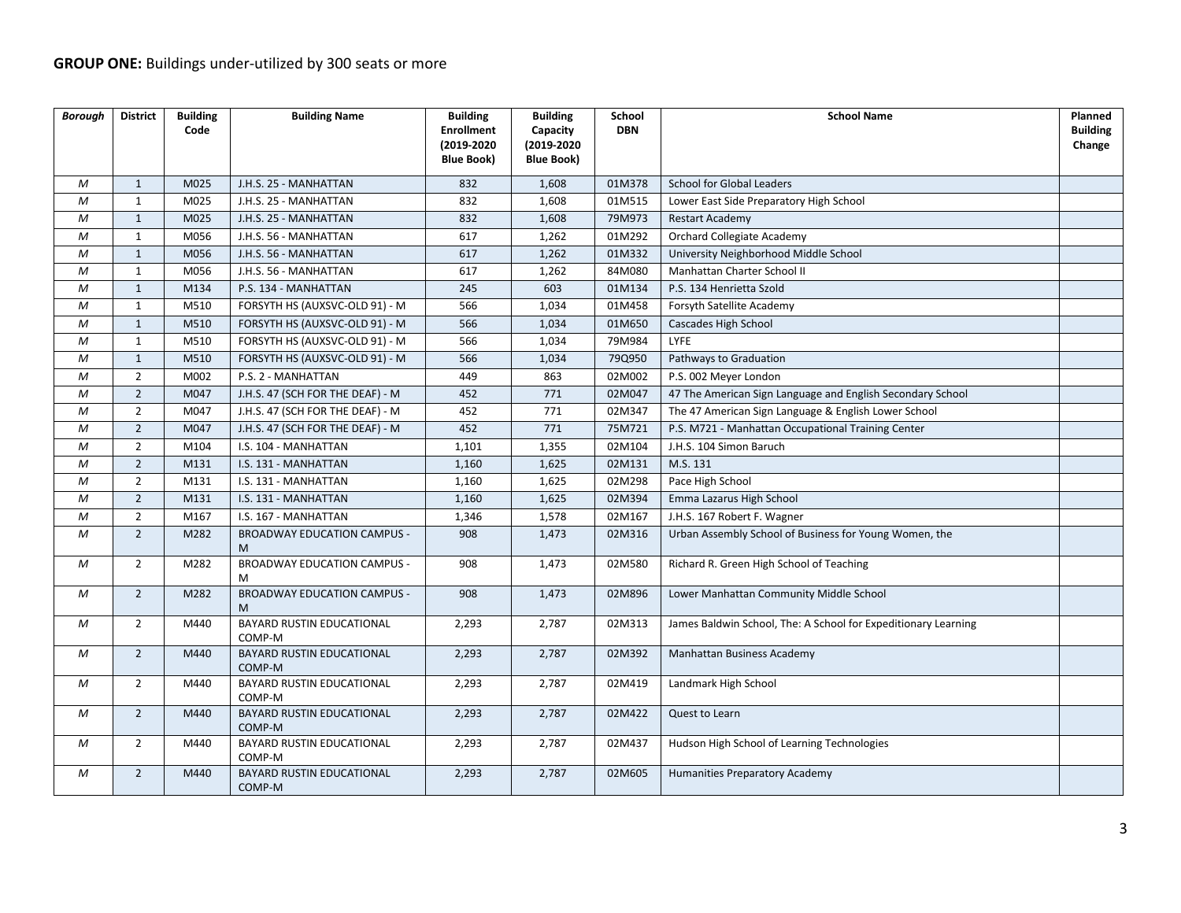**GROUP ONE:** Buildings under-utilized by 300 seats or more

| *Borough* | District | Building Code | Building Name | Building Enrollment (2019-2020 Blue Book) | Building Capacity (2019-2020 Blue Book) | School DBN | School Name | Planned Building Change |
|---|---|---|---|---|---|---|---|---|
| *M* | 1 | M025 | J.H.S. 25 - MANHATTAN | 832 | 1,608 | 01M378 | School for Global Leaders | |
| *M* | 1 | M025 | J.H.S. 25 - MANHATTAN | 832 | 1,608 | 01M515 | Lower East Side Preparatory High School | |
| *M* | 1 | M025 | J.H.S. 25 - MANHATTAN | 832 | 1,608 | 79M973 | Restart Academy | |
| *M* | 1 | M056 | J.H.S. 56 - MANHATTAN | 617 | 1,262 | 01M292 | Orchard Collegiate Academy | |
| *M* | 1 | M056 | J.H.S. 56 - MANHATTAN | 617 | 1,262 | 01M332 | University Neighborhood Middle School | |
| *M* | 1 | M056 | J.H.S. 56 - MANHATTAN | 617 | 1,262 | 84M080 | Manhattan Charter School II | |
| *M* | 1 | M134 | P.S. 134 - MANHATTAN | 245 | 603 | 01M134 | P.S. 134 Henrietta Szold | |
| *M* | 1 | M510 | FORSYTH HS (AUXSVC-OLD 91) - M | 566 | 1,034 | 01M458 | Forsyth Satellite Academy | |
| *M* | 1 | M510 | FORSYTH HS (AUXSVC-OLD 91) - M | 566 | 1,034 | 01M650 | Cascades High School | |
| *M* | 1 | M510 | FORSYTH HS (AUXSVC-OLD 91) - M | 566 | 1,034 | 79M984 | LYFE | |
| *M* | 1 | M510 | FORSYTH HS (AUXSVC-OLD 91) - M | 566 | 1,034 | 79Q950 | Pathways to Graduation | |
| *M* | 2 | M002 | P.S. 2 - MANHATTAN | 449 | 863 | 02M002 | P.S. 002 Meyer London | |
| *M* | 2 | M047 | J.H.S. 47 (SCH FOR THE DEAF) - M | 452 | 771 | 02M047 | 47 The American Sign Language and English Secondary School | |
| *M* | 2 | M047 | J.H.S. 47 (SCH FOR THE DEAF) - M | 452 | 771 | 02M347 | The 47 American Sign Language & English Lower School | |
| *M* | 2 | M047 | J.H.S. 47 (SCH FOR THE DEAF) - M | 452 | 771 | 75M721 | P.S. M721 - Manhattan Occupational Training Center | |
| *M* | 2 | M104 | I.S. 104 - MANHATTAN | 1,101 | 1,355 | 02M104 | J.H.S. 104 Simon Baruch | |
| *M* | 2 | M131 | I.S. 131 - MANHATTAN | 1,160 | 1,625 | 02M131 | M.S. 131 | |
| *M* | 2 | M131 | I.S. 131 - MANHATTAN | 1,160 | 1,625 | 02M298 | Pace High School | |
| *M* | 2 | M131 | I.S. 131 - MANHATTAN | 1,160 | 1,625 | 02M394 | Emma Lazarus High School | |
| *M* | 2 | M167 | I.S. 167 - MANHATTAN | 1,346 | 1,578 | 02M167 | J.H.S. 167 Robert F. Wagner | |
| *M* | 2 | M282 | BROADWAY EDUCATION CAMPUS - M | 908 | 1,473 | 02M316 | Urban Assembly School of Business for Young Women, the | |
| *M* | 2 | M282 | BROADWAY EDUCATION CAMPUS - M | 908 | 1,473 | 02M580 | Richard R. Green High School of Teaching | |
| *M* | 2 | M282 | BROADWAY EDUCATION CAMPUS - M | 908 | 1,473 | 02M896 | Lower Manhattan Community Middle School | |
| *M* | 2 | M440 | BAYARD RUSTIN EDUCATIONAL COMP-M | 2,293 | 2,787 | 02M313 | James Baldwin School, The: A School for Expeditionary Learning | |
| *M* | 2 | M440 | BAYARD RUSTIN EDUCATIONAL COMP-M | 2,293 | 2,787 | 02M392 | Manhattan Business Academy | |
| *M* | 2 | M440 | BAYARD RUSTIN EDUCATIONAL COMP-M | 2,293 | 2,787 | 02M419 | Landmark High School | |
| *M* | 2 | M440 | BAYARD RUSTIN EDUCATIONAL COMP-M | 2,293 | 2,787 | 02M422 | Quest to Learn | |
| *M* | 2 | M440 | BAYARD RUSTIN EDUCATIONAL COMP-M | 2,293 | 2,787 | 02M437 | Hudson High School of Learning Technologies | |
| *M* | 2 | M440 | BAYARD RUSTIN EDUCATIONAL COMP-M | 2,293 | 2,787 | 02M605 | Humanities Preparatory Academy | |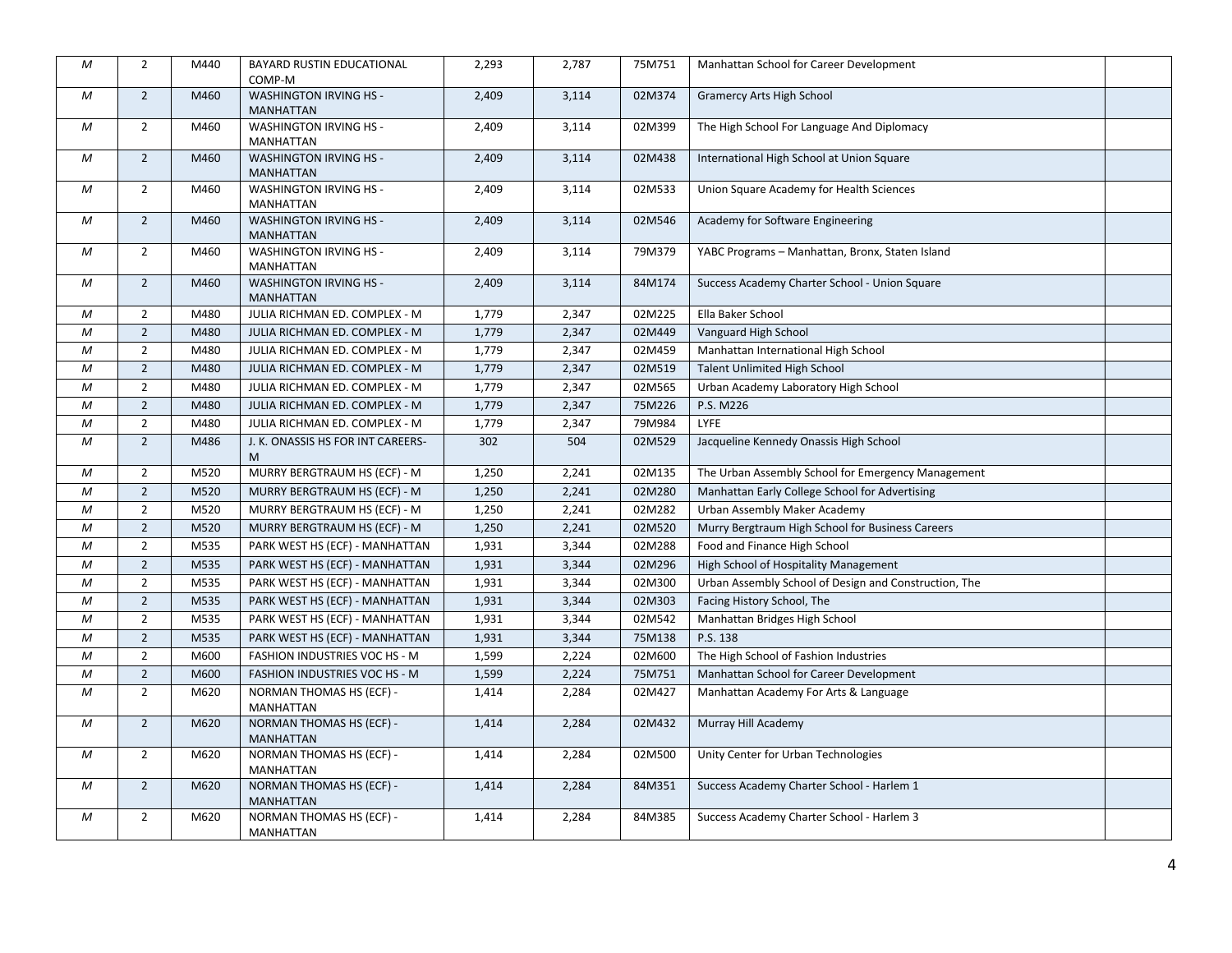| M | 2 | M440 | BAYARD RUSTIN EDUCATIONAL COMP-M | 2,293 | 2,787 | 75M751 | Manhattan School for Career Development | |
|---|---|---|---|---|---|---|---|---|
| M | 2 | M460 | WASHINGTON IRVING HS - MANHATTAN | 2,409 | 3,114 | 02M374 | Gramercy Arts High School | |
| M | 2 | M460 | WASHINGTON IRVING HS - MANHATTAN | 2,409 | 3,114 | 02M399 | The High School For Language And Diplomacy | |
| M | 2 | M460 | WASHINGTON IRVING HS - MANHATTAN | 2,409 | 3,114 | 02M438 | International High School at Union Square | |
| M | 2 | M460 | WASHINGTON IRVING HS - MANHATTAN | 2,409 | 3,114 | 02M533 | Union Square Academy for Health Sciences | |
| M | 2 | M460 | WASHINGTON IRVING HS - MANHATTAN | 2,409 | 3,114 | 02M546 | Academy for Software Engineering | |
| M | 2 | M460 | WASHINGTON IRVING HS - MANHATTAN | 2,409 | 3,114 | 79M379 | YABC Programs – Manhattan, Bronx, Staten Island | |
| M | 2 | M460 | WASHINGTON IRVING HS - MANHATTAN | 2,409 | 3,114 | 84M174 | Success Academy Charter School - Union Square | |
| M | 2 | M480 | JULIA RICHMAN ED. COMPLEX - M | 1,779 | 2,347 | 02M225 | Ella Baker School | |
| M | 2 | M480 | JULIA RICHMAN ED. COMPLEX - M | 1,779 | 2,347 | 02M449 | Vanguard High School | |
| M | 2 | M480 | JULIA RICHMAN ED. COMPLEX - M | 1,779 | 2,347 | 02M459 | Manhattan International High School | |
| M | 2 | M480 | JULIA RICHMAN ED. COMPLEX - M | 1,779 | 2,347 | 02M519 | Talent Unlimited High School | |
| M | 2 | M480 | JULIA RICHMAN ED. COMPLEX - M | 1,779 | 2,347 | 02M565 | Urban Academy Laboratory High School | |
| M | 2 | M480 | JULIA RICHMAN ED. COMPLEX - M | 1,779 | 2,347 | 75M226 | P.S. M226 | |
| M | 2 | M480 | JULIA RICHMAN ED. COMPLEX - M | 1,779 | 2,347 | 79M984 | LYFE | |
| M | 2 | M486 | J. K. ONASSIS HS FOR INT CAREERS-M | 302 | 504 | 02M529 | Jacqueline Kennedy Onassis High School | |
| M | 2 | M520 | MURRY BERGTRAUM HS (ECF) - M | 1,250 | 2,241 | 02M135 | The Urban Assembly School for Emergency Management | |
| M | 2 | M520 | MURRY BERGTRAUM HS (ECF) - M | 1,250 | 2,241 | 02M280 | Manhattan Early College School for Advertising | |
| M | 2 | M520 | MURRY BERGTRAUM HS (ECF) - M | 1,250 | 2,241 | 02M282 | Urban Assembly Maker Academy | |
| M | 2 | M520 | MURRY BERGTRAUM HS (ECF) - M | 1,250 | 2,241 | 02M520 | Murry Bergtraum High School for Business Careers | |
| M | 2 | M535 | PARK WEST HS (ECF) - MANHATTAN | 1,931 | 3,344 | 02M288 | Food and Finance High School | |
| M | 2 | M535 | PARK WEST HS (ECF) - MANHATTAN | 1,931 | 3,344 | 02M296 | High School of Hospitality Management | |
| M | 2 | M535 | PARK WEST HS (ECF) - MANHATTAN | 1,931 | 3,344 | 02M300 | Urban Assembly School of Design and Construction, The | |
| M | 2 | M535 | PARK WEST HS (ECF) - MANHATTAN | 1,931 | 3,344 | 02M303 | Facing History School, The | |
| M | 2 | M535 | PARK WEST HS (ECF) - MANHATTAN | 1,931 | 3,344 | 02M542 | Manhattan Bridges High School | |
| M | 2 | M535 | PARK WEST HS (ECF) - MANHATTAN | 1,931 | 3,344 | 75M138 | P.S. 138 | |
| M | 2 | M600 | FASHION INDUSTRIES VOC HS - M | 1,599 | 2,224 | 02M600 | The High School of Fashion Industries | |
| M | 2 | M600 | FASHION INDUSTRIES VOC HS - M | 1,599 | 2,224 | 75M751 | Manhattan School for Career Development | |
| M | 2 | M620 | NORMAN THOMAS HS (ECF) - MANHATTAN | 1,414 | 2,284 | 02M427 | Manhattan Academy For Arts & Language | |
| M | 2 | M620 | NORMAN THOMAS HS (ECF) - MANHATTAN | 1,414 | 2,284 | 02M432 | Murray Hill Academy | |
| M | 2 | M620 | NORMAN THOMAS HS (ECF) - MANHATTAN | 1,414 | 2,284 | 02M500 | Unity Center for Urban Technologies | |
| M | 2 | M620 | NORMAN THOMAS HS (ECF) - MANHATTAN | 1,414 | 2,284 | 84M351 | Success Academy Charter School - Harlem 1 | |
| M | 2 | M620 | NORMAN THOMAS HS (ECF) - MANHATTAN | 1,414 | 2,284 | 84M385 | Success Academy Charter School - Harlem 3 | |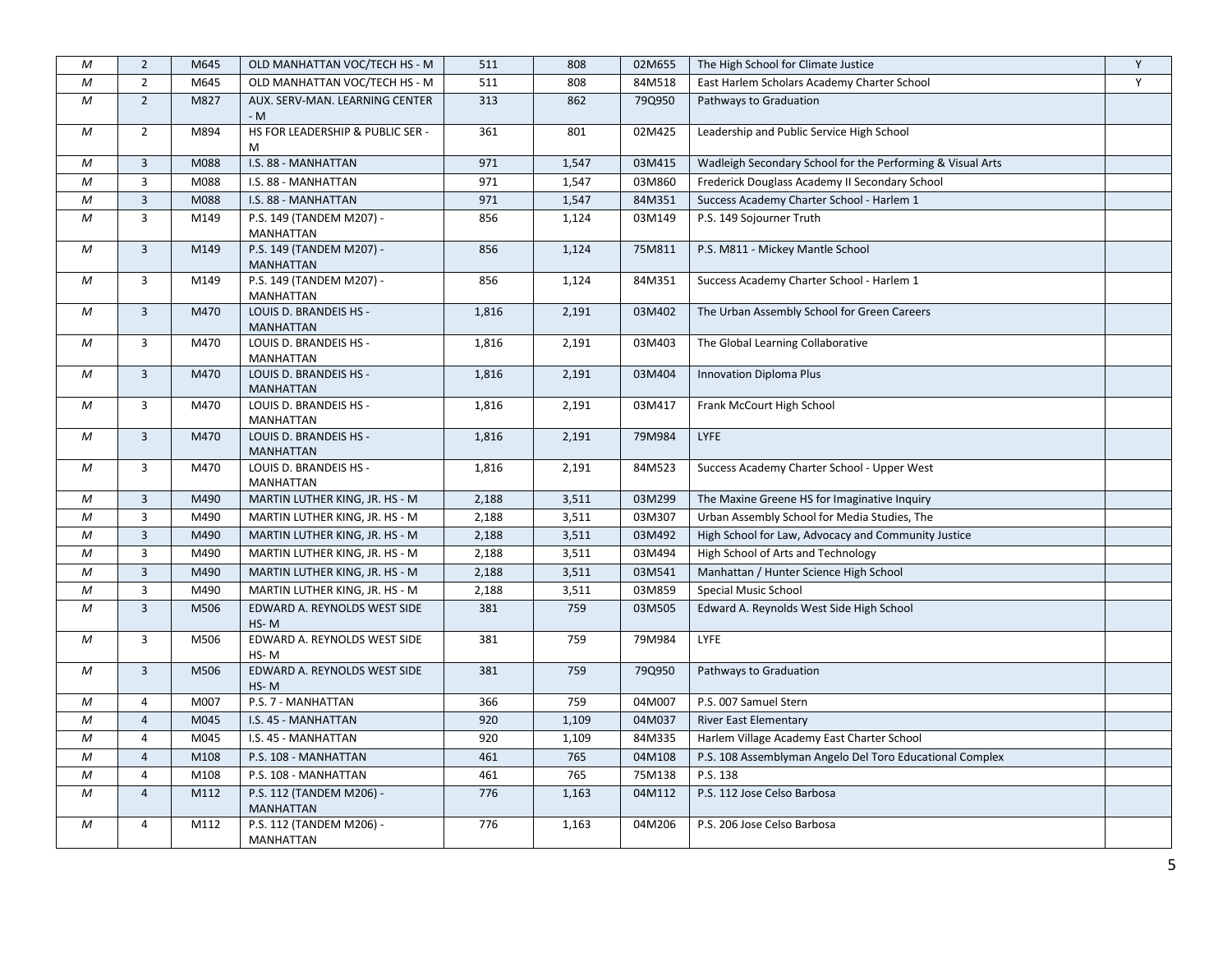| | | | | | | | | |
|---|---|---|---|---|---|---|---|---|
| M | 2 | M645 | OLD MANHATTAN VOC/TECH HS - M | 511 | 808 | 02M655 | The High School for Climate Justice | Y |
| M | 2 | M645 | OLD MANHATTAN VOC/TECH HS - M | 511 | 808 | 84M518 | East Harlem Scholars Academy Charter School | Y |
| M | 2 | M827 | AUX. SERV-MAN. LEARNING CENTER - M | 313 | 862 | 79Q950 | Pathways to Graduation | |
| M | 2 | M894 | HS FOR LEADERSHIP & PUBLIC SER - M | 361 | 801 | 02M425 | Leadership and Public Service High School | |
| M | 3 | M088 | I.S. 88 - MANHATTAN | 971 | 1,547 | 03M415 | Wadleigh Secondary School for the Performing & Visual Arts | |
| M | 3 | M088 | I.S. 88 - MANHATTAN | 971 | 1,547 | 03M860 | Frederick Douglass Academy II Secondary School | |
| M | 3 | M088 | I.S. 88 - MANHATTAN | 971 | 1,547 | 84M351 | Success Academy Charter School - Harlem 1 | |
| M | 3 | M149 | P.S. 149 (TANDEM M207) - MANHATTAN | 856 | 1,124 | 03M149 | P.S. 149 Sojourner Truth | |
| M | 3 | M149 | P.S. 149 (TANDEM M207) - MANHATTAN | 856 | 1,124 | 75M811 | P.S. M811 - Mickey Mantle School | |
| M | 3 | M149 | P.S. 149 (TANDEM M207) - MANHATTAN | 856 | 1,124 | 84M351 | Success Academy Charter School - Harlem 1 | |
| M | 3 | M470 | LOUIS D. BRANDEIS HS - MANHATTAN | 1,816 | 2,191 | 03M402 | The Urban Assembly School for Green Careers | |
| M | 3 | M470 | LOUIS D. BRANDEIS HS - MANHATTAN | 1,816 | 2,191 | 03M403 | The Global Learning Collaborative | |
| M | 3 | M470 | LOUIS D. BRANDEIS HS - MANHATTAN | 1,816 | 2,191 | 03M404 | Innovation Diploma Plus | |
| M | 3 | M470 | LOUIS D. BRANDEIS HS - MANHATTAN | 1,816 | 2,191 | 03M417 | Frank McCourt High School | |
| M | 3 | M470 | LOUIS D. BRANDEIS HS - MANHATTAN | 1,816 | 2,191 | 79M984 | LYFE | |
| M | 3 | M470 | LOUIS D. BRANDEIS HS - MANHATTAN | 1,816 | 2,191 | 84M523 | Success Academy Charter School - Upper West | |
| M | 3 | M490 | MARTIN LUTHER KING, JR. HS - M | 2,188 | 3,511 | 03M299 | The Maxine Greene HS for Imaginative Inquiry | |
| M | 3 | M490 | MARTIN LUTHER KING, JR. HS - M | 2,188 | 3,511 | 03M307 | Urban Assembly School for Media Studies, The | |
| M | 3 | M490 | MARTIN LUTHER KING, JR. HS - M | 2,188 | 3,511 | 03M492 | High School for Law, Advocacy and Community Justice | |
| M | 3 | M490 | MARTIN LUTHER KING, JR. HS - M | 2,188 | 3,511 | 03M494 | High School of Arts and Technology | |
| M | 3 | M490 | MARTIN LUTHER KING, JR. HS - M | 2,188 | 3,511 | 03M541 | Manhattan / Hunter Science High School | |
| M | 3 | M490 | MARTIN LUTHER KING, JR. HS - M | 2,188 | 3,511 | 03M859 | Special Music School | |
| M | 3 | M506 | EDWARD A. REYNOLDS WEST SIDE HS- M | 381 | 759 | 03M505 | Edward A. Reynolds West Side High School | |
| M | 3 | M506 | EDWARD A. REYNOLDS WEST SIDE HS- M | 381 | 759 | 79M984 | LYFE | |
| M | 3 | M506 | EDWARD A. REYNOLDS WEST SIDE HS- M | 381 | 759 | 79Q950 | Pathways to Graduation | |
| M | 4 | M007 | P.S. 7 - MANHATTAN | 366 | 759 | 04M007 | P.S. 007 Samuel Stern | |
| M | 4 | M045 | I.S. 45 - MANHATTAN | 920 | 1,109 | 04M037 | River East Elementary | |
| M | 4 | M045 | I.S. 45 - MANHATTAN | 920 | 1,109 | 84M335 | Harlem Village Academy East Charter School | |
| M | 4 | M108 | P.S. 108 - MANHATTAN | 461 | 765 | 04M108 | P.S. 108 Assemblyman Angelo Del Toro Educational Complex | |
| M | 4 | M108 | P.S. 108 - MANHATTAN | 461 | 765 | 75M138 | P.S. 138 | |
| M | 4 | M112 | P.S. 112 (TANDEM M206) - MANHATTAN | 776 | 1,163 | 04M112 | P.S. 112 Jose Celso Barbosa | |
| M | 4 | M112 | P.S. 112 (TANDEM M206) - MANHATTAN | 776 | 1,163 | 04M206 | P.S. 206 Jose Celso Barbosa | |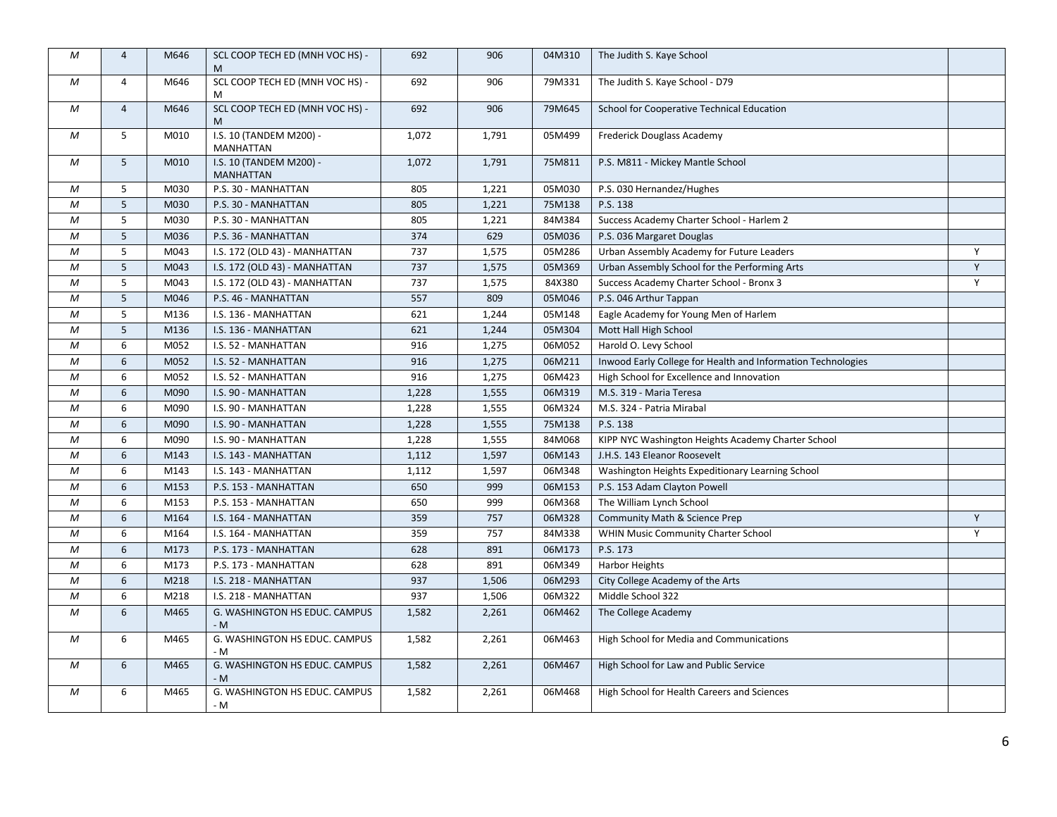| | | | | | | | | |
|---|---|---|---|---|---|---|---|---|
| M | 4 | M646 | SCL COOP TECH ED (MNH VOC HS) - M | 692 | 906 | 04M310 | The Judith S. Kaye School | |
| M | 4 | M646 | SCL COOP TECH ED (MNH VOC HS) - M | 692 | 906 | 79M331 | The Judith S. Kaye School - D79 | |
| M | 4 | M646 | SCL COOP TECH ED (MNH VOC HS) - M | 692 | 906 | 79M645 | School for Cooperative Technical Education | |
| M | 5 | M010 | I.S. 10 (TANDEM M200) - MANHATTAN | 1,072 | 1,791 | 05M499 | Frederick Douglass Academy | |
| M | 5 | M010 | I.S. 10 (TANDEM M200) - MANHATTAN | 1,072 | 1,791 | 75M811 | P.S. M811 - Mickey Mantle School | |
| M | 5 | M030 | P.S. 30 - MANHATTAN | 805 | 1,221 | 05M030 | P.S. 030 Hernandez/Hughes | |
| M | 5 | M030 | P.S. 30 - MANHATTAN | 805 | 1,221 | 75M138 | P.S. 138 | |
| M | 5 | M030 | P.S. 30 - MANHATTAN | 805 | 1,221 | 84M384 | Success Academy Charter School - Harlem 2 | |
| M | 5 | M036 | P.S. 36 - MANHATTAN | 374 | 629 | 05M036 | P.S. 036 Margaret Douglas | |
| M | 5 | M043 | I.S. 172 (OLD 43) - MANHATTAN | 737 | 1,575 | 05M286 | Urban Assembly Academy for Future Leaders | Y |
| M | 5 | M043 | I.S. 172 (OLD 43) - MANHATTAN | 737 | 1,575 | 05M369 | Urban Assembly School for the Performing Arts | Y |
| M | 5 | M043 | I.S. 172 (OLD 43) - MANHATTAN | 737 | 1,575 | 84X380 | Success Academy Charter School - Bronx 3 | Y |
| M | 5 | M046 | P.S. 46 - MANHATTAN | 557 | 809 | 05M046 | P.S. 046 Arthur Tappan | |
| M | 5 | M136 | I.S. 136 - MANHATTAN | 621 | 1,244 | 05M148 | Eagle Academy for Young Men of Harlem | |
| M | 5 | M136 | I.S. 136 - MANHATTAN | 621 | 1,244 | 05M304 | Mott Hall High School | |
| M | 6 | M052 | I.S. 52 - MANHATTAN | 916 | 1,275 | 06M052 | Harold O. Levy School | |
| M | 6 | M052 | I.S. 52 - MANHATTAN | 916 | 1,275 | 06M211 | Inwood Early College for Health and Information Technologies | |
| M | 6 | M052 | I.S. 52 - MANHATTAN | 916 | 1,275 | 06M423 | High School for Excellence and Innovation | |
| M | 6 | M090 | I.S. 90 - MANHATTAN | 1,228 | 1,555 | 06M319 | M.S. 319 - Maria Teresa | |
| M | 6 | M090 | I.S. 90 - MANHATTAN | 1,228 | 1,555 | 06M324 | M.S. 324 - Patria Mirabal | |
| M | 6 | M090 | I.S. 90 - MANHATTAN | 1,228 | 1,555 | 75M138 | P.S. 138 | |
| M | 6 | M090 | I.S. 90 - MANHATTAN | 1,228 | 1,555 | 84M068 | KIPP NYC Washington Heights Academy Charter School | |
| M | 6 | M143 | I.S. 143 - MANHATTAN | 1,112 | 1,597 | 06M143 | J.H.S. 143 Eleanor Roosevelt | |
| M | 6 | M143 | I.S. 143 - MANHATTAN | 1,112 | 1,597 | 06M348 | Washington Heights Expeditionary Learning School | |
| M | 6 | M153 | P.S. 153 - MANHATTAN | 650 | 999 | 06M153 | P.S. 153 Adam Clayton Powell | |
| M | 6 | M153 | P.S. 153 - MANHATTAN | 650 | 999 | 06M368 | The William Lynch School | |
| M | 6 | M164 | I.S. 164 - MANHATTAN | 359 | 757 | 06M328 | Community Math & Science Prep | Y |
| M | 6 | M164 | I.S. 164 - MANHATTAN | 359 | 757 | 84M338 | WHIN Music Community Charter School | Y |
| M | 6 | M173 | P.S. 173 - MANHATTAN | 628 | 891 | 06M173 | P.S. 173 | |
| M | 6 | M173 | P.S. 173 - MANHATTAN | 628 | 891 | 06M349 | Harbor Heights | |
| M | 6 | M218 | I.S. 218 - MANHATTAN | 937 | 1,506 | 06M293 | City College Academy of the Arts | |
| M | 6 | M218 | I.S. 218 - MANHATTAN | 937 | 1,506 | 06M322 | Middle School 322 | |
| M | 6 | M465 | G. WASHINGTON HS EDUC. CAMPUS - M | 1,582 | 2,261 | 06M462 | The College Academy | |
| M | 6 | M465 | G. WASHINGTON HS EDUC. CAMPUS - M | 1,582 | 2,261 | 06M463 | High School for Media and Communications | |
| M | 6 | M465 | G. WASHINGTON HS EDUC. CAMPUS - M | 1,582 | 2,261 | 06M467 | High School for Law and Public Service | |
| M | 6 | M465 | G. WASHINGTON HS EDUC. CAMPUS - M | 1,582 | 2,261 | 06M468 | High School for Health Careers and Sciences | |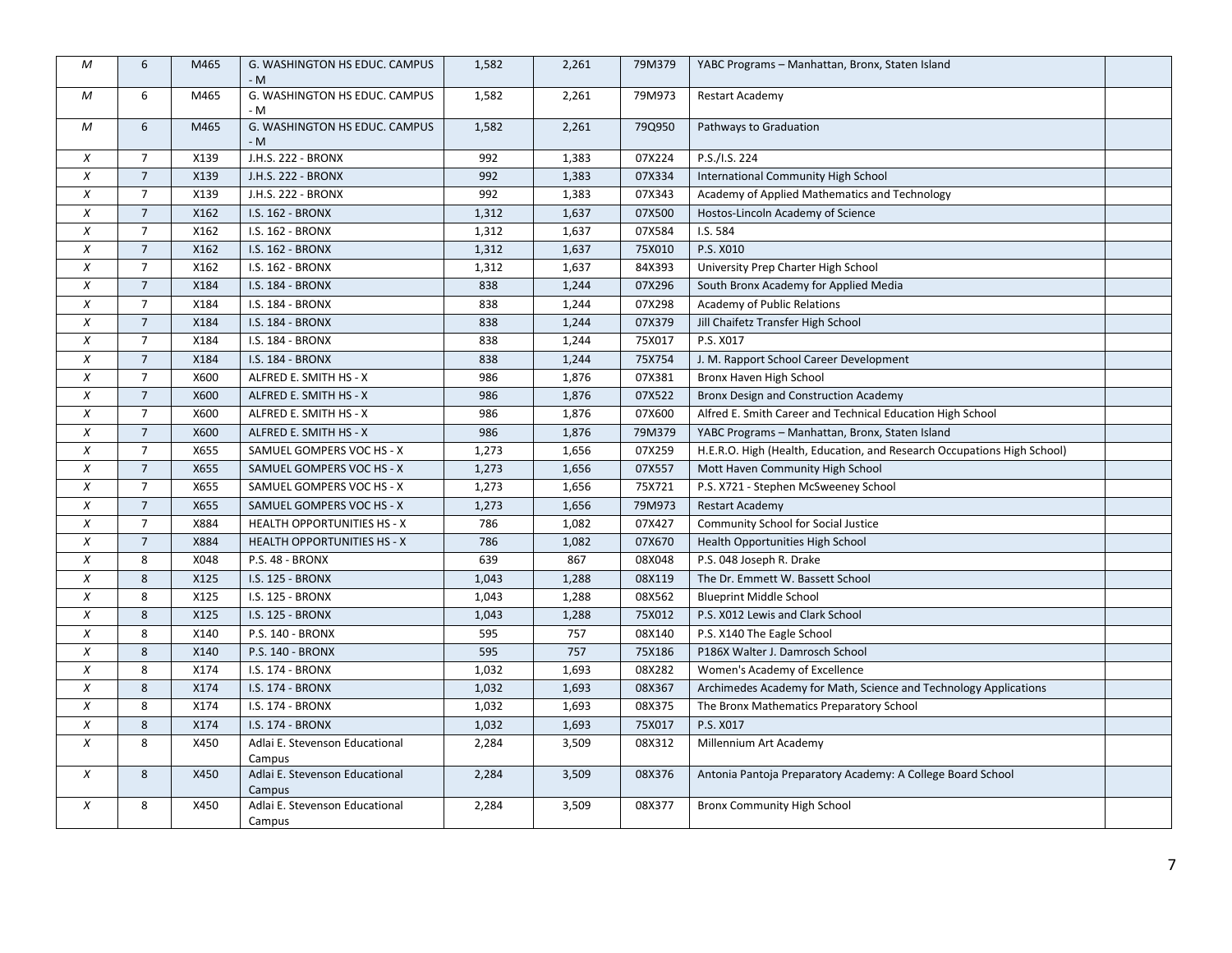| | | | | | | | | |
|---|---|---|---|---|---|---|---|---|
| *M* | 6 | M465 | G. WASHINGTON HS EDUC. CAMPUS - M | 1,582 | 2,261 | 79M379 | YABC Programs – Manhattan, Bronx, Staten Island | |
| *M* | 6 | M465 | G. WASHINGTON HS EDUC. CAMPUS - M | 1,582 | 2,261 | 79M973 | Restart Academy | |
| *M* | 6 | M465 | G. WASHINGTON HS EDUC. CAMPUS - M | 1,582 | 2,261 | 79Q950 | Pathways to Graduation | |
| *X* | 7 | X139 | J.H.S. 222 - BRONX | 992 | 1,383 | 07X224 | P.S./I.S. 224 | |
| *X* | 7 | X139 | J.H.S. 222 - BRONX | 992 | 1,383 | 07X334 | International Community High School | |
| *X* | 7 | X139 | J.H.S. 222 - BRONX | 992 | 1,383 | 07X343 | Academy of Applied Mathematics and Technology | |
| *X* | 7 | X162 | I.S. 162 - BRONX | 1,312 | 1,637 | 07X500 | Hostos-Lincoln Academy of Science | |
| *X* | 7 | X162 | I.S. 162 - BRONX | 1,312 | 1,637 | 07X584 | I.S. 584 | |
| *X* | 7 | X162 | I.S. 162 - BRONX | 1,312 | 1,637 | 75X010 | P.S. X010 | |
| *X* | 7 | X162 | I.S. 162 - BRONX | 1,312 | 1,637 | 84X393 | University Prep Charter High School | |
| *X* | 7 | X184 | I.S. 184 - BRONX | 838 | 1,244 | 07X296 | South Bronx Academy for Applied Media | |
| *X* | 7 | X184 | I.S. 184 - BRONX | 838 | 1,244 | 07X298 | Academy of Public Relations | |
| *X* | 7 | X184 | I.S. 184 - BRONX | 838 | 1,244 | 07X379 | Jill Chaifetz Transfer High School | |
| *X* | 7 | X184 | I.S. 184 - BRONX | 838 | 1,244 | 75X017 | P.S. X017 | |
| *X* | 7 | X184 | I.S. 184 - BRONX | 838 | 1,244 | 75X754 | J. M. Rapport School Career Development | |
| *X* | 7 | X600 | ALFRED E. SMITH HS - X | 986 | 1,876 | 07X381 | Bronx Haven High School | |
| *X* | 7 | X600 | ALFRED E. SMITH HS - X | 986 | 1,876 | 07X522 | Bronx Design and Construction Academy | |
| *X* | 7 | X600 | ALFRED E. SMITH HS - X | 986 | 1,876 | 07X600 | Alfred E. Smith Career and Technical Education High School | |
| *X* | 7 | X600 | ALFRED E. SMITH HS - X | 986 | 1,876 | 79M379 | YABC Programs – Manhattan, Bronx, Staten Island | |
| *X* | 7 | X655 | SAMUEL GOMPERS VOC HS - X | 1,273 | 1,656 | 07X259 | H.E.R.O. High (Health, Education, and Research Occupations High School) | |
| *X* | 7 | X655 | SAMUEL GOMPERS VOC HS - X | 1,273 | 1,656 | 07X557 | Mott Haven Community High School | |
| *X* | 7 | X655 | SAMUEL GOMPERS VOC HS - X | 1,273 | 1,656 | 75X721 | P.S. X721 - Stephen McSweeney School | |
| *X* | 7 | X655 | SAMUEL GOMPERS VOC HS - X | 1,273 | 1,656 | 79M973 | Restart Academy | |
| *X* | 7 | X884 | HEALTH OPPORTUNITIES HS - X | 786 | 1,082 | 07X427 | Community School for Social Justice | |
| *X* | 7 | X884 | HEALTH OPPORTUNITIES HS - X | 786 | 1,082 | 07X670 | Health Opportunities High School | |
| *X* | 8 | X048 | P.S. 48 - BRONX | 639 | 867 | 08X048 | P.S. 048 Joseph R. Drake | |
| *X* | 8 | X125 | I.S. 125 - BRONX | 1,043 | 1,288 | 08X119 | The Dr. Emmett W. Bassett School | |
| *X* | 8 | X125 | I.S. 125 - BRONX | 1,043 | 1,288 | 08X562 | Blueprint Middle School | |
| *X* | 8 | X125 | I.S. 125 - BRONX | 1,043 | 1,288 | 75X012 | P.S. X012 Lewis and Clark School | |
| *X* | 8 | X140 | P.S. 140 - BRONX | 595 | 757 | 08X140 | P.S. X140 The Eagle School | |
| *X* | 8 | X140 | P.S. 140 - BRONX | 595 | 757 | 75X186 | P186X Walter J. Damrosch School | |
| *X* | 8 | X174 | I.S. 174 - BRONX | 1,032 | 1,693 | 08X282 | Women's Academy of Excellence | |
| *X* | 8 | X174 | I.S. 174 - BRONX | 1,032 | 1,693 | 08X367 | Archimedes Academy for Math, Science and Technology Applications | |
| *X* | 8 | X174 | I.S. 174 - BRONX | 1,032 | 1,693 | 08X375 | The Bronx Mathematics Preparatory School | |
| *X* | 8 | X174 | I.S. 174 - BRONX | 1,032 | 1,693 | 75X017 | P.S. X017 | |
| *X* | 8 | X450 | Adlai E. Stevenson Educational Campus | 2,284 | 3,509 | 08X312 | Millennium Art Academy | |
| *X* | 8 | X450 | Adlai E. Stevenson Educational Campus | 2,284 | 3,509 | 08X376 | Antonia Pantoja Preparatory Academy: A College Board School | |
| *X* | 8 | X450 | Adlai E. Stevenson Educational Campus | 2,284 | 3,509 | 08X377 | Bronx Community High School | |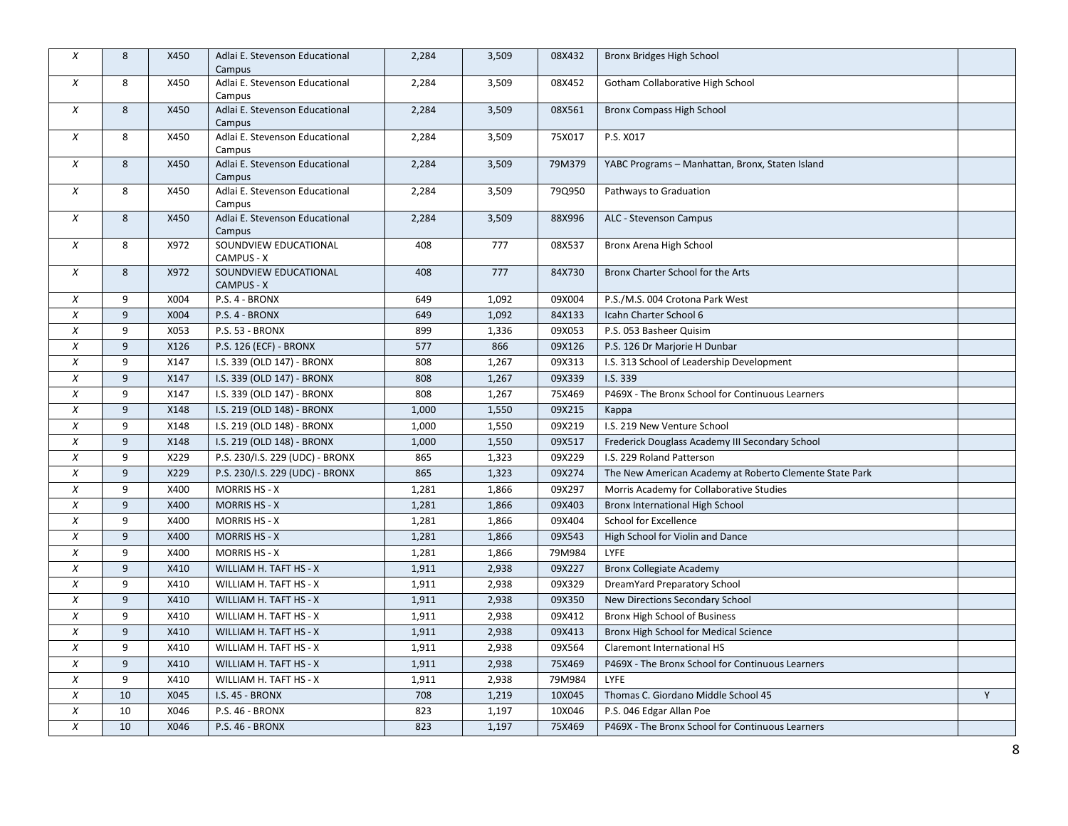| | | | | | | | | |
|---|---|---|---|---|---|---|---|---|
| X | 8 | X450 | Adlai E. Stevenson Educational Campus | 2,284 | 3,509 | 08X432 | Bronx Bridges High School | |
| X | 8 | X450 | Adlai E. Stevenson Educational Campus | 2,284 | 3,509 | 08X452 | Gotham Collaborative High School | |
| X | 8 | X450 | Adlai E. Stevenson Educational Campus | 2,284 | 3,509 | 08X561 | Bronx Compass High School | |
| X | 8 | X450 | Adlai E. Stevenson Educational Campus | 2,284 | 3,509 | 75X017 | P.S. X017 | |
| X | 8 | X450 | Adlai E. Stevenson Educational Campus | 2,284 | 3,509 | 79M379 | YABC Programs – Manhattan, Bronx, Staten Island | |
| X | 8 | X450 | Adlai E. Stevenson Educational Campus | 2,284 | 3,509 | 79Q950 | Pathways to Graduation | |
| X | 8 | X450 | Adlai E. Stevenson Educational Campus | 2,284 | 3,509 | 88X996 | ALC - Stevenson Campus | |
| X | 8 | X972 | SOUNDVIEW EDUCATIONAL CAMPUS - X | 408 | 777 | 08X537 | Bronx Arena High School | |
| X | 8 | X972 | SOUNDVIEW EDUCATIONAL CAMPUS - X | 408 | 777 | 84X730 | Bronx Charter School for the Arts | |
| X | 9 | X004 | P.S. 4 - BRONX | 649 | 1,092 | 09X004 | P.S./M.S. 004 Crotona Park West | |
| X | 9 | X004 | P.S. 4 - BRONX | 649 | 1,092 | 84X133 | Icahn Charter School 6 | |
| X | 9 | X053 | P.S. 53 - BRONX | 899 | 1,336 | 09X053 | P.S. 053 Basheer Quisim | |
| X | 9 | X126 | P.S. 126 (ECF) - BRONX | 577 | 866 | 09X126 | P.S. 126 Dr Marjorie H Dunbar | |
| X | 9 | X147 | I.S. 339 (OLD 147) - BRONX | 808 | 1,267 | 09X313 | I.S. 313 School of Leadership Development | |
| X | 9 | X147 | I.S. 339 (OLD 147) - BRONX | 808 | 1,267 | 09X339 | I.S. 339 | |
| X | 9 | X147 | I.S. 339 (OLD 147) - BRONX | 808 | 1,267 | 75X469 | P469X - The Bronx School for Continuous Learners | |
| X | 9 | X148 | I.S. 219 (OLD 148) - BRONX | 1,000 | 1,550 | 09X215 | Kappa | |
| X | 9 | X148 | I.S. 219 (OLD 148) - BRONX | 1,000 | 1,550 | 09X219 | I.S. 219 New Venture School | |
| X | 9 | X148 | I.S. 219 (OLD 148) - BRONX | 1,000 | 1,550 | 09X517 | Frederick Douglass Academy III Secondary School | |
| X | 9 | X229 | P.S. 230/I.S. 229 (UDC) - BRONX | 865 | 1,323 | 09X229 | I.S. 229 Roland Patterson | |
| X | 9 | X229 | P.S. 230/I.S. 229 (UDC) - BRONX | 865 | 1,323 | 09X274 | The New American Academy at Roberto Clemente State Park | |
| X | 9 | X400 | MORRIS HS - X | 1,281 | 1,866 | 09X297 | Morris Academy for Collaborative Studies | |
| X | 9 | X400 | MORRIS HS - X | 1,281 | 1,866 | 09X403 | Bronx International High School | |
| X | 9 | X400 | MORRIS HS - X | 1,281 | 1,866 | 09X404 | School for Excellence | |
| X | 9 | X400 | MORRIS HS - X | 1,281 | 1,866 | 09X543 | High School for Violin and Dance | |
| X | 9 | X400 | MORRIS HS - X | 1,281 | 1,866 | 79M984 | LYFE | |
| X | 9 | X410 | WILLIAM H. TAFT HS - X | 1,911 | 2,938 | 09X227 | Bronx Collegiate Academy | |
| X | 9 | X410 | WILLIAM H. TAFT HS - X | 1,911 | 2,938 | 09X329 | DreamYard Preparatory School | |
| X | 9 | X410 | WILLIAM H. TAFT HS - X | 1,911 | 2,938 | 09X350 | New Directions Secondary School | |
| X | 9 | X410 | WILLIAM H. TAFT HS - X | 1,911 | 2,938 | 09X412 | Bronx High School of Business | |
| X | 9 | X410 | WILLIAM H. TAFT HS - X | 1,911 | 2,938 | 09X413 | Bronx High School for Medical Science | |
| X | 9 | X410 | WILLIAM H. TAFT HS - X | 1,911 | 2,938 | 09X564 | Claremont International HS | |
| X | 9 | X410 | WILLIAM H. TAFT HS - X | 1,911 | 2,938 | 75X469 | P469X - The Bronx School for Continuous Learners | |
| X | 9 | X410 | WILLIAM H. TAFT HS - X | 1,911 | 2,938 | 79M984 | LYFE | |
| X | 10 | X045 | I.S. 45 - BRONX | 708 | 1,219 | 10X045 | Thomas C. Giordano Middle School 45 | Y |
| X | 10 | X046 | P.S. 46 - BRONX | 823 | 1,197 | 10X046 | P.S. 046 Edgar Allan Poe | |
| X | 10 | X046 | P.S. 46 - BRONX | 823 | 1,197 | 75X469 | P469X - The Bronx School for Continuous Learners | |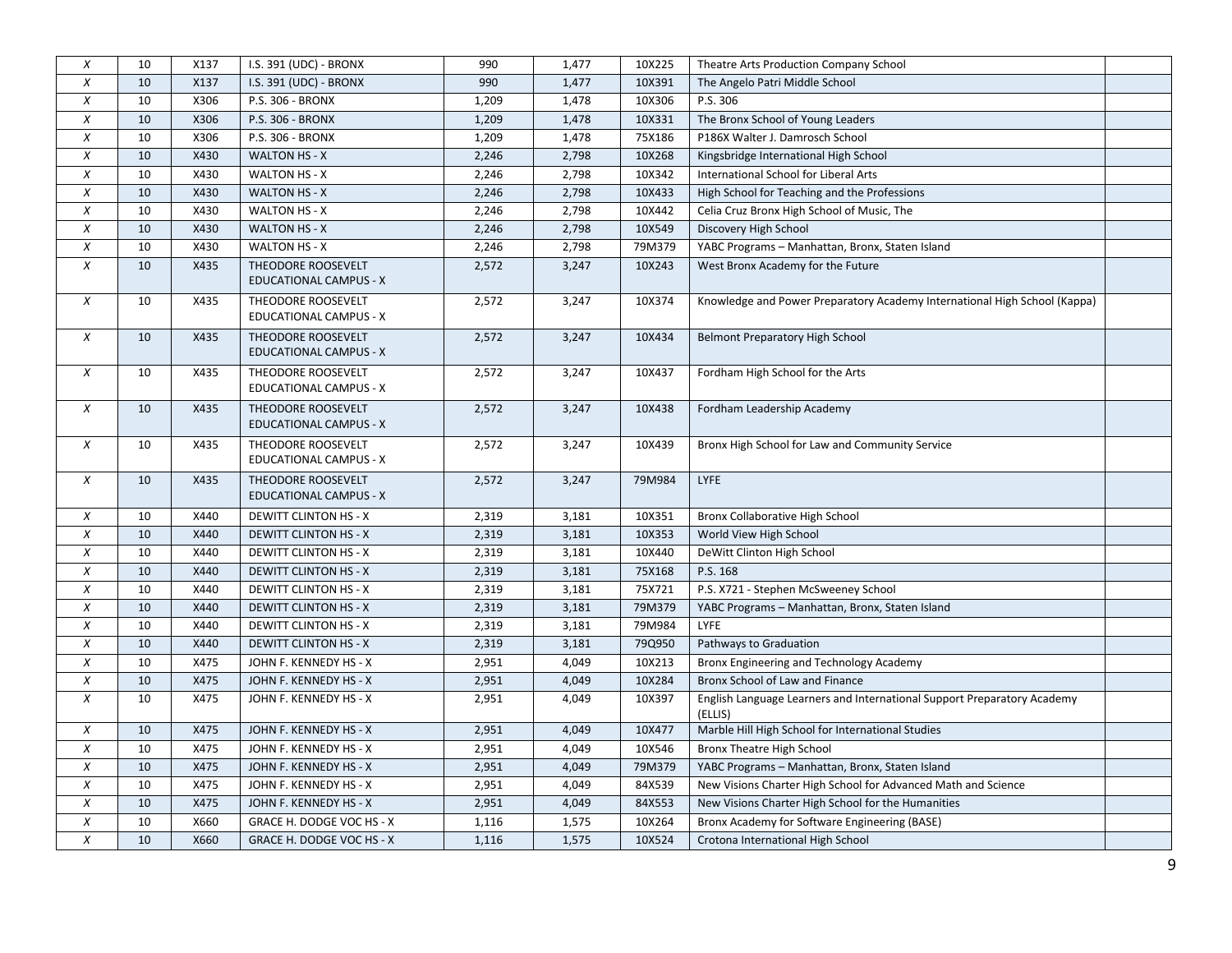| | | | | | | | | |
|---|---|---|---|---|---|---|---|---|
| X | 10 | X137 | I.S. 391 (UDC) - BRONX | 990 | 1,477 | 10X225 | Theatre Arts Production Company School | |
| X | 10 | X137 | I.S. 391 (UDC) - BRONX | 990 | 1,477 | 10X391 | The Angelo Patri Middle School | |
| X | 10 | X306 | P.S. 306 - BRONX | 1,209 | 1,478 | 10X306 | P.S. 306 | |
| X | 10 | X306 | P.S. 306 - BRONX | 1,209 | 1,478 | 10X331 | The Bronx School of Young Leaders | |
| X | 10 | X306 | P.S. 306 - BRONX | 1,209 | 1,478 | 75X186 | P186X Walter J. Damrosch School | |
| X | 10 | X430 | WALTON HS - X | 2,246 | 2,798 | 10X268 | Kingsbridge International High School | |
| X | 10 | X430 | WALTON HS - X | 2,246 | 2,798 | 10X342 | International School for Liberal Arts | |
| X | 10 | X430 | WALTON HS - X | 2,246 | 2,798 | 10X433 | High School for Teaching and the Professions | |
| X | 10 | X430 | WALTON HS - X | 2,246 | 2,798 | 10X442 | Celia Cruz Bronx High School of Music, The | |
| X | 10 | X430 | WALTON HS - X | 2,246 | 2,798 | 10X549 | Discovery High School | |
| X | 10 | X430 | WALTON HS - X | 2,246 | 2,798 | 79M379 | YABC Programs – Manhattan, Bronx, Staten Island | |
| X | 10 | X435 | THEODORE ROOSEVELT EDUCATIONAL CAMPUS - X | 2,572 | 3,247 | 10X243 | West Bronx Academy for the Future | |
| X | 10 | X435 | THEODORE ROOSEVELT EDUCATIONAL CAMPUS - X | 2,572 | 3,247 | 10X374 | Knowledge and Power Preparatory Academy International High School (Kappa) | |
| X | 10 | X435 | THEODORE ROOSEVELT EDUCATIONAL CAMPUS - X | 2,572 | 3,247 | 10X434 | Belmont Preparatory High School | |
| X | 10 | X435 | THEODORE ROOSEVELT EDUCATIONAL CAMPUS - X | 2,572 | 3,247 | 10X437 | Fordham High School for the Arts | |
| X | 10 | X435 | THEODORE ROOSEVELT EDUCATIONAL CAMPUS - X | 2,572 | 3,247 | 10X438 | Fordham Leadership Academy | |
| X | 10 | X435 | THEODORE ROOSEVELT EDUCATIONAL CAMPUS - X | 2,572 | 3,247 | 10X439 | Bronx High School for Law and Community Service | |
| X | 10 | X435 | THEODORE ROOSEVELT EDUCATIONAL CAMPUS - X | 2,572 | 3,247 | 79M984 | LYFE | |
| X | 10 | X440 | DEWITT CLINTON HS - X | 2,319 | 3,181 | 10X351 | Bronx Collaborative High School | |
| X | 10 | X440 | DEWITT CLINTON HS - X | 2,319 | 3,181 | 10X353 | World View High School | |
| X | 10 | X440 | DEWITT CLINTON HS - X | 2,319 | 3,181 | 10X440 | DeWitt Clinton High School | |
| X | 10 | X440 | DEWITT CLINTON HS - X | 2,319 | 3,181 | 75X168 | P.S. 168 | |
| X | 10 | X440 | DEWITT CLINTON HS - X | 2,319 | 3,181 | 75X721 | P.S. X721 - Stephen McSweeney School | |
| X | 10 | X440 | DEWITT CLINTON HS - X | 2,319 | 3,181 | 79M379 | YABC Programs – Manhattan, Bronx, Staten Island | |
| X | 10 | X440 | DEWITT CLINTON HS - X | 2,319 | 3,181 | 79M984 | LYFE | |
| X | 10 | X440 | DEWITT CLINTON HS - X | 2,319 | 3,181 | 79Q950 | Pathways to Graduation | |
| X | 10 | X475 | JOHN F. KENNEDY HS - X | 2,951 | 4,049 | 10X213 | Bronx Engineering and Technology Academy | |
| X | 10 | X475 | JOHN F. KENNEDY HS - X | 2,951 | 4,049 | 10X284 | Bronx School of Law and Finance | |
| X | 10 | X475 | JOHN F. KENNEDY HS - X | 2,951 | 4,049 | 10X397 | English Language Learners and International Support Preparatory Academy (ELLIS) | |
| X | 10 | X475 | JOHN F. KENNEDY HS - X | 2,951 | 4,049 | 10X477 | Marble Hill High School for International Studies | |
| X | 10 | X475 | JOHN F. KENNEDY HS - X | 2,951 | 4,049 | 10X546 | Bronx Theatre High School | |
| X | 10 | X475 | JOHN F. KENNEDY HS - X | 2,951 | 4,049 | 79M379 | YABC Programs – Manhattan, Bronx, Staten Island | |
| X | 10 | X475 | JOHN F. KENNEDY HS - X | 2,951 | 4,049 | 84X539 | New Visions Charter High School for Advanced Math and Science | |
| X | 10 | X475 | JOHN F. KENNEDY HS - X | 2,951 | 4,049 | 84X553 | New Visions Charter High School for the Humanities | |
| X | 10 | X660 | GRACE H. DODGE VOC HS - X | 1,116 | 1,575 | 10X264 | Bronx Academy for Software Engineering (BASE) | |
| X | 10 | X660 | GRACE H. DODGE VOC HS - X | 1,116 | 1,575 | 10X524 | Crotona International High School | |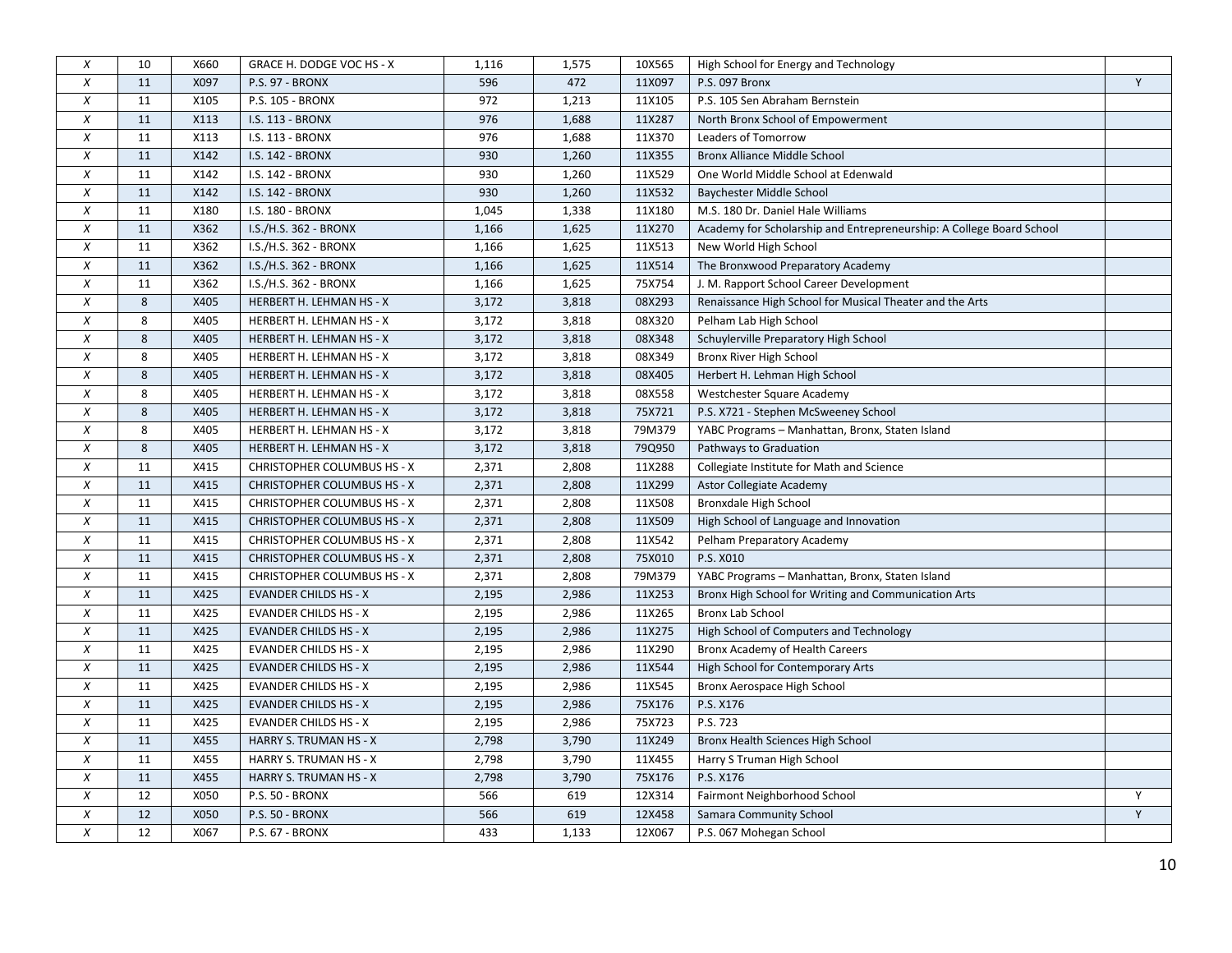| | | | | | | | | |
|---|---|---|---|---|---|---|---|---|
| X | 10 | X660 | GRACE H. DODGE VOC HS - X | 1,116 | 1,575 | 10X565 | High School for Energy and Technology | |
| X | 11 | X097 | P.S. 97 - BRONX | 596 | 472 | 11X097 | P.S. 097 Bronx | Y |
| X | 11 | X105 | P.S. 105 - BRONX | 972 | 1,213 | 11X105 | P.S. 105 Sen Abraham Bernstein | |
| X | 11 | X113 | I.S. 113 - BRONX | 976 | 1,688 | 11X287 | North Bronx School of Empowerment | |
| X | 11 | X113 | I.S. 113 - BRONX | 976 | 1,688 | 11X370 | Leaders of Tomorrow | |
| X | 11 | X142 | I.S. 142 - BRONX | 930 | 1,260 | 11X355 | Bronx Alliance Middle School | |
| X | 11 | X142 | I.S. 142 - BRONX | 930 | 1,260 | 11X529 | One World Middle School at Edenwald | |
| X | 11 | X142 | I.S. 142 - BRONX | 930 | 1,260 | 11X532 | Baychester Middle School | |
| X | 11 | X180 | I.S. 180 - BRONX | 1,045 | 1,338 | 11X180 | M.S. 180 Dr. Daniel Hale Williams | |
| X | 11 | X362 | I.S./H.S. 362 - BRONX | 1,166 | 1,625 | 11X270 | Academy for Scholarship and Entrepreneurship: A College Board School | |
| X | 11 | X362 | I.S./H.S. 362 - BRONX | 1,166 | 1,625 | 11X513 | New World High School | |
| X | 11 | X362 | I.S./H.S. 362 - BRONX | 1,166 | 1,625 | 11X514 | The Bronxwood Preparatory Academy | |
| X | 11 | X362 | I.S./H.S. 362 - BRONX | 1,166 | 1,625 | 75X754 | J. M. Rapport School Career Development | |
| X | 8 | X405 | HERBERT H. LEHMAN HS - X | 3,172 | 3,818 | 08X293 | Renaissance High School for Musical Theater and the Arts | |
| X | 8 | X405 | HERBERT H. LEHMAN HS - X | 3,172 | 3,818 | 08X320 | Pelham Lab High School | |
| X | 8 | X405 | HERBERT H. LEHMAN HS - X | 3,172 | 3,818 | 08X348 | Schuylerville Preparatory High School | |
| X | 8 | X405 | HERBERT H. LEHMAN HS - X | 3,172 | 3,818 | 08X349 | Bronx River High School | |
| X | 8 | X405 | HERBERT H. LEHMAN HS - X | 3,172 | 3,818 | 08X405 | Herbert H. Lehman High School | |
| X | 8 | X405 | HERBERT H. LEHMAN HS - X | 3,172 | 3,818 | 08X558 | Westchester Square Academy | |
| X | 8 | X405 | HERBERT H. LEHMAN HS - X | 3,172 | 3,818 | 75X721 | P.S. X721 - Stephen McSweeney School | |
| X | 8 | X405 | HERBERT H. LEHMAN HS - X | 3,172 | 3,818 | 79M379 | YABC Programs – Manhattan, Bronx, Staten Island | |
| X | 8 | X405 | HERBERT H. LEHMAN HS - X | 3,172 | 3,818 | 79Q950 | Pathways to Graduation | |
| X | 11 | X415 | CHRISTOPHER COLUMBUS HS - X | 2,371 | 2,808 | 11X288 | Collegiate Institute for Math and Science | |
| X | 11 | X415 | CHRISTOPHER COLUMBUS HS - X | 2,371 | 2,808 | 11X299 | Astor Collegiate Academy | |
| X | 11 | X415 | CHRISTOPHER COLUMBUS HS - X | 2,371 | 2,808 | 11X508 | Bronxdale High School | |
| X | 11 | X415 | CHRISTOPHER COLUMBUS HS - X | 2,371 | 2,808 | 11X509 | High School of Language and Innovation | |
| X | 11 | X415 | CHRISTOPHER COLUMBUS HS - X | 2,371 | 2,808 | 11X542 | Pelham Preparatory Academy | |
| X | 11 | X415 | CHRISTOPHER COLUMBUS HS - X | 2,371 | 2,808 | 75X010 | P.S. X010 | |
| X | 11 | X415 | CHRISTOPHER COLUMBUS HS - X | 2,371 | 2,808 | 79M379 | YABC Programs – Manhattan, Bronx, Staten Island | |
| X | 11 | X425 | EVANDER CHILDS HS - X | 2,195 | 2,986 | 11X253 | Bronx High School for Writing and Communication Arts | |
| X | 11 | X425 | EVANDER CHILDS HS - X | 2,195 | 2,986 | 11X265 | Bronx Lab School | |
| X | 11 | X425 | EVANDER CHILDS HS - X | 2,195 | 2,986 | 11X275 | High School of Computers and Technology | |
| X | 11 | X425 | EVANDER CHILDS HS - X | 2,195 | 2,986 | 11X290 | Bronx Academy of Health Careers | |
| X | 11 | X425 | EVANDER CHILDS HS - X | 2,195 | 2,986 | 11X544 | High School for Contemporary Arts | |
| X | 11 | X425 | EVANDER CHILDS HS - X | 2,195 | 2,986 | 11X545 | Bronx Aerospace High School | |
| X | 11 | X425 | EVANDER CHILDS HS - X | 2,195 | 2,986 | 75X176 | P.S. X176 | |
| X | 11 | X425 | EVANDER CHILDS HS - X | 2,195 | 2,986 | 75X723 | P.S. 723 | |
| X | 11 | X455 | HARRY S. TRUMAN HS - X | 2,798 | 3,790 | 11X249 | Bronx Health Sciences High School | |
| X | 11 | X455 | HARRY S. TRUMAN HS - X | 2,798 | 3,790 | 11X455 | Harry S Truman High School | |
| X | 11 | X455 | HARRY S. TRUMAN HS - X | 2,798 | 3,790 | 75X176 | P.S. X176 | |
| X | 12 | X050 | P.S. 50 - BRONX | 566 | 619 | 12X314 | Fairmont Neighborhood School | Y |
| X | 12 | X050 | P.S. 50 - BRONX | 566 | 619 | 12X458 | Samara Community School | Y |
| X | 12 | X067 | P.S. 67 - BRONX | 433 | 1,133 | 12X067 | P.S. 067 Mohegan School | |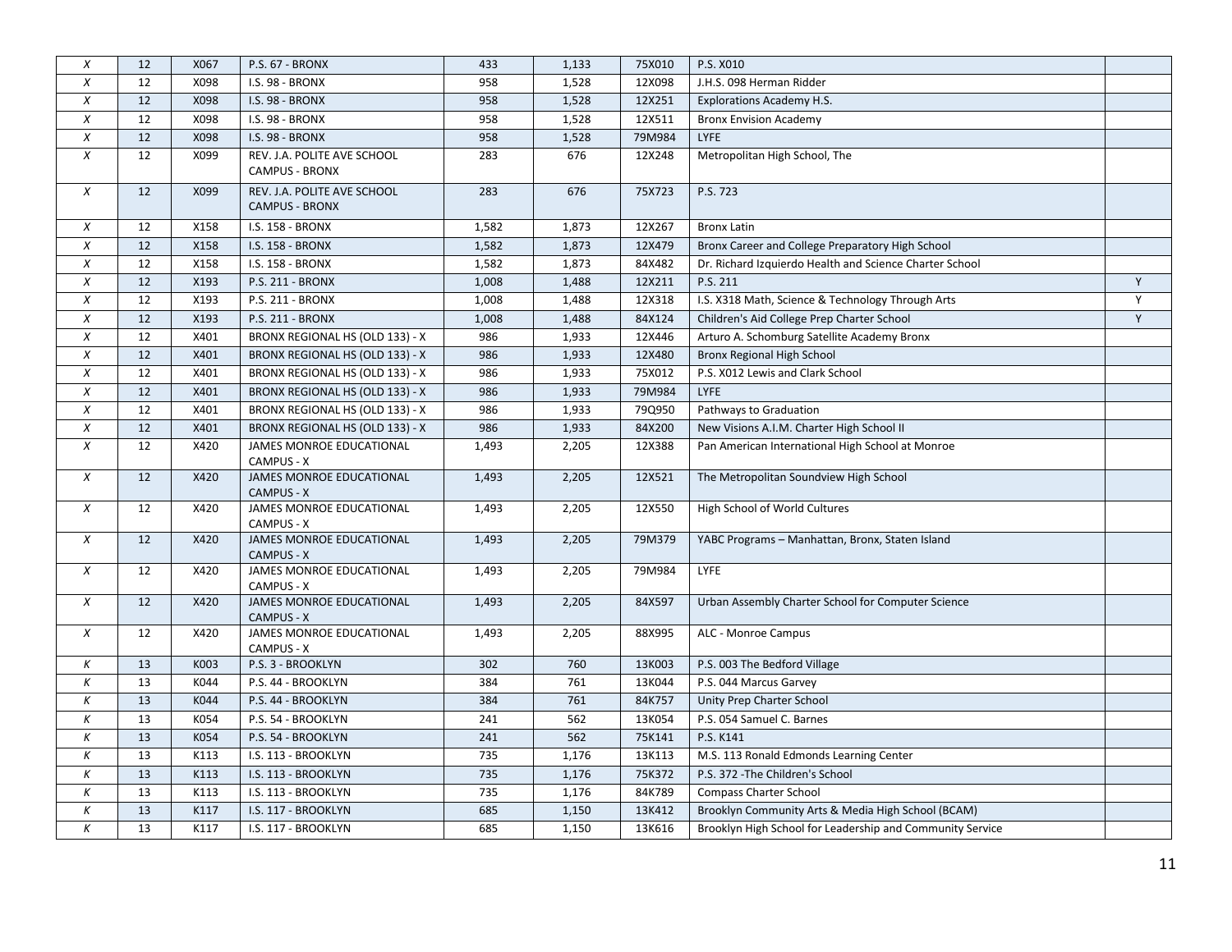| | | | | | | | | |
|---|---|---|---|---|---|---|---|---|
| X | 12 | X067 | P.S. 67 - BRONX | 433 | 1,133 | 75X010 | P.S. X010 | |
| X | 12 | X098 | I.S. 98 - BRONX | 958 | 1,528 | 12X098 | J.H.S. 098 Herman Ridder | |
| X | 12 | X098 | I.S. 98 - BRONX | 958 | 1,528 | 12X251 | Explorations Academy H.S. | |
| X | 12 | X098 | I.S. 98 - BRONX | 958 | 1,528 | 12X511 | Bronx Envision Academy | |
| X | 12 | X098 | I.S. 98 - BRONX | 958 | 1,528 | 79M984 | LYFE | |
| X | 12 | X099 | REV. J.A. POLITE AVE SCHOOL CAMPUS - BRONX | 283 | 676 | 12X248 | Metropolitan High School, The | |
| X | 12 | X099 | REV. J.A. POLITE AVE SCHOOL CAMPUS - BRONX | 283 | 676 | 75X723 | P.S. 723 | |
| X | 12 | X158 | I.S. 158 - BRONX | 1,582 | 1,873 | 12X267 | Bronx Latin | |
| X | 12 | X158 | I.S. 158 - BRONX | 1,582 | 1,873 | 12X479 | Bronx Career and College Preparatory High School | |
| X | 12 | X158 | I.S. 158 - BRONX | 1,582 | 1,873 | 84X482 | Dr. Richard Izquierdo Health and Science Charter School | |
| X | 12 | X193 | P.S. 211 - BRONX | 1,008 | 1,488 | 12X211 | P.S. 211 | Y |
| X | 12 | X193 | P.S. 211 - BRONX | 1,008 | 1,488 | 12X318 | I.S. X318 Math, Science & Technology Through Arts | Y |
| X | 12 | X193 | P.S. 211 - BRONX | 1,008 | 1,488 | 84X124 | Children's Aid College Prep Charter School | Y |
| X | 12 | X401 | BRONX REGIONAL HS (OLD 133) - X | 986 | 1,933 | 12X446 | Arturo A. Schomburg Satellite Academy Bronx | |
| X | 12 | X401 | BRONX REGIONAL HS (OLD 133) - X | 986 | 1,933 | 12X480 | Bronx Regional High School | |
| X | 12 | X401 | BRONX REGIONAL HS (OLD 133) - X | 986 | 1,933 | 75X012 | P.S. X012 Lewis and Clark School | |
| X | 12 | X401 | BRONX REGIONAL HS (OLD 133) - X | 986 | 1,933 | 79M984 | LYFE | |
| X | 12 | X401 | BRONX REGIONAL HS (OLD 133) - X | 986 | 1,933 | 79Q950 | Pathways to Graduation | |
| X | 12 | X401 | BRONX REGIONAL HS (OLD 133) - X | 986 | 1,933 | 84X200 | New Visions A.I.M. Charter High School II | |
| X | 12 | X420 | JAMES MONROE EDUCATIONAL CAMPUS - X | 1,493 | 2,205 | 12X388 | Pan American International High School at Monroe | |
| X | 12 | X420 | JAMES MONROE EDUCATIONAL CAMPUS - X | 1,493 | 2,205 | 12X521 | The Metropolitan Soundview High School | |
| X | 12 | X420 | JAMES MONROE EDUCATIONAL CAMPUS - X | 1,493 | 2,205 | 12X550 | High School of World Cultures | |
| X | 12 | X420 | JAMES MONROE EDUCATIONAL CAMPUS - X | 1,493 | 2,205 | 79M379 | YABC Programs – Manhattan, Bronx, Staten Island | |
| X | 12 | X420 | JAMES MONROE EDUCATIONAL CAMPUS - X | 1,493 | 2,205 | 79M984 | LYFE | |
| X | 12 | X420 | JAMES MONROE EDUCATIONAL CAMPUS - X | 1,493 | 2,205 | 84X597 | Urban Assembly Charter School for Computer Science | |
| X | 12 | X420 | JAMES MONROE EDUCATIONAL CAMPUS - X | 1,493 | 2,205 | 88X995 | ALC - Monroe Campus | |
| K | 13 | K003 | P.S. 3 - BROOKLYN | 302 | 760 | 13K003 | P.S. 003 The Bedford Village | |
| K | 13 | K044 | P.S. 44 - BROOKLYN | 384 | 761 | 13K044 | P.S. 044 Marcus Garvey | |
| K | 13 | K044 | P.S. 44 - BROOKLYN | 384 | 761 | 84K757 | Unity Prep Charter School | |
| K | 13 | K054 | P.S. 54 - BROOKLYN | 241 | 562 | 13K054 | P.S. 054 Samuel C. Barnes | |
| K | 13 | K054 | P.S. 54 - BROOKLYN | 241 | 562 | 75K141 | P.S. K141 | |
| K | 13 | K113 | I.S. 113 - BROOKLYN | 735 | 1,176 | 13K113 | M.S. 113 Ronald Edmonds Learning Center | |
| K | 13 | K113 | I.S. 113 - BROOKLYN | 735 | 1,176 | 75K372 | P.S. 372 -The Children's School | |
| K | 13 | K113 | I.S. 113 - BROOKLYN | 735 | 1,176 | 84K789 | Compass Charter School | |
| K | 13 | K117 | I.S. 117 - BROOKLYN | 685 | 1,150 | 13K412 | Brooklyn Community Arts & Media High School (BCAM) | |
| K | 13 | K117 | I.S. 117 - BROOKLYN | 685 | 1,150 | 13K616 | Brooklyn High School for Leadership and Community Service | |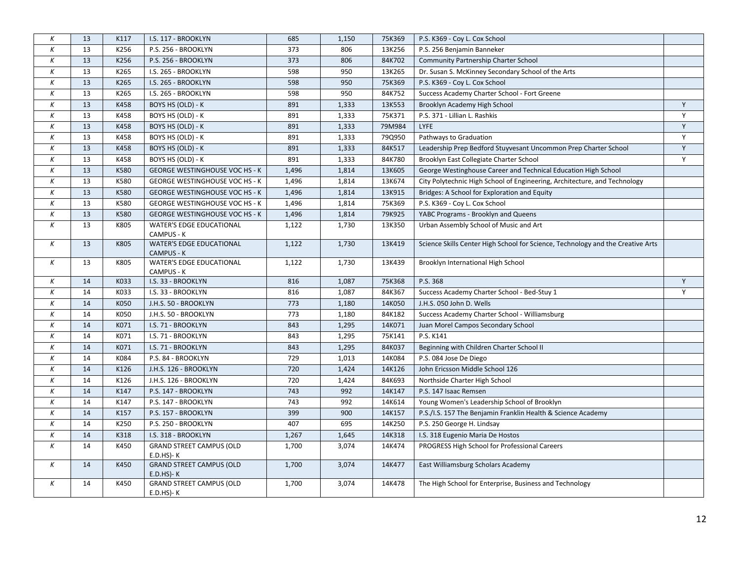| | | | | | | | | |
|---|---|---|---|---|---|---|---|---|
| K | 13 | K117 | I.S. 117 - BROOKLYN | 685 | 1,150 | 75K369 | P.S. K369 - Coy L. Cox School | |
| K | 13 | K256 | P.S. 256 - BROOKLYN | 373 | 806 | 13K256 | P.S. 256 Benjamin Banneker | |
| K | 13 | K256 | P.S. 256 - BROOKLYN | 373 | 806 | 84K702 | Community Partnership Charter School | |
| K | 13 | K265 | I.S. 265 - BROOKLYN | 598 | 950 | 13K265 | Dr. Susan S. McKinney Secondary School of the Arts | |
| K | 13 | K265 | I.S. 265 - BROOKLYN | 598 | 950 | 75K369 | P.S. K369 - Coy L. Cox School | |
| K | 13 | K265 | I.S. 265 - BROOKLYN | 598 | 950 | 84K752 | Success Academy Charter School - Fort Greene | |
| K | 13 | K458 | BOYS HS (OLD) - K | 891 | 1,333 | 13K553 | Brooklyn Academy High School | Y |
| K | 13 | K458 | BOYS HS (OLD) - K | 891 | 1,333 | 75K371 | P.S. 371 - Lillian L. Rashkis | Y |
| K | 13 | K458 | BOYS HS (OLD) - K | 891 | 1,333 | 79M984 | LYFE | Y |
| K | 13 | K458 | BOYS HS (OLD) - K | 891 | 1,333 | 79Q950 | Pathways to Graduation | Y |
| K | 13 | K458 | BOYS HS (OLD) - K | 891 | 1,333 | 84K517 | Leadership Prep Bedford Stuyvesant Uncommon Prep Charter School | Y |
| K | 13 | K458 | BOYS HS (OLD) - K | 891 | 1,333 | 84K780 | Brooklyn East Collegiate Charter School | Y |
| K | 13 | K580 | GEORGE WESTINGHOUSE VOC HS - K | 1,496 | 1,814 | 13K605 | George Westinghouse Career and Technical Education High School | |
| K | 13 | K580 | GEORGE WESTINGHOUSE VOC HS - K | 1,496 | 1,814 | 13K674 | City Polytechnic High School of Engineering, Architecture, and Technology | |
| K | 13 | K580 | GEORGE WESTINGHOUSE VOC HS - K | 1,496 | 1,814 | 13K915 | Bridges: A School for Exploration and Equity | |
| K | 13 | K580 | GEORGE WESTINGHOUSE VOC HS - K | 1,496 | 1,814 | 75K369 | P.S. K369 - Coy L. Cox School | |
| K | 13 | K580 | GEORGE WESTINGHOUSE VOC HS - K | 1,496 | 1,814 | 79K925 | YABC Programs - Brooklyn and Queens | |
| K | 13 | K805 | WATER'S EDGE EDUCATIONAL CAMPUS - K | 1,122 | 1,730 | 13K350 | Urban Assembly School of Music and Art | |
| K | 13 | K805 | WATER'S EDGE EDUCATIONAL CAMPUS - K | 1,122 | 1,730 | 13K419 | Science Skills Center High School for Science, Technology and the Creative Arts | |
| K | 13 | K805 | WATER'S EDGE EDUCATIONAL CAMPUS - K | 1,122 | 1,730 | 13K439 | Brooklyn International High School | |
| K | 14 | K033 | I.S. 33 - BROOKLYN | 816 | 1,087 | 75K368 | P.S. 368 | Y |
| K | 14 | K033 | I.S. 33 - BROOKLYN | 816 | 1,087 | 84K367 | Success Academy Charter School - Bed-Stuy 1 | Y |
| K | 14 | K050 | J.H.S. 50 - BROOKLYN | 773 | 1,180 | 14K050 | J.H.S. 050 John D. Wells | |
| K | 14 | K050 | J.H.S. 50 - BROOKLYN | 773 | 1,180 | 84K182 | Success Academy Charter School - Williamsburg | |
| K | 14 | K071 | I.S. 71 - BROOKLYN | 843 | 1,295 | 14K071 | Juan Morel Campos Secondary School | |
| K | 14 | K071 | I.S. 71 - BROOKLYN | 843 | 1,295 | 75K141 | P.S. K141 | |
| K | 14 | K071 | I.S. 71 - BROOKLYN | 843 | 1,295 | 84K037 | Beginning with Children Charter School II | |
| K | 14 | K084 | P.S. 84 - BROOKLYN | 729 | 1,013 | 14K084 | P.S. 084 Jose De Diego | |
| K | 14 | K126 | J.H.S. 126 - BROOKLYN | 720 | 1,424 | 14K126 | John Ericsson Middle School 126 | |
| K | 14 | K126 | J.H.S. 126 - BROOKLYN | 720 | 1,424 | 84K693 | Northside Charter High School | |
| K | 14 | K147 | P.S. 147 - BROOKLYN | 743 | 992 | 14K147 | P.S. 147 Isaac Remsen | |
| K | 14 | K147 | P.S. 147 - BROOKLYN | 743 | 992 | 14K614 | Young Women's Leadership School of Brooklyn | |
| K | 14 | K157 | P.S. 157 - BROOKLYN | 399 | 900 | 14K157 | P.S./I.S. 157 The Benjamin Franklin Health & Science Academy | |
| K | 14 | K250 | P.S. 250 - BROOKLYN | 407 | 695 | 14K250 | P.S. 250 George H. Lindsay | |
| K | 14 | K318 | I.S. 318 - BROOKLYN | 1,267 | 1,645 | 14K318 | I.S. 318 Eugenio Maria De Hostos | |
| K | 14 | K450 | GRAND STREET CAMPUS (OLD E.D.HS)- K | 1,700 | 3,074 | 14K474 | PROGRESS High School for Professional Careers | |
| K | 14 | K450 | GRAND STREET CAMPUS (OLD E.D.HS)- K | 1,700 | 3,074 | 14K477 | East Williamsburg Scholars Academy | |
| K | 14 | K450 | GRAND STREET CAMPUS (OLD E.D.HS)- K | 1,700 | 3,074 | 14K478 | The High School for Enterprise, Business and Technology | |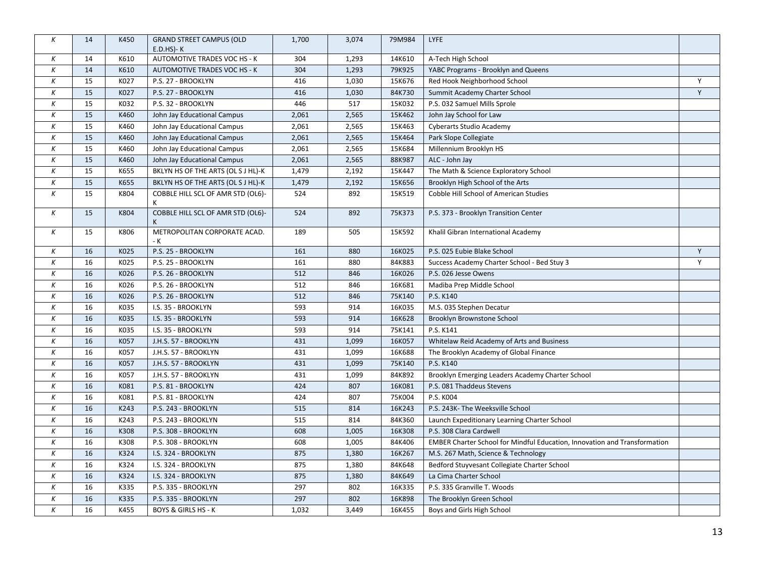| | | | | | | | | |
|---|---|---|---|---|---|---|---|---|
| K | 14 | K450 | GRAND STREET CAMPUS (OLD E.D.HS)- K | 1,700 | 3,074 | 79M984 | LYFE | |
| K | 14 | K610 | AUTOMOTIVE TRADES VOC HS - K | 304 | 1,293 | 14K610 | A-Tech High School | |
| K | 14 | K610 | AUTOMOTIVE TRADES VOC HS - K | 304 | 1,293 | 79K925 | YABC Programs - Brooklyn and Queens | |
| K | 15 | K027 | P.S. 27 - BROOKLYN | 416 | 1,030 | 15K676 | Red Hook Neighborhood School | Y |
| K | 15 | K027 | P.S. 27 - BROOKLYN | 416 | 1,030 | 84K730 | Summit Academy Charter School | Y |
| K | 15 | K032 | P.S. 32 - BROOKLYN | 446 | 517 | 15K032 | P.S. 032 Samuel Mills Sprole | |
| K | 15 | K460 | John Jay Educational Campus | 2,061 | 2,565 | 15K462 | John Jay School for Law | |
| K | 15 | K460 | John Jay Educational Campus | 2,061 | 2,565 | 15K463 | Cyberarts Studio Academy | |
| K | 15 | K460 | John Jay Educational Campus | 2,061 | 2,565 | 15K464 | Park Slope Collegiate | |
| K | 15 | K460 | John Jay Educational Campus | 2,061 | 2,565 | 15K684 | Millennium Brooklyn HS | |
| K | 15 | K460 | John Jay Educational Campus | 2,061 | 2,565 | 88K987 | ALC - John Jay | |
| K | 15 | K655 | BKLYN HS OF THE ARTS (OL S J HL)-K | 1,479 | 2,192 | 15K447 | The Math & Science Exploratory School | |
| K | 15 | K655 | BKLYN HS OF THE ARTS (OL S J HL)-K | 1,479 | 2,192 | 15K656 | Brooklyn High School of the Arts | |
| K | 15 | K804 | COBBLE HILL SCL OF AMR STD (OL6)-K | 524 | 892 | 15K519 | Cobble Hill School of American Studies | |
| K | 15 | K804 | COBBLE HILL SCL OF AMR STD (OL6)-K | 524 | 892 | 75K373 | P.S. 373 - Brooklyn Transition Center | |
| K | 15 | K806 | METROPOLITAN CORPORATE ACAD. - K | 189 | 505 | 15K592 | Khalil Gibran International Academy | |
| K | 16 | K025 | P.S. 25 - BROOKLYN | 161 | 880 | 16K025 | P.S. 025 Eubie Blake School | Y |
| K | 16 | K025 | P.S. 25 - BROOKLYN | 161 | 880 | 84K883 | Success Academy Charter School - Bed Stuy 3 | Y |
| K | 16 | K026 | P.S. 26 - BROOKLYN | 512 | 846 | 16K026 | P.S. 026 Jesse Owens | |
| K | 16 | K026 | P.S. 26 - BROOKLYN | 512 | 846 | 16K681 | Madiba Prep Middle School | |
| K | 16 | K026 | P.S. 26 - BROOKLYN | 512 | 846 | 75K140 | P.S. K140 | |
| K | 16 | K035 | I.S. 35 - BROOKLYN | 593 | 914 | 16K035 | M.S. 035 Stephen Decatur | |
| K | 16 | K035 | I.S. 35 - BROOKLYN | 593 | 914 | 16K628 | Brooklyn Brownstone School | |
| K | 16 | K035 | I.S. 35 - BROOKLYN | 593 | 914 | 75K141 | P.S. K141 | |
| K | 16 | K057 | J.H.S. 57 - BROOKLYN | 431 | 1,099 | 16K057 | Whitelaw Reid Academy of Arts and Business | |
| K | 16 | K057 | J.H.S. 57 - BROOKLYN | 431 | 1,099 | 16K688 | The Brooklyn Academy of Global Finance | |
| K | 16 | K057 | J.H.S. 57 - BROOKLYN | 431 | 1,099 | 75K140 | P.S. K140 | |
| K | 16 | K057 | J.H.S. 57 - BROOKLYN | 431 | 1,099 | 84K892 | Brooklyn Emerging Leaders Academy Charter School | |
| K | 16 | K081 | P.S. 81 - BROOKLYN | 424 | 807 | 16K081 | P.S. 081 Thaddeus Stevens | |
| K | 16 | K081 | P.S. 81 - BROOKLYN | 424 | 807 | 75K004 | P.S. K004 | |
| K | 16 | K243 | P.S. 243 - BROOKLYN | 515 | 814 | 16K243 | P.S. 243K- The Weeksville School | |
| K | 16 | K243 | P.S. 243 - BROOKLYN | 515 | 814 | 84K360 | Launch Expeditionary Learning Charter School | |
| K | 16 | K308 | P.S. 308 - BROOKLYN | 608 | 1,005 | 16K308 | P.S. 308 Clara Cardwell | |
| K | 16 | K308 | P.S. 308 - BROOKLYN | 608 | 1,005 | 84K406 | EMBER Charter School for Mindful Education, Innovation and Transformation | |
| K | 16 | K324 | I.S. 324 - BROOKLYN | 875 | 1,380 | 16K267 | M.S. 267 Math, Science & Technology | |
| K | 16 | K324 | I.S. 324 - BROOKLYN | 875 | 1,380 | 84K648 | Bedford Stuyvesant Collegiate Charter School | |
| K | 16 | K324 | I.S. 324 - BROOKLYN | 875 | 1,380 | 84K649 | La Cima Charter School | |
| K | 16 | K335 | P.S. 335 - BROOKLYN | 297 | 802 | 16K335 | P.S. 335 Granville T. Woods | |
| K | 16 | K335 | P.S. 335 - BROOKLYN | 297 | 802 | 16K898 | The Brooklyn Green School | |
| K | 16 | K455 | BOYS & GIRLS HS - K | 1,032 | 3,449 | 16K455 | Boys and Girls High School | |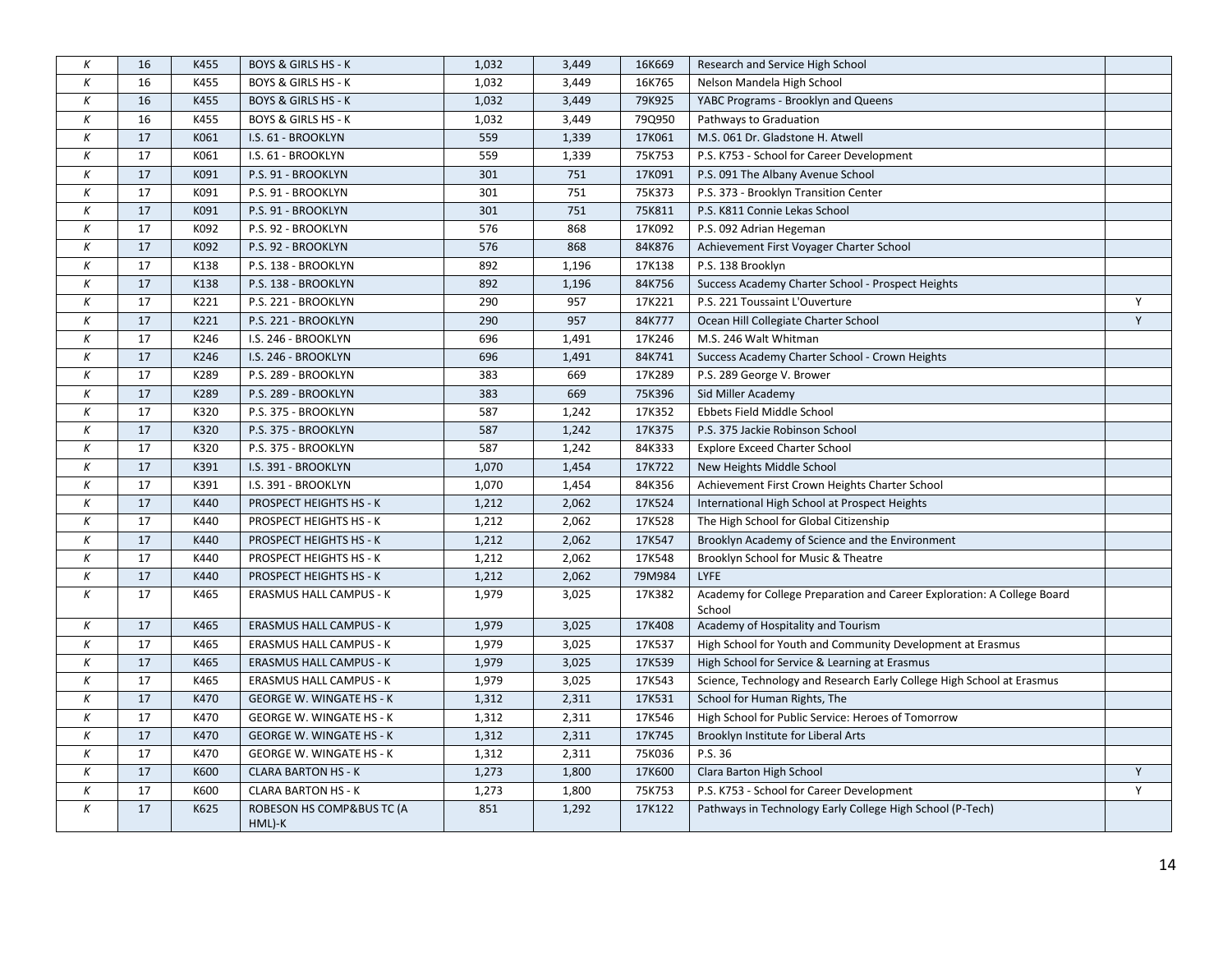| | | | | | | | | |
|---|---|---|---|---|---|---|---|---|
| K | 16 | K455 | BOYS & GIRLS HS - K | 1,032 | 3,449 | 16K669 | Research and Service High School | |
| K | 16 | K455 | BOYS & GIRLS HS - K | 1,032 | 3,449 | 16K765 | Nelson Mandela High School | |
| K | 16 | K455 | BOYS & GIRLS HS - K | 1,032 | 3,449 | 79K925 | YABC Programs - Brooklyn and Queens | |
| K | 16 | K455 | BOYS & GIRLS HS - K | 1,032 | 3,449 | 79Q950 | Pathways to Graduation | |
| K | 17 | K061 | I.S. 61 - BROOKLYN | 559 | 1,339 | 17K061 | M.S. 061 Dr. Gladstone H. Atwell | |
| K | 17 | K061 | I.S. 61 - BROOKLYN | 559 | 1,339 | 75K753 | P.S. K753 - School for Career Development | |
| K | 17 | K091 | P.S. 91 - BROOKLYN | 301 | 751 | 17K091 | P.S. 091 The Albany Avenue School | |
| K | 17 | K091 | P.S. 91 - BROOKLYN | 301 | 751 | 75K373 | P.S. 373 - Brooklyn Transition Center | |
| K | 17 | K091 | P.S. 91 - BROOKLYN | 301 | 751 | 75K811 | P.S. K811 Connie Lekas School | |
| K | 17 | K092 | P.S. 92 - BROOKLYN | 576 | 868 | 17K092 | P.S. 092 Adrian Hegeman | |
| K | 17 | K092 | P.S. 92 - BROOKLYN | 576 | 868 | 84K876 | Achievement First Voyager Charter School | |
| K | 17 | K138 | P.S. 138 - BROOKLYN | 892 | 1,196 | 17K138 | P.S. 138 Brooklyn | |
| K | 17 | K138 | P.S. 138 - BROOKLYN | 892 | 1,196 | 84K756 | Success Academy Charter School - Prospect Heights | |
| K | 17 | K221 | P.S. 221 - BROOKLYN | 290 | 957 | 17K221 | P.S. 221 Toussaint L'Ouverture | Y |
| K | 17 | K221 | P.S. 221 - BROOKLYN | 290 | 957 | 84K777 | Ocean Hill Collegiate Charter School | Y |
| K | 17 | K246 | I.S. 246 - BROOKLYN | 696 | 1,491 | 17K246 | M.S. 246 Walt Whitman | |
| K | 17 | K246 | I.S. 246 - BROOKLYN | 696 | 1,491 | 84K741 | Success Academy Charter School - Crown Heights | |
| K | 17 | K289 | P.S. 289 - BROOKLYN | 383 | 669 | 17K289 | P.S. 289 George V. Brower | |
| K | 17 | K289 | P.S. 289 - BROOKLYN | 383 | 669 | 75K396 | Sid Miller Academy | |
| K | 17 | K320 | P.S. 375 - BROOKLYN | 587 | 1,242 | 17K352 | Ebbets Field Middle School | |
| K | 17 | K320 | P.S. 375 - BROOKLYN | 587 | 1,242 | 17K375 | P.S. 375 Jackie Robinson School | |
| K | 17 | K320 | P.S. 375 - BROOKLYN | 587 | 1,242 | 84K333 | Explore Exceed Charter School | |
| K | 17 | K391 | I.S. 391 - BROOKLYN | 1,070 | 1,454 | 17K722 | New Heights Middle School | |
| K | 17 | K391 | I.S. 391 - BROOKLYN | 1,070 | 1,454 | 84K356 | Achievement First Crown Heights Charter School | |
| K | 17 | K440 | PROSPECT HEIGHTS HS - K | 1,212 | 2,062 | 17K524 | International High School at Prospect Heights | |
| K | 17 | K440 | PROSPECT HEIGHTS HS - K | 1,212 | 2,062 | 17K528 | The High School for Global Citizenship | |
| K | 17 | K440 | PROSPECT HEIGHTS HS - K | 1,212 | 2,062 | 17K547 | Brooklyn Academy of Science and the Environment | |
| K | 17 | K440 | PROSPECT HEIGHTS HS - K | 1,212 | 2,062 | 17K548 | Brooklyn School for Music & Theatre | |
| K | 17 | K440 | PROSPECT HEIGHTS HS - K | 1,212 | 2,062 | 79M984 | LYFE | |
| K | 17 | K465 | ERASMUS HALL CAMPUS - K | 1,979 | 3,025 | 17K382 | Academy for College Preparation and Career Exploration: A College Board School | |
| K | 17 | K465 | ERASMUS HALL CAMPUS - K | 1,979 | 3,025 | 17K408 | Academy of Hospitality and Tourism | |
| K | 17 | K465 | ERASMUS HALL CAMPUS - K | 1,979 | 3,025 | 17K537 | High School for Youth and Community Development at Erasmus | |
| K | 17 | K465 | ERASMUS HALL CAMPUS - K | 1,979 | 3,025 | 17K539 | High School for Service & Learning at Erasmus | |
| K | 17 | K465 | ERASMUS HALL CAMPUS - K | 1,979 | 3,025 | 17K543 | Science, Technology and Research Early College High School at Erasmus | |
| K | 17 | K470 | GEORGE W. WINGATE HS - K | 1,312 | 2,311 | 17K531 | School for Human Rights, The | |
| K | 17 | K470 | GEORGE W. WINGATE HS - K | 1,312 | 2,311 | 17K546 | High School for Public Service: Heroes of Tomorrow | |
| K | 17 | K470 | GEORGE W. WINGATE HS - K | 1,312 | 2,311 | 17K745 | Brooklyn Institute for Liberal Arts | |
| K | 17 | K470 | GEORGE W. WINGATE HS - K | 1,312 | 2,311 | 75K036 | P.S. 36 | |
| K | 17 | K600 | CLARA BARTON HS - K | 1,273 | 1,800 | 17K600 | Clara Barton High School | Y |
| K | 17 | K600 | CLARA BARTON HS - K | 1,273 | 1,800 | 75K753 | P.S. K753 - School for Career Development | Y |
| K | 17 | K625 | ROBESON HS COMP&BUS TC (A HML)-K | 851 | 1,292 | 17K122 | Pathways in Technology Early College High School (P-Tech) | |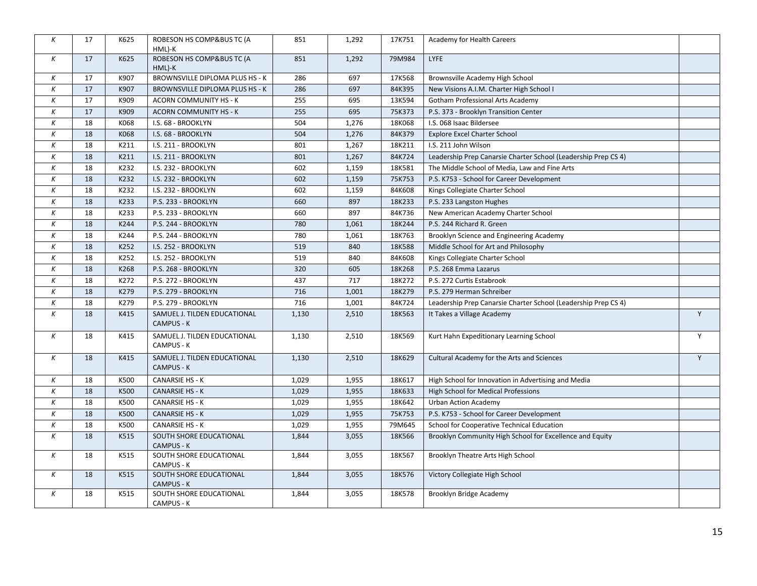| | | | | | | | | |
|---|---|---|---|---|---|---|---|---|
| K | 17 | K625 | ROBESON HS COMP&BUS TC (A HML)-K | 851 | 1,292 | 17K751 | Academy for Health Careers | |
| K | 17 | K625 | ROBESON HS COMP&BUS TC (A HML)-K | 851 | 1,292 | 79M984 | LYFE | |
| K | 17 | K907 | BROWNSVILLE DIPLOMA PLUS HS - K | 286 | 697 | 17K568 | Brownsville Academy High School | |
| K | 17 | K907 | BROWNSVILLE DIPLOMA PLUS HS - K | 286 | 697 | 84K395 | New Visions A.I.M. Charter High School I | |
| K | 17 | K909 | ACORN COMMUNITY HS - K | 255 | 695 | 13K594 | Gotham Professional Arts Academy | |
| K | 17 | K909 | ACORN COMMUNITY HS - K | 255 | 695 | 75K373 | P.S. 373 - Brooklyn Transition Center | |
| K | 18 | K068 | I.S. 68 - BROOKLYN | 504 | 1,276 | 18K068 | I.S. 068 Isaac Bildersee | |
| K | 18 | K068 | I.S. 68 - BROOKLYN | 504 | 1,276 | 84K379 | Explore Excel Charter School | |
| K | 18 | K211 | I.S. 211 - BROOKLYN | 801 | 1,267 | 18K211 | I.S. 211 John Wilson | |
| K | 18 | K211 | I.S. 211 - BROOKLYN | 801 | 1,267 | 84K724 | Leadership Prep Canarsie Charter School (Leadership Prep CS 4) | |
| K | 18 | K232 | I.S. 232 - BROOKLYN | 602 | 1,159 | 18K581 | The Middle School of Media, Law and Fine Arts | |
| K | 18 | K232 | I.S. 232 - BROOKLYN | 602 | 1,159 | 75K753 | P.S. K753 - School for Career Development | |
| K | 18 | K232 | I.S. 232 - BROOKLYN | 602 | 1,159 | 84K608 | Kings Collegiate Charter School | |
| K | 18 | K233 | P.S. 233 - BROOKLYN | 660 | 897 | 18K233 | P.S. 233 Langston Hughes | |
| K | 18 | K233 | P.S. 233 - BROOKLYN | 660 | 897 | 84K736 | New American Academy Charter School | |
| K | 18 | K244 | P.S. 244 - BROOKLYN | 780 | 1,061 | 18K244 | P.S. 244 Richard R. Green | |
| K | 18 | K244 | P.S. 244 - BROOKLYN | 780 | 1,061 | 18K763 | Brooklyn Science and Engineering Academy | |
| K | 18 | K252 | I.S. 252 - BROOKLYN | 519 | 840 | 18K588 | Middle School for Art and Philosophy | |
| K | 18 | K252 | I.S. 252 - BROOKLYN | 519 | 840 | 84K608 | Kings Collegiate Charter School | |
| K | 18 | K268 | P.S. 268 - BROOKLYN | 320 | 605 | 18K268 | P.S. 268 Emma Lazarus | |
| K | 18 | K272 | P.S. 272 - BROOKLYN | 437 | 717 | 18K272 | P.S. 272 Curtis Estabrook | |
| K | 18 | K279 | P.S. 279 - BROOKLYN | 716 | 1,001 | 18K279 | P.S. 279 Herman Schreiber | |
| K | 18 | K279 | P.S. 279 - BROOKLYN | 716 | 1,001 | 84K724 | Leadership Prep Canarsie Charter School (Leadership Prep CS 4) | |
| K | 18 | K415 | SAMUEL J. TILDEN EDUCATIONAL CAMPUS - K | 1,130 | 2,510 | 18K563 | It Takes a Village Academy | Y |
| K | 18 | K415 | SAMUEL J. TILDEN EDUCATIONAL CAMPUS - K | 1,130 | 2,510 | 18K569 | Kurt Hahn Expeditionary Learning School | Y |
| K | 18 | K415 | SAMUEL J. TILDEN EDUCATIONAL CAMPUS - K | 1,130 | 2,510 | 18K629 | Cultural Academy for the Arts and Sciences | Y |
| K | 18 | K500 | CANARSIE HS - K | 1,029 | 1,955 | 18K617 | High School for Innovation in Advertising and Media | |
| K | 18 | K500 | CANARSIE HS - K | 1,029 | 1,955 | 18K633 | High School for Medical Professions | |
| K | 18 | K500 | CANARSIE HS - K | 1,029 | 1,955 | 18K642 | Urban Action Academy | |
| K | 18 | K500 | CANARSIE HS - K | 1,029 | 1,955 | 75K753 | P.S. K753 - School for Career Development | |
| K | 18 | K500 | CANARSIE HS - K | 1,029 | 1,955 | 79M645 | School for Cooperative Technical Education | |
| K | 18 | K515 | SOUTH SHORE EDUCATIONAL CAMPUS - K | 1,844 | 3,055 | 18K566 | Brooklyn Community High School for Excellence and Equity | |
| K | 18 | K515 | SOUTH SHORE EDUCATIONAL CAMPUS - K | 1,844 | 3,055 | 18K567 | Brooklyn Theatre Arts High School | |
| K | 18 | K515 | SOUTH SHORE EDUCATIONAL CAMPUS - K | 1,844 | 3,055 | 18K576 | Victory Collegiate High School | |
| K | 18 | K515 | SOUTH SHORE EDUCATIONAL CAMPUS - K | 1,844 | 3,055 | 18K578 | Brooklyn Bridge Academy | |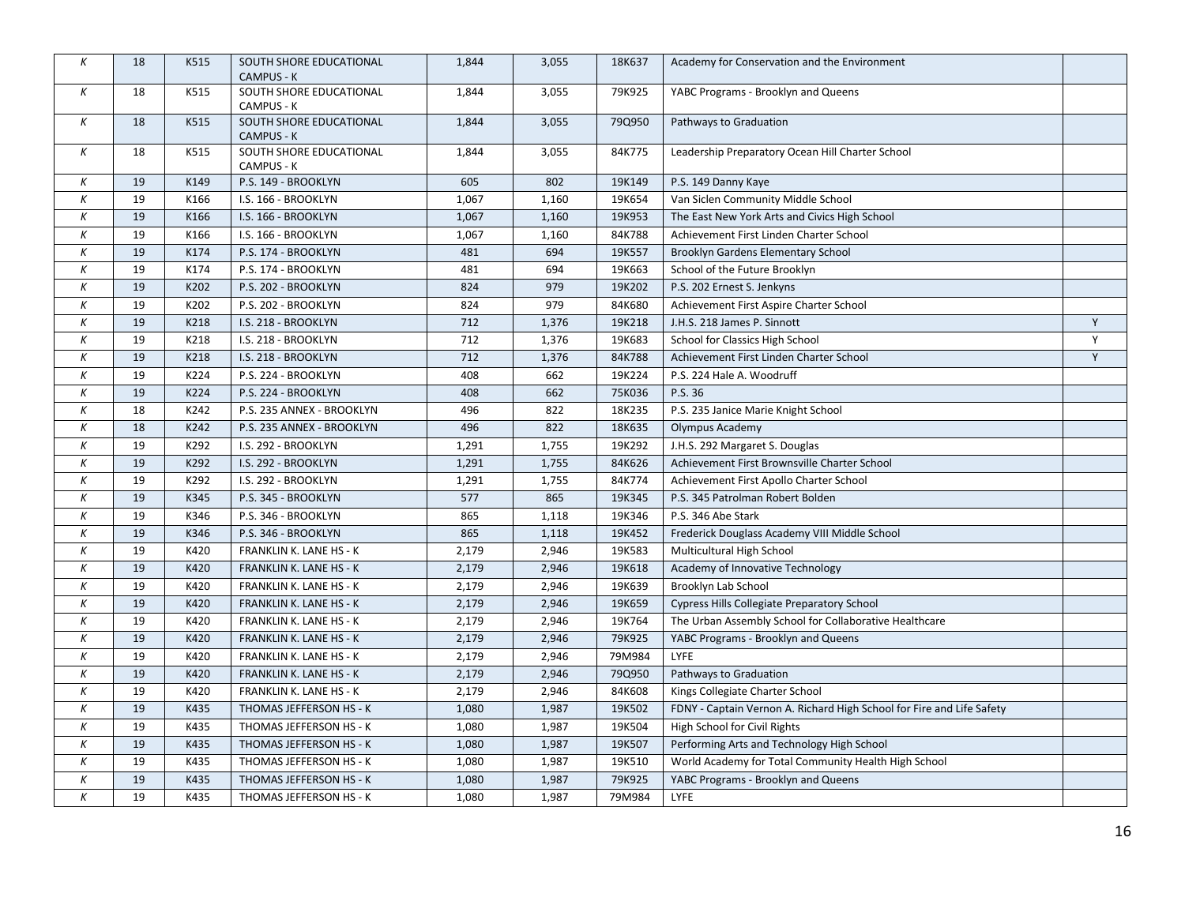| | | | | | | | | |
|---|---|---|---|---|---|---|---|---|
| K | 18 | K515 | SOUTH SHORE EDUCATIONAL CAMPUS - K | 1,844 | 3,055 | 18K637 | Academy for Conservation and the Environment | |
| K | 18 | K515 | SOUTH SHORE EDUCATIONAL CAMPUS - K | 1,844 | 3,055 | 79K925 | YABC Programs - Brooklyn and Queens | |
| K | 18 | K515 | SOUTH SHORE EDUCATIONAL CAMPUS - K | 1,844 | 3,055 | 79Q950 | Pathways to Graduation | |
| K | 18 | K515 | SOUTH SHORE EDUCATIONAL CAMPUS - K | 1,844 | 3,055 | 84K775 | Leadership Preparatory Ocean Hill Charter School | |
| K | 19 | K149 | P.S. 149 - BROOKLYN | 605 | 802 | 19K149 | P.S. 149 Danny Kaye | |
| K | 19 | K166 | I.S. 166 - BROOKLYN | 1,067 | 1,160 | 19K654 | Van Siclen Community Middle School | |
| K | 19 | K166 | I.S. 166 - BROOKLYN | 1,067 | 1,160 | 19K953 | The East New York Arts and Civics High School | |
| K | 19 | K166 | I.S. 166 - BROOKLYN | 1,067 | 1,160 | 84K788 | Achievement First Linden Charter School | |
| K | 19 | K174 | P.S. 174 - BROOKLYN | 481 | 694 | 19K557 | Brooklyn Gardens Elementary School | |
| K | 19 | K174 | P.S. 174 - BROOKLYN | 481 | 694 | 19K663 | School of the Future Brooklyn | |
| K | 19 | K202 | P.S. 202 - BROOKLYN | 824 | 979 | 19K202 | P.S. 202 Ernest S. Jenkyns | |
| K | 19 | K202 | P.S. 202 - BROOKLYN | 824 | 979 | 84K680 | Achievement First Aspire Charter School | |
| K | 19 | K218 | I.S. 218 - BROOKLYN | 712 | 1,376 | 19K218 | J.H.S. 218 James P. Sinnott | Y |
| K | 19 | K218 | I.S. 218 - BROOKLYN | 712 | 1,376 | 19K683 | School for Classics High School | Y |
| K | 19 | K218 | I.S. 218 - BROOKLYN | 712 | 1,376 | 84K788 | Achievement First Linden Charter School | Y |
| K | 19 | K224 | P.S. 224 - BROOKLYN | 408 | 662 | 19K224 | P.S. 224 Hale A. Woodruff | |
| K | 19 | K224 | P.S. 224 - BROOKLYN | 408 | 662 | 75K036 | P.S. 36 | |
| K | 18 | K242 | P.S. 235 ANNEX - BROOKLYN | 496 | 822 | 18K235 | P.S. 235 Janice Marie Knight School | |
| K | 18 | K242 | P.S. 235 ANNEX - BROOKLYN | 496 | 822 | 18K635 | Olympus Academy | |
| K | 19 | K292 | I.S. 292 - BROOKLYN | 1,291 | 1,755 | 19K292 | J.H.S. 292 Margaret S. Douglas | |
| K | 19 | K292 | I.S. 292 - BROOKLYN | 1,291 | 1,755 | 84K626 | Achievement First Brownsville Charter School | |
| K | 19 | K292 | I.S. 292 - BROOKLYN | 1,291 | 1,755 | 84K774 | Achievement First Apollo Charter School | |
| K | 19 | K345 | P.S. 345 - BROOKLYN | 577 | 865 | 19K345 | P.S. 345 Patrolman Robert Bolden | |
| K | 19 | K346 | P.S. 346 - BROOKLYN | 865 | 1,118 | 19K346 | P.S. 346 Abe Stark | |
| K | 19 | K346 | P.S. 346 - BROOKLYN | 865 | 1,118 | 19K452 | Frederick Douglass Academy VIII Middle School | |
| K | 19 | K420 | FRANKLIN K. LANE HS - K | 2,179 | 2,946 | 19K583 | Multicultural High School | |
| K | 19 | K420 | FRANKLIN K. LANE HS - K | 2,179 | 2,946 | 19K618 | Academy of Innovative Technology | |
| K | 19 | K420 | FRANKLIN K. LANE HS - K | 2,179 | 2,946 | 19K639 | Brooklyn Lab School | |
| K | 19 | K420 | FRANKLIN K. LANE HS - K | 2,179 | 2,946 | 19K659 | Cypress Hills Collegiate Preparatory School | |
| K | 19 | K420 | FRANKLIN K. LANE HS - K | 2,179 | 2,946 | 19K764 | The Urban Assembly School for Collaborative Healthcare | |
| K | 19 | K420 | FRANKLIN K. LANE HS - K | 2,179 | 2,946 | 79K925 | YABC Programs - Brooklyn and Queens | |
| K | 19 | K420 | FRANKLIN K. LANE HS - K | 2,179 | 2,946 | 79M984 | LYFE | |
| K | 19 | K420 | FRANKLIN K. LANE HS - K | 2,179 | 2,946 | 79Q950 | Pathways to Graduation | |
| K | 19 | K420 | FRANKLIN K. LANE HS - K | 2,179 | 2,946 | 84K608 | Kings Collegiate Charter School | |
| K | 19 | K435 | THOMAS JEFFERSON HS - K | 1,080 | 1,987 | 19K502 | FDNY - Captain Vernon A. Richard High School for Fire and Life Safety | |
| K | 19 | K435 | THOMAS JEFFERSON HS - K | 1,080 | 1,987 | 19K504 | High School for Civil Rights | |
| K | 19 | K435 | THOMAS JEFFERSON HS - K | 1,080 | 1,987 | 19K507 | Performing Arts and Technology High School | |
| K | 19 | K435 | THOMAS JEFFERSON HS - K | 1,080 | 1,987 | 19K510 | World Academy for Total Community Health High School | |
| K | 19 | K435 | THOMAS JEFFERSON HS - K | 1,080 | 1,987 | 79K925 | YABC Programs - Brooklyn and Queens | |
| K | 19 | K435 | THOMAS JEFFERSON HS - K | 1,080 | 1,987 | 79M984 | LYFE | |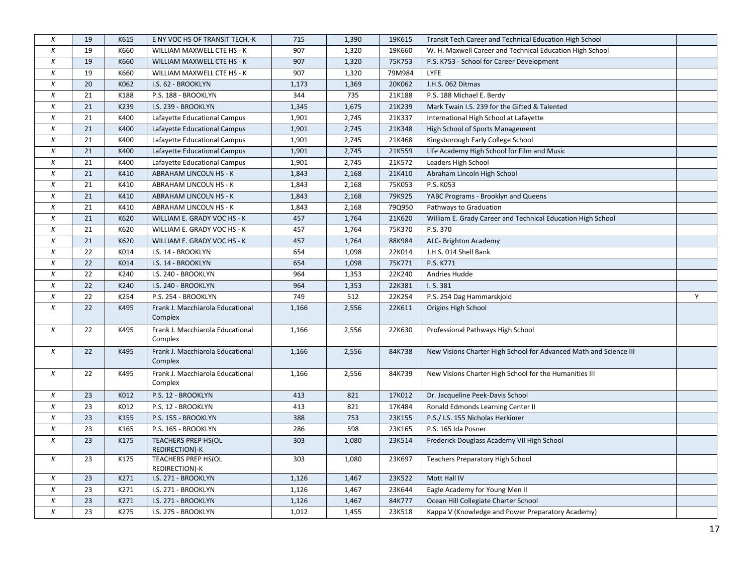| | | | | | | | | |
|---|---|---|---|---|---|---|---|---|
| K | 19 | K615 | E NY VOC HS OF TRANSIT TECH.-K | 715 | 1,390 | 19K615 | Transit Tech Career and Technical Education High School | |
| K | 19 | K660 | WILLIAM MAXWELL CTE HS - K | 907 | 1,320 | 19K660 | W. H. Maxwell Career and Technical Education High School | |
| K | 19 | K660 | WILLIAM MAXWELL CTE HS - K | 907 | 1,320 | 75K753 | P.S. K753 - School for Career Development | |
| K | 19 | K660 | WILLIAM MAXWELL CTE HS - K | 907 | 1,320 | 79M984 | LYFE | |
| K | 20 | K062 | I.S. 62 - BROOKLYN | 1,173 | 1,369 | 20K062 | J.H.S. 062 Ditmas | |
| K | 21 | K188 | P.S. 188 - BROOKLYN | 344 | 735 | 21K188 | P.S. 188 Michael E. Berdy | |
| K | 21 | K239 | I.S. 239 - BROOKLYN | 1,345 | 1,675 | 21K239 | Mark Twain I.S. 239 for the Gifted & Talented | |
| K | 21 | K400 | Lafayette Educational Campus | 1,901 | 2,745 | 21K337 | International High School at Lafayette | |
| K | 21 | K400 | Lafayette Educational Campus | 1,901 | 2,745 | 21K348 | High School of Sports Management | |
| K | 21 | K400 | Lafayette Educational Campus | 1,901 | 2,745 | 21K468 | Kingsborough Early College School | |
| K | 21 | K400 | Lafayette Educational Campus | 1,901 | 2,745 | 21K559 | Life Academy High School for Film and Music | |
| K | 21 | K400 | Lafayette Educational Campus | 1,901 | 2,745 | 21K572 | Leaders High School | |
| K | 21 | K410 | ABRAHAM LINCOLN HS - K | 1,843 | 2,168 | 21K410 | Abraham Lincoln High School | |
| K | 21 | K410 | ABRAHAM LINCOLN HS - K | 1,843 | 2,168 | 75K053 | P.S. K053 | |
| K | 21 | K410 | ABRAHAM LINCOLN HS - K | 1,843 | 2,168 | 79K925 | YABC Programs - Brooklyn and Queens | |
| K | 21 | K410 | ABRAHAM LINCOLN HS - K | 1,843 | 2,168 | 79Q950 | Pathways to Graduation | |
| K | 21 | K620 | WILLIAM E. GRADY VOC HS - K | 457 | 1,764 | 21K620 | William E. Grady Career and Technical Education High School | |
| K | 21 | K620 | WILLIAM E. GRADY VOC HS - K | 457 | 1,764 | 75K370 | P.S. 370 | |
| K | 21 | K620 | WILLIAM E. GRADY VOC HS - K | 457 | 1,764 | 88K984 | ALC- Brighton Academy | |
| K | 22 | K014 | I.S. 14 - BROOKLYN | 654 | 1,098 | 22K014 | J.H.S. 014 Shell Bank | |
| K | 22 | K014 | I.S. 14 - BROOKLYN | 654 | 1,098 | 75K771 | P.S. K771 | |
| K | 22 | K240 | I.S. 240 - BROOKLYN | 964 | 1,353 | 22K240 | Andries Hudde | |
| K | 22 | K240 | I.S. 240 - BROOKLYN | 964 | 1,353 | 22K381 | I. S. 381 | |
| K | 22 | K254 | P.S. 254 - BROOKLYN | 749 | 512 | 22K254 | P.S. 254 Dag Hammarskjold | Y |
| K | 22 | K495 | Frank J. Macchiarola Educational Complex | 1,166 | 2,556 | 22K611 | Origins High School | |
| K | 22 | K495 | Frank J. Macchiarola Educational Complex | 1,166 | 2,556 | 22K630 | Professional Pathways High School | |
| K | 22 | K495 | Frank J. Macchiarola Educational Complex | 1,166 | 2,556 | 84K738 | New Visions Charter High School for Advanced Math and Science III | |
| K | 22 | K495 | Frank J. Macchiarola Educational Complex | 1,166 | 2,556 | 84K739 | New Visions Charter High School for the Humanities III | |
| K | 23 | K012 | P.S. 12 - BROOKLYN | 413 | 821 | 17K012 | Dr. Jacqueline Peek-Davis School | |
| K | 23 | K012 | P.S. 12 - BROOKLYN | 413 | 821 | 17K484 | Ronald Edmonds Learning Center II | |
| K | 23 | K155 | P.S. 155 - BROOKLYN | 388 | 753 | 23K155 | P.S./ I.S. 155 Nicholas Herkimer | |
| K | 23 | K165 | P.S. 165 - BROOKLYN | 286 | 598 | 23K165 | P.S. 165 Ida Posner | |
| K | 23 | K175 | TEACHERS PREP HS(OL REDIRECTION)-K | 303 | 1,080 | 23K514 | Frederick Douglass Academy VII High School | |
| K | 23 | K175 | TEACHERS PREP HS(OL REDIRECTION)-K | 303 | 1,080 | 23K697 | Teachers Preparatory High School | |
| K | 23 | K271 | I.S. 271 - BROOKLYN | 1,126 | 1,467 | 23K522 | Mott Hall IV | |
| K | 23 | K271 | I.S. 271 - BROOKLYN | 1,126 | 1,467 | 23K644 | Eagle Academy for Young Men II | |
| K | 23 | K271 | I.S. 271 - BROOKLYN | 1,126 | 1,467 | 84K777 | Ocean Hill Collegiate Charter School | |
| K | 23 | K275 | I.S. 275 - BROOKLYN | 1,012 | 1,455 | 23K518 | Kappa V (Knowledge and Power Preparatory Academy) | |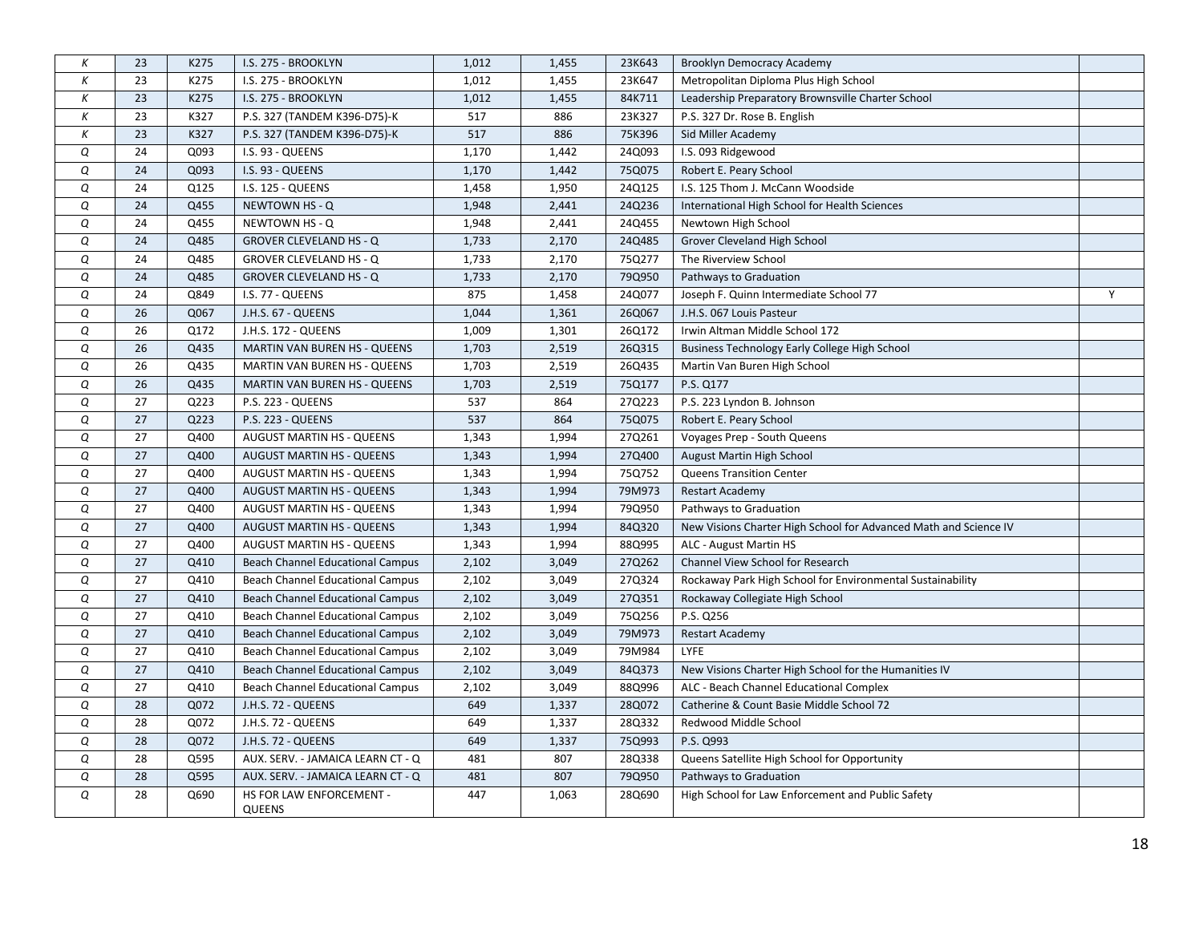| | | | | | | | | |
|---|---|---|---|---|---|---|---|---|
| K | 23 | K275 | I.S. 275 - BROOKLYN | 1,012 | 1,455 | 23K643 | Brooklyn Democracy Academy | |
| K | 23 | K275 | I.S. 275 - BROOKLYN | 1,012 | 1,455 | 23K647 | Metropolitan Diploma Plus High School | |
| K | 23 | K275 | I.S. 275 - BROOKLYN | 1,012 | 1,455 | 84K711 | Leadership Preparatory Brownsville Charter School | |
| K | 23 | K327 | P.S. 327 (TANDEM K396-D75)-K | 517 | 886 | 23K327 | P.S. 327 Dr. Rose B. English | |
| K | 23 | K327 | P.S. 327 (TANDEM K396-D75)-K | 517 | 886 | 75K396 | Sid Miller Academy | |
| Q | 24 | Q093 | I.S. 93 - QUEENS | 1,170 | 1,442 | 24Q093 | I.S. 093 Ridgewood | |
| Q | 24 | Q093 | I.S. 93 - QUEENS | 1,170 | 1,442 | 75Q075 | Robert E. Peary School | |
| Q | 24 | Q125 | I.S. 125 - QUEENS | 1,458 | 1,950 | 24Q125 | I.S. 125 Thom J. McCann Woodside | |
| Q | 24 | Q455 | NEWTOWN HS - Q | 1,948 | 2,441 | 24Q236 | International High School for Health Sciences | |
| Q | 24 | Q455 | NEWTOWN HS - Q | 1,948 | 2,441 | 24Q455 | Newtown High School | |
| Q | 24 | Q485 | GROVER CLEVELAND HS - Q | 1,733 | 2,170 | 24Q485 | Grover Cleveland High School | |
| Q | 24 | Q485 | GROVER CLEVELAND HS - Q | 1,733 | 2,170 | 75Q277 | The Riverview School | |
| Q | 24 | Q485 | GROVER CLEVELAND HS - Q | 1,733 | 2,170 | 79Q950 | Pathways to Graduation | |
| Q | 24 | Q849 | I.S. 77 - QUEENS | 875 | 1,458 | 24Q077 | Joseph F. Quinn Intermediate School 77 | Y |
| Q | 26 | Q067 | J.H.S. 67 - QUEENS | 1,044 | 1,361 | 26Q067 | J.H.S. 067 Louis Pasteur | |
| Q | 26 | Q172 | J.H.S. 172 - QUEENS | 1,009 | 1,301 | 26Q172 | Irwin Altman Middle School 172 | |
| Q | 26 | Q435 | MARTIN VAN BUREN HS - QUEENS | 1,703 | 2,519 | 26Q315 | Business Technology Early College High School | |
| Q | 26 | Q435 | MARTIN VAN BUREN HS - QUEENS | 1,703 | 2,519 | 26Q435 | Martin Van Buren High School | |
| Q | 26 | Q435 | MARTIN VAN BUREN HS - QUEENS | 1,703 | 2,519 | 75Q177 | P.S. Q177 | |
| Q | 27 | Q223 | P.S. 223 - QUEENS | 537 | 864 | 27Q223 | P.S. 223 Lyndon B. Johnson | |
| Q | 27 | Q223 | P.S. 223 - QUEENS | 537 | 864 | 75Q075 | Robert E. Peary School | |
| Q | 27 | Q400 | AUGUST MARTIN HS - QUEENS | 1,343 | 1,994 | 27Q261 | Voyages Prep - South Queens | |
| Q | 27 | Q400 | AUGUST MARTIN HS - QUEENS | 1,343 | 1,994 | 27Q400 | August Martin High School | |
| Q | 27 | Q400 | AUGUST MARTIN HS - QUEENS | 1,343 | 1,994 | 75Q752 | Queens Transition Center | |
| Q | 27 | Q400 | AUGUST MARTIN HS - QUEENS | 1,343 | 1,994 | 79M973 | Restart Academy | |
| Q | 27 | Q400 | AUGUST MARTIN HS - QUEENS | 1,343 | 1,994 | 79Q950 | Pathways to Graduation | |
| Q | 27 | Q400 | AUGUST MARTIN HS - QUEENS | 1,343 | 1,994 | 84Q320 | New Visions Charter High School for Advanced Math and Science IV | |
| Q | 27 | Q400 | AUGUST MARTIN HS - QUEENS | 1,343 | 1,994 | 88Q995 | ALC - August Martin HS | |
| Q | 27 | Q410 | Beach Channel Educational Campus | 2,102 | 3,049 | 27Q262 | Channel View School for Research | |
| Q | 27 | Q410 | Beach Channel Educational Campus | 2,102 | 3,049 | 27Q324 | Rockaway Park High School for Environmental Sustainability | |
| Q | 27 | Q410 | Beach Channel Educational Campus | 2,102 | 3,049 | 27Q351 | Rockaway Collegiate High School | |
| Q | 27 | Q410 | Beach Channel Educational Campus | 2,102 | 3,049 | 75Q256 | P.S. Q256 | |
| Q | 27 | Q410 | Beach Channel Educational Campus | 2,102 | 3,049 | 79M973 | Restart Academy | |
| Q | 27 | Q410 | Beach Channel Educational Campus | 2,102 | 3,049 | 79M984 | LYFE | |
| Q | 27 | Q410 | Beach Channel Educational Campus | 2,102 | 3,049 | 84Q373 | New Visions Charter High School for the Humanities IV | |
| Q | 27 | Q410 | Beach Channel Educational Campus | 2,102 | 3,049 | 88Q996 | ALC - Beach Channel Educational Complex | |
| Q | 28 | Q072 | J.H.S. 72 - QUEENS | 649 | 1,337 | 28Q072 | Catherine & Count Basie Middle School 72 | |
| Q | 28 | Q072 | J.H.S. 72 - QUEENS | 649 | 1,337 | 28Q332 | Redwood Middle School | |
| Q | 28 | Q072 | J.H.S. 72 - QUEENS | 649 | 1,337 | 75Q993 | P.S. Q993 | |
| Q | 28 | Q595 | AUX. SERV. - JAMAICA LEARN CT - Q | 481 | 807 | 28Q338 | Queens Satellite High School for Opportunity | |
| Q | 28 | Q595 | AUX. SERV. - JAMAICA LEARN CT - Q | 481 | 807 | 79Q950 | Pathways to Graduation | |
| Q | 28 | Q690 | HS FOR LAW ENFORCEMENT - QUEENS | 447 | 1,063 | 28Q690 | High School for Law Enforcement and Public Safety | |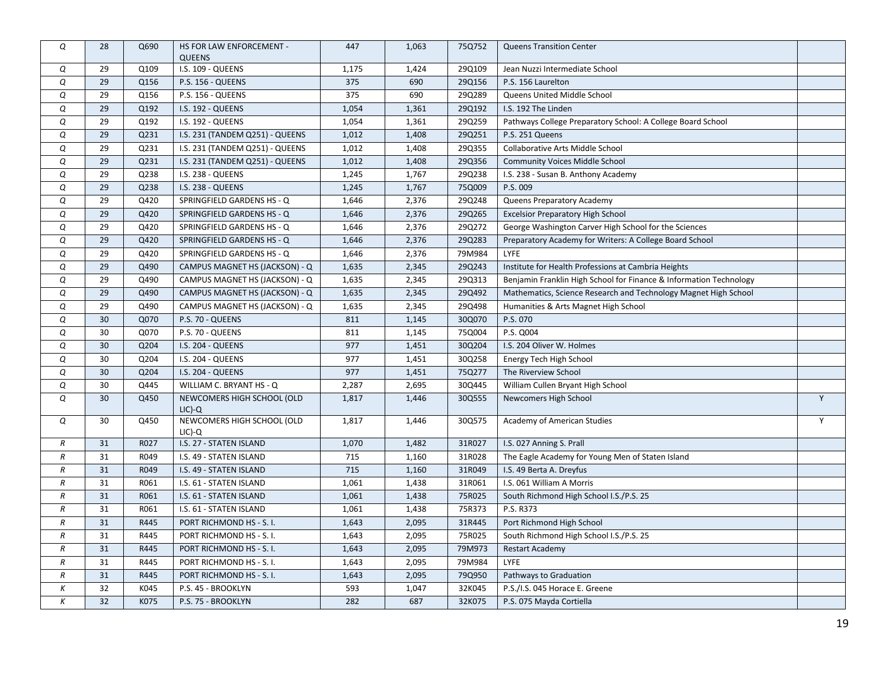| Q | 28 | Q690 | HS FOR LAW ENFORCEMENT - QUEENS | 447 | 1,063 | 75Q752 | Queens Transition Center | |
|---|---|---|---|---|---|---|---|---|
| Q | 29 | Q109 | I.S. 109 - QUEENS | 1,175 | 1,424 | 29Q109 | Jean Nuzzi Intermediate School | |
| Q | 29 | Q156 | P.S. 156 - QUEENS | 375 | 690 | 29Q156 | P.S. 156 Laurelton | |
| Q | 29 | Q156 | P.S. 156 - QUEENS | 375 | 690 | 29Q289 | Queens United Middle School | |
| Q | 29 | Q192 | I.S. 192 - QUEENS | 1,054 | 1,361 | 29Q192 | I.S. 192 The Linden | |
| Q | 29 | Q192 | I.S. 192 - QUEENS | 1,054 | 1,361 | 29Q259 | Pathways College Preparatory School: A College Board School | |
| Q | 29 | Q231 | I.S. 231 (TANDEM Q251) - QUEENS | 1,012 | 1,408 | 29Q251 | P.S. 251 Queens | |
| Q | 29 | Q231 | I.S. 231 (TANDEM Q251) - QUEENS | 1,012 | 1,408 | 29Q355 | Collaborative Arts Middle School | |
| Q | 29 | Q231 | I.S. 231 (TANDEM Q251) - QUEENS | 1,012 | 1,408 | 29Q356 | Community Voices Middle School | |
| Q | 29 | Q238 | I.S. 238 - QUEENS | 1,245 | 1,767 | 29Q238 | I.S. 238 - Susan B. Anthony Academy | |
| Q | 29 | Q238 | I.S. 238 - QUEENS | 1,245 | 1,767 | 75Q009 | P.S. 009 | |
| Q | 29 | Q420 | SPRINGFIELD GARDENS HS - Q | 1,646 | 2,376 | 29Q248 | Queens Preparatory Academy | |
| Q | 29 | Q420 | SPRINGFIELD GARDENS HS - Q | 1,646 | 2,376 | 29Q265 | Excelsior Preparatory High School | |
| Q | 29 | Q420 | SPRINGFIELD GARDENS HS - Q | 1,646 | 2,376 | 29Q272 | George Washington Carver High School for the Sciences | |
| Q | 29 | Q420 | SPRINGFIELD GARDENS HS - Q | 1,646 | 2,376 | 29Q283 | Preparatory Academy for Writers: A College Board School | |
| Q | 29 | Q420 | SPRINGFIELD GARDENS HS - Q | 1,646 | 2,376 | 79M984 | LYFE | |
| Q | 29 | Q490 | CAMPUS MAGNET HS (JACKSON) - Q | 1,635 | 2,345 | 29Q243 | Institute for Health Professions at Cambria Heights | |
| Q | 29 | Q490 | CAMPUS MAGNET HS (JACKSON) - Q | 1,635 | 2,345 | 29Q313 | Benjamin Franklin High School for Finance & Information Technology | |
| Q | 29 | Q490 | CAMPUS MAGNET HS (JACKSON) - Q | 1,635 | 2,345 | 29Q492 | Mathematics, Science Research and Technology Magnet High School | |
| Q | 29 | Q490 | CAMPUS MAGNET HS (JACKSON) - Q | 1,635 | 2,345 | 29Q498 | Humanities & Arts Magnet High School | |
| Q | 30 | Q070 | P.S. 70 - QUEENS | 811 | 1,145 | 30Q070 | P.S. 070 | |
| Q | 30 | Q070 | P.S. 70 - QUEENS | 811 | 1,145 | 75Q004 | P.S. Q004 | |
| Q | 30 | Q204 | I.S. 204 - QUEENS | 977 | 1,451 | 30Q204 | I.S. 204 Oliver W. Holmes | |
| Q | 30 | Q204 | I.S. 204 - QUEENS | 977 | 1,451 | 30Q258 | Energy Tech High School | |
| Q | 30 | Q204 | I.S. 204 - QUEENS | 977 | 1,451 | 75Q277 | The Riverview School | |
| Q | 30 | Q445 | WILLIAM C. BRYANT HS - Q | 2,287 | 2,695 | 30Q445 | William Cullen Bryant High School | |
| Q | 30 | Q450 | NEWCOMERS HIGH SCHOOL (OLD LIC)-Q | 1,817 | 1,446 | 30Q555 | Newcomers High School | Y |
| Q | 30 | Q450 | NEWCOMERS HIGH SCHOOL (OLD LIC)-Q | 1,817 | 1,446 | 30Q575 | Academy of American Studies | Y |
| R | 31 | R027 | I.S. 27 - STATEN ISLAND | 1,070 | 1,482 | 31R027 | I.S. 027 Anning S. Prall | |
| R | 31 | R049 | I.S. 49 - STATEN ISLAND | 715 | 1,160 | 31R028 | The Eagle Academy for Young Men of Staten Island | |
| R | 31 | R049 | I.S. 49 - STATEN ISLAND | 715 | 1,160 | 31R049 | I.S. 49 Berta A. Dreyfus | |
| R | 31 | R061 | I.S. 61 - STATEN ISLAND | 1,061 | 1,438 | 31R061 | I.S. 061 William A Morris | |
| R | 31 | R061 | I.S. 61 - STATEN ISLAND | 1,061 | 1,438 | 75R025 | South Richmond High School I.S./P.S. 25 | |
| R | 31 | R061 | I.S. 61 - STATEN ISLAND | 1,061 | 1,438 | 75R373 | P.S. R373 | |
| R | 31 | R445 | PORT RICHMOND HS - S. I. | 1,643 | 2,095 | 31R445 | Port Richmond High School | |
| R | 31 | R445 | PORT RICHMOND HS - S. I. | 1,643 | 2,095 | 75R025 | South Richmond High School I.S./P.S. 25 | |
| R | 31 | R445 | PORT RICHMOND HS - S. I. | 1,643 | 2,095 | 79M973 | Restart Academy | |
| R | 31 | R445 | PORT RICHMOND HS - S. I. | 1,643 | 2,095 | 79M984 | LYFE | |
| R | 31 | R445 | PORT RICHMOND HS - S. I. | 1,643 | 2,095 | 79Q950 | Pathways to Graduation | |
| K | 32 | K045 | P.S. 45 - BROOKLYN | 593 | 1,047 | 32K045 | P.S./I.S. 045 Horace E. Greene | |
| K | 32 | K075 | P.S. 75 - BROOKLYN | 282 | 687 | 32K075 | P.S. 075 Mayda Cortiella | |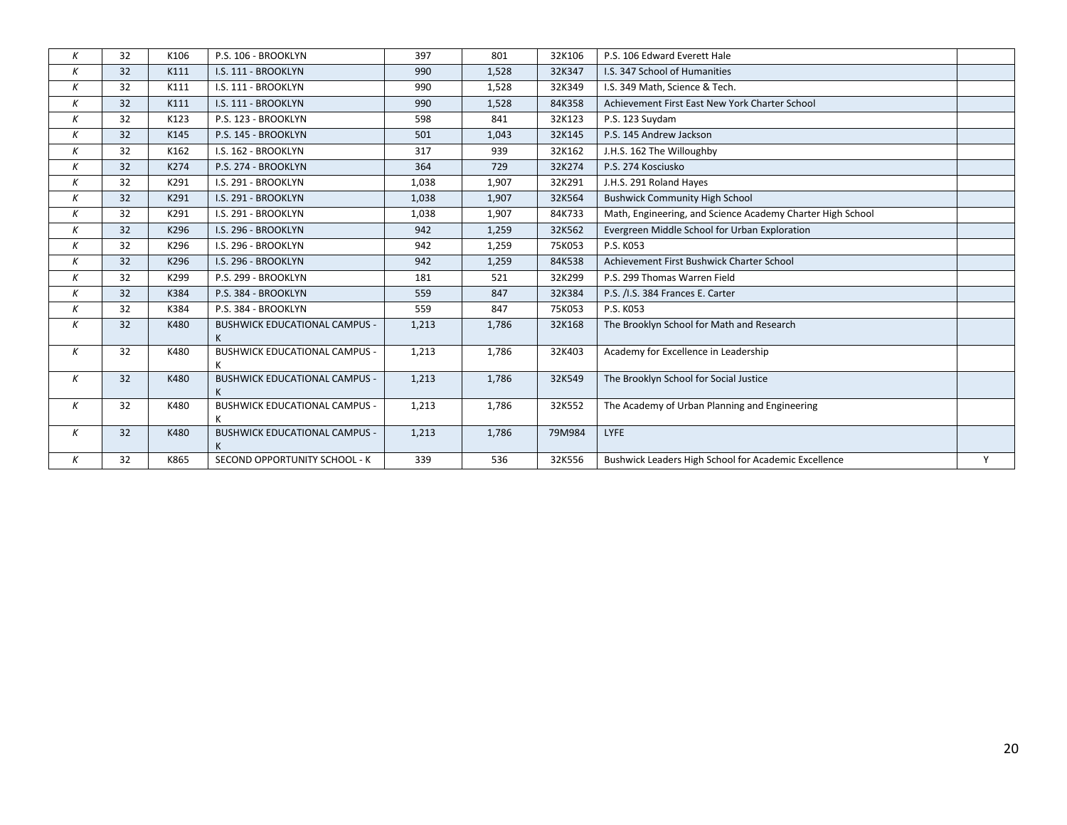| | | | | | | | | |
|---|---|---|---|---|---|---|---|---|
| *K* | 32 | K106 | P.S. 106 - BROOKLYN | 397 | 801 | 32K106 | P.S. 106 Edward Everett Hale | |
| *K* | 32 | K111 | I.S. 111 - BROOKLYN | 990 | 1,528 | 32K347 | I.S. 347 School of Humanities | |
| *K* | 32 | K111 | I.S. 111 - BROOKLYN | 990 | 1,528 | 32K349 | I.S. 349 Math, Science & Tech. | |
| *K* | 32 | K111 | I.S. 111 - BROOKLYN | 990 | 1,528 | 84K358 | Achievement First East New York Charter School | |
| *K* | 32 | K123 | P.S. 123 - BROOKLYN | 598 | 841 | 32K123 | P.S. 123 Suydam | |
| *K* | 32 | K145 | P.S. 145 - BROOKLYN | 501 | 1,043 | 32K145 | P.S. 145 Andrew Jackson | |
| *K* | 32 | K162 | I.S. 162 - BROOKLYN | 317 | 939 | 32K162 | J.H.S. 162 The Willoughby | |
| *K* | 32 | K274 | P.S. 274 - BROOKLYN | 364 | 729 | 32K274 | P.S. 274 Kosciusko | |
| *K* | 32 | K291 | I.S. 291 - BROOKLYN | 1,038 | 1,907 | 32K291 | J.H.S. 291 Roland Hayes | |
| *K* | 32 | K291 | I.S. 291 - BROOKLYN | 1,038 | 1,907 | 32K564 | Bushwick Community High School | |
| *K* | 32 | K291 | I.S. 291 - BROOKLYN | 1,038 | 1,907 | 84K733 | Math, Engineering, and Science Academy Charter High School | |
| *K* | 32 | K296 | I.S. 296 - BROOKLYN | 942 | 1,259 | 32K562 | Evergreen Middle School for Urban Exploration | |
| *K* | 32 | K296 | I.S. 296 - BROOKLYN | 942 | 1,259 | 75K053 | P.S. K053 | |
| *K* | 32 | K296 | I.S. 296 - BROOKLYN | 942 | 1,259 | 84K538 | Achievement First Bushwick Charter School | |
| *K* | 32 | K299 | P.S. 299 - BROOKLYN | 181 | 521 | 32K299 | P.S. 299 Thomas Warren Field | |
| *K* | 32 | K384 | P.S. 384 - BROOKLYN | 559 | 847 | 32K384 | P.S. /I.S. 384 Frances E. Carter | |
| *K* | 32 | K384 | P.S. 384 - BROOKLYN | 559 | 847 | 75K053 | P.S. K053 | |
| *K* | 32 | K480 | BUSHWICK EDUCATIONAL CAMPUS - K | 1,213 | 1,786 | 32K168 | The Brooklyn School for Math and Research | |
| *K* | 32 | K480 | BUSHWICK EDUCATIONAL CAMPUS - K | 1,213 | 1,786 | 32K403 | Academy for Excellence in Leadership | |
| *K* | 32 | K480 | BUSHWICK EDUCATIONAL CAMPUS - K | 1,213 | 1,786 | 32K549 | The Brooklyn School for Social Justice | |
| *K* | 32 | K480 | BUSHWICK EDUCATIONAL CAMPUS - K | 1,213 | 1,786 | 32K552 | The Academy of Urban Planning and Engineering | |
| *K* | 32 | K480 | BUSHWICK EDUCATIONAL CAMPUS - K | 1,213 | 1,786 | 79M984 | LYFE | |
| *K* | 32 | K865 | SECOND OPPORTUNITY SCHOOL - K | 339 | 536 | 32K556 | Bushwick Leaders High School for Academic Excellence | Y |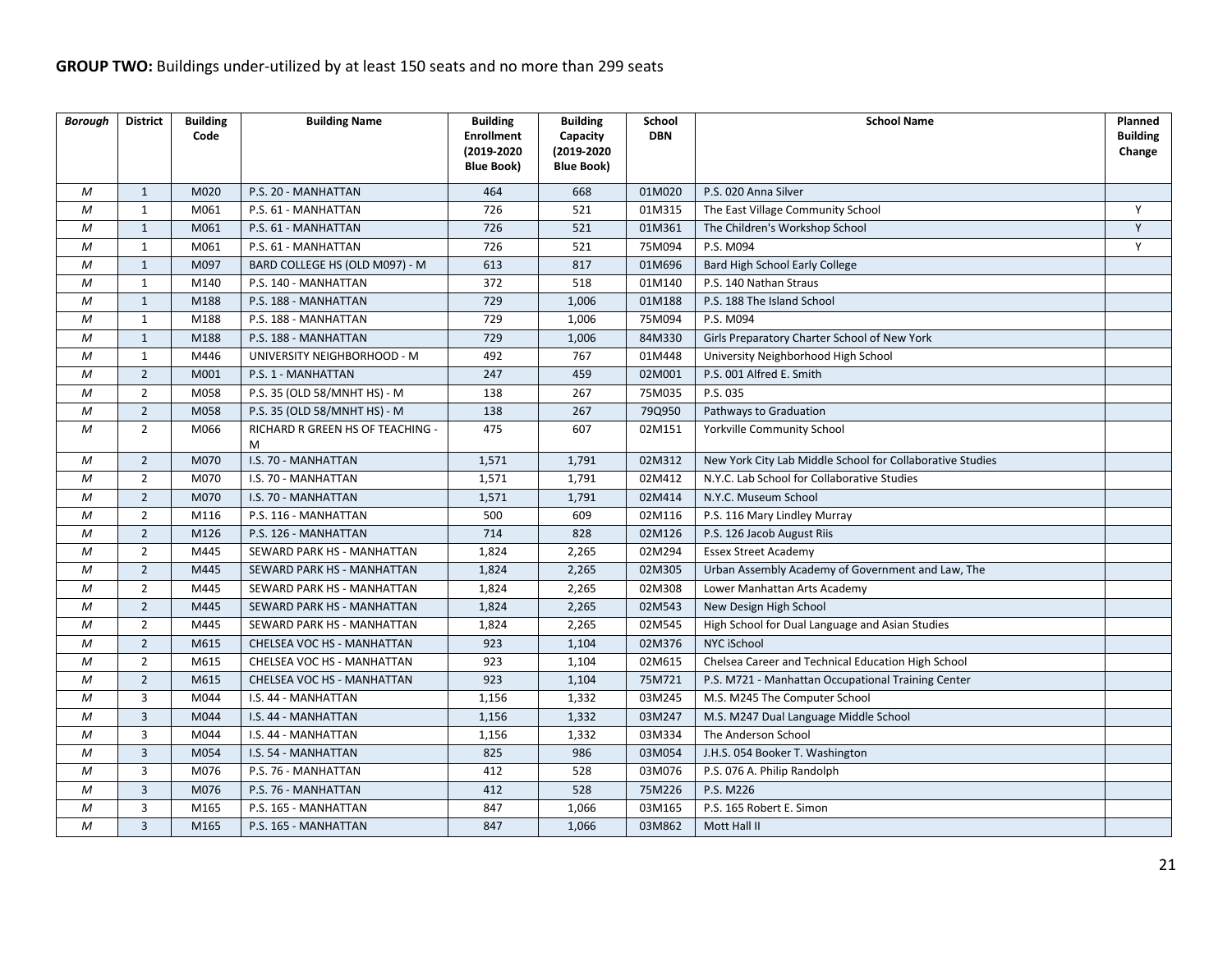**GROUP TWO:** Buildings under-utilized by at least 150 seats and no more than 299 seats

| *Borough* | District | Building Code | Building Name | Building Enrollment (2019-2020 Blue Book) | Building Capacity (2019-2020 Blue Book) | School DBN | School Name | Planned Building Change |
|---|---|---|---|---|---|---|---|---|
| *M* | 1 | M020 | P.S. 20 - MANHATTAN | 464 | 668 | 01M020 | P.S. 020 Anna Silver | |
| *M* | 1 | M061 | P.S. 61 - MANHATTAN | 726 | 521 | 01M315 | The East Village Community School | Y |
| *M* | 1 | M061 | P.S. 61 - MANHATTAN | 726 | 521 | 01M361 | The Children's Workshop School | Y |
| *M* | 1 | M061 | P.S. 61 - MANHATTAN | 726 | 521 | 75M094 | P.S. M094 | Y |
| *M* | 1 | M097 | BARD COLLEGE HS (OLD M097) - M | 613 | 817 | 01M696 | Bard High School Early College | |
| *M* | 1 | M140 | P.S. 140 - MANHATTAN | 372 | 518 | 01M140 | P.S. 140 Nathan Straus | |
| *M* | 1 | M188 | P.S. 188 - MANHATTAN | 729 | 1,006 | 01M188 | P.S. 188 The Island School | |
| *M* | 1 | M188 | P.S. 188 - MANHATTAN | 729 | 1,006 | 75M094 | P.S. M094 | |
| *M* | 1 | M188 | P.S. 188 - MANHATTAN | 729 | 1,006 | 84M330 | Girls Preparatory Charter School of New York | |
| *M* | 1 | M446 | UNIVERSITY NEIGHBORHOOD - M | 492 | 767 | 01M448 | University Neighborhood High School | |
| *M* | 2 | M001 | P.S. 1 - MANHATTAN | 247 | 459 | 02M001 | P.S. 001 Alfred E. Smith | |
| *M* | 2 | M058 | P.S. 35 (OLD 58/MNHT HS) - M | 138 | 267 | 75M035 | P.S. 035 | |
| *M* | 2 | M058 | P.S. 35 (OLD 58/MNHT HS) - M | 138 | 267 | 79Q950 | Pathways to Graduation | |
| *M* | 2 | M066 | RICHARD R GREEN HS OF TEACHING - M | 475 | 607 | 02M151 | Yorkville Community School | |
| *M* | 2 | M070 | I.S. 70 - MANHATTAN | 1,571 | 1,791 | 02M312 | New York City Lab Middle School for Collaborative Studies | |
| *M* | 2 | M070 | I.S. 70 - MANHATTAN | 1,571 | 1,791 | 02M412 | N.Y.C. Lab School for Collaborative Studies | |
| *M* | 2 | M070 | I.S. 70 - MANHATTAN | 1,571 | 1,791 | 02M414 | N.Y.C. Museum School | |
| *M* | 2 | M116 | P.S. 116 - MANHATTAN | 500 | 609 | 02M116 | P.S. 116 Mary Lindley Murray | |
| *M* | 2 | M126 | P.S. 126 - MANHATTAN | 714 | 828 | 02M126 | P.S. 126 Jacob August Riis | |
| *M* | 2 | M445 | SEWARD PARK HS - MANHATTAN | 1,824 | 2,265 | 02M294 | Essex Street Academy | |
| *M* | 2 | M445 | SEWARD PARK HS - MANHATTAN | 1,824 | 2,265 | 02M305 | Urban Assembly Academy of Government and Law, The | |
| *M* | 2 | M445 | SEWARD PARK HS - MANHATTAN | 1,824 | 2,265 | 02M308 | Lower Manhattan Arts Academy | |
| *M* | 2 | M445 | SEWARD PARK HS - MANHATTAN | 1,824 | 2,265 | 02M543 | New Design High School | |
| *M* | 2 | M445 | SEWARD PARK HS - MANHATTAN | 1,824 | 2,265 | 02M545 | High School for Dual Language and Asian Studies | |
| *M* | 2 | M615 | CHELSEA VOC HS - MANHATTAN | 923 | 1,104 | 02M376 | NYC iSchool | |
| *M* | 2 | M615 | CHELSEA VOC HS - MANHATTAN | 923 | 1,104 | 02M615 | Chelsea Career and Technical Education High School | |
| *M* | 2 | M615 | CHELSEA VOC HS - MANHATTAN | 923 | 1,104 | 75M721 | P.S. M721 - Manhattan Occupational Training Center | |
| *M* | 3 | M044 | I.S. 44 - MANHATTAN | 1,156 | 1,332 | 03M245 | M.S. M245 The Computer School | |
| *M* | 3 | M044 | I.S. 44 - MANHATTAN | 1,156 | 1,332 | 03M247 | M.S. M247 Dual Language Middle School | |
| *M* | 3 | M044 | I.S. 44 - MANHATTAN | 1,156 | 1,332 | 03M334 | The Anderson School | |
| *M* | 3 | M054 | I.S. 54 - MANHATTAN | 825 | 986 | 03M054 | J.H.S. 054 Booker T. Washington | |
| *M* | 3 | M076 | P.S. 76 - MANHATTAN | 412 | 528 | 03M076 | P.S. 076 A. Philip Randolph | |
| *M* | 3 | M076 | P.S. 76 - MANHATTAN | 412 | 528 | 75M226 | P.S. M226 | |
| *M* | 3 | M165 | P.S. 165 - MANHATTAN | 847 | 1,066 | 03M165 | P.S. 165 Robert E. Simon | |
| *M* | 3 | M165 | P.S. 165 - MANHATTAN | 847 | 1,066 | 03M862 | Mott Hall II | |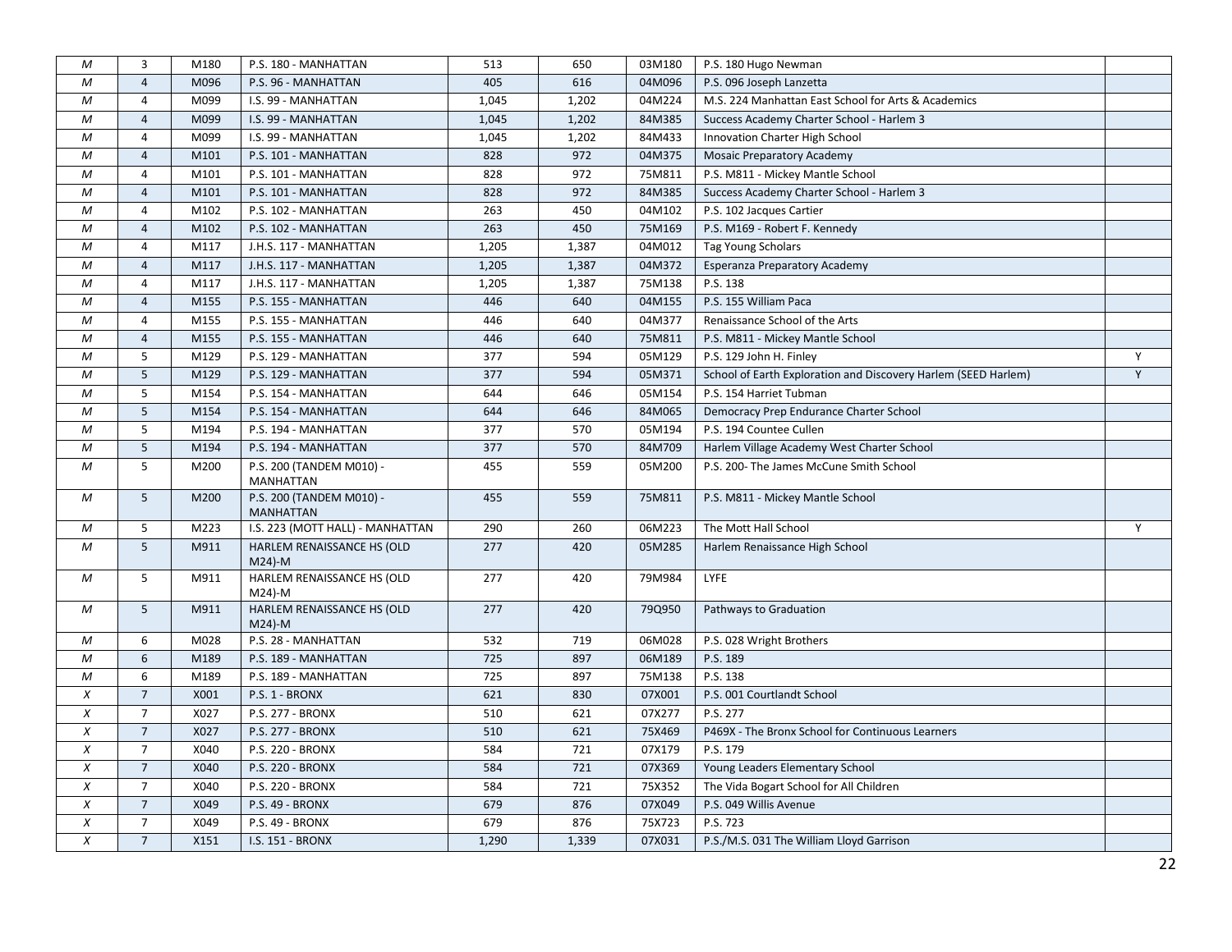| | | | | | | | | |
|---|---|---|---|---|---|---|---|---|
| M | 3 | M180 | P.S. 180 - MANHATTAN | 513 | 650 | 03M180 | P.S. 180 Hugo Newman | |
| M | 4 | M096 | P.S. 96 - MANHATTAN | 405 | 616 | 04M096 | P.S. 096 Joseph Lanzetta | |
| M | 4 | M099 | I.S. 99 - MANHATTAN | 1,045 | 1,202 | 04M224 | M.S. 224 Manhattan East School for Arts & Academics | |
| M | 4 | M099 | I.S. 99 - MANHATTAN | 1,045 | 1,202 | 84M385 | Success Academy Charter School - Harlem 3 | |
| M | 4 | M099 | I.S. 99 - MANHATTAN | 1,045 | 1,202 | 84M433 | Innovation Charter High School | |
| M | 4 | M101 | P.S. 101 - MANHATTAN | 828 | 972 | 04M375 | Mosaic Preparatory Academy | |
| M | 4 | M101 | P.S. 101 - MANHATTAN | 828 | 972 | 75M811 | P.S. M811 - Mickey Mantle School | |
| M | 4 | M101 | P.S. 101 - MANHATTAN | 828 | 972 | 84M385 | Success Academy Charter School - Harlem 3 | |
| M | 4 | M102 | P.S. 102 - MANHATTAN | 263 | 450 | 04M102 | P.S. 102 Jacques Cartier | |
| M | 4 | M102 | P.S. 102 - MANHATTAN | 263 | 450 | 75M169 | P.S. M169 - Robert F. Kennedy | |
| M | 4 | M117 | J.H.S. 117 - MANHATTAN | 1,205 | 1,387 | 04M012 | Tag Young Scholars | |
| M | 4 | M117 | J.H.S. 117 - MANHATTAN | 1,205 | 1,387 | 04M372 | Esperanza Preparatory Academy | |
| M | 4 | M117 | J.H.S. 117 - MANHATTAN | 1,205 | 1,387 | 75M138 | P.S. 138 | |
| M | 4 | M155 | P.S. 155 - MANHATTAN | 446 | 640 | 04M155 | P.S. 155 William Paca | |
| M | 4 | M155 | P.S. 155 - MANHATTAN | 446 | 640 | 04M377 | Renaissance School of the Arts | |
| M | 4 | M155 | P.S. 155 - MANHATTAN | 446 | 640 | 75M811 | P.S. M811 - Mickey Mantle School | |
| M | 5 | M129 | P.S. 129 - MANHATTAN | 377 | 594 | 05M129 | P.S. 129 John H. Finley | Y |
| M | 5 | M129 | P.S. 129 - MANHATTAN | 377 | 594 | 05M371 | School of Earth Exploration and Discovery Harlem (SEED Harlem) | Y |
| M | 5 | M154 | P.S. 154 - MANHATTAN | 644 | 646 | 05M154 | P.S. 154 Harriet Tubman | |
| M | 5 | M154 | P.S. 154 - MANHATTAN | 644 | 646 | 84M065 | Democracy Prep Endurance Charter School | |
| M | 5 | M194 | P.S. 194 - MANHATTAN | 377 | 570 | 05M194 | P.S. 194 Countee Cullen | |
| M | 5 | M194 | P.S. 194 - MANHATTAN | 377 | 570 | 84M709 | Harlem Village Academy West Charter School | |
| M | 5 | M200 | P.S. 200 (TANDEM M010) - MANHATTAN | 455 | 559 | 05M200 | P.S. 200- The James McCune Smith School | |
| M | 5 | M200 | P.S. 200 (TANDEM M010) - MANHATTAN | 455 | 559 | 75M811 | P.S. M811 - Mickey Mantle School | |
| M | 5 | M223 | I.S. 223 (MOTT HALL) - MANHATTAN | 290 | 260 | 06M223 | The Mott Hall School | Y |
| M | 5 | M911 | HARLEM RENAISSANCE HS (OLD M24)-M | 277 | 420 | 05M285 | Harlem Renaissance High School | |
| M | 5 | M911 | HARLEM RENAISSANCE HS (OLD M24)-M | 277 | 420 | 79M984 | LYFE | |
| M | 5 | M911 | HARLEM RENAISSANCE HS (OLD M24)-M | 277 | 420 | 79Q950 | Pathways to Graduation | |
| M | 6 | M028 | P.S. 28 - MANHATTAN | 532 | 719 | 06M028 | P.S. 028 Wright Brothers | |
| M | 6 | M189 | P.S. 189 - MANHATTAN | 725 | 897 | 06M189 | P.S. 189 | |
| M | 6 | M189 | P.S. 189 - MANHATTAN | 725 | 897 | 75M138 | P.S. 138 | |
| X | 7 | X001 | P.S. 1 - BRONX | 621 | 830 | 07X001 | P.S. 001 Courtlandt School | |
| X | 7 | X027 | P.S. 277 - BRONX | 510 | 621 | 07X277 | P.S. 277 | |
| X | 7 | X027 | P.S. 277 - BRONX | 510 | 621 | 75X469 | P469X - The Bronx School for Continuous Learners | |
| X | 7 | X040 | P.S. 220 - BRONX | 584 | 721 | 07X179 | P.S. 179 | |
| X | 7 | X040 | P.S. 220 - BRONX | 584 | 721 | 07X369 | Young Leaders Elementary School | |
| X | 7 | X040 | P.S. 220 - BRONX | 584 | 721 | 75X352 | The Vida Bogart School for All Children | |
| X | 7 | X049 | P.S. 49 - BRONX | 679 | 876 | 07X049 | P.S. 049 Willis Avenue | |
| X | 7 | X049 | P.S. 49 - BRONX | 679 | 876 | 75X723 | P.S. 723 | |
| X | 7 | X151 | I.S. 151 - BRONX | 1,290 | 1,339 | 07X031 | P.S./M.S. 031 The William Lloyd Garrison | |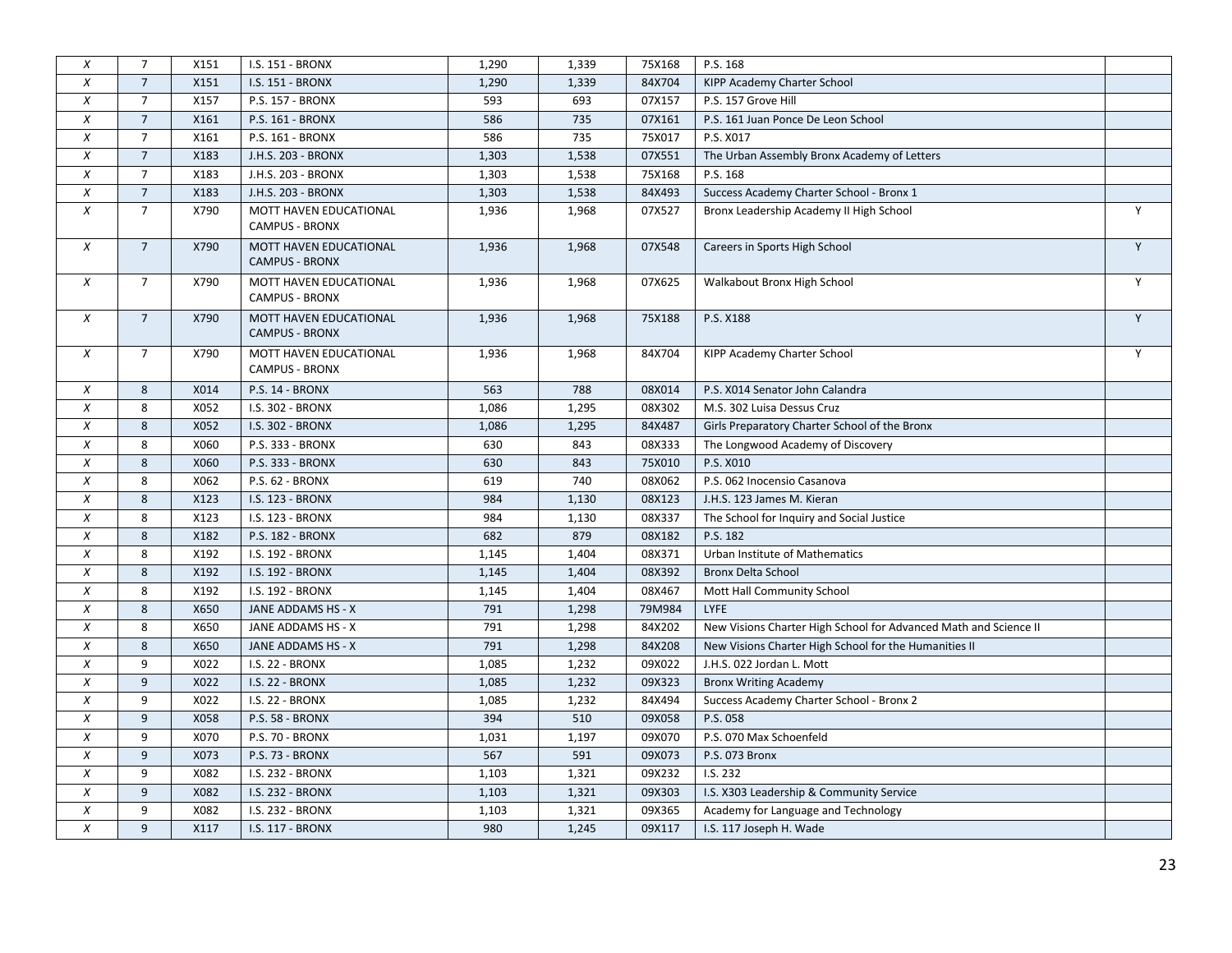| | | | | | | | | |
|---|---|---|---|---|---|---|---|---|
| X | 7 | X151 | I.S. 151 - BRONX | 1,290 | 1,339 | 75X168 | P.S. 168 | |
| X | 7 | X151 | I.S. 151 - BRONX | 1,290 | 1,339 | 84X704 | KIPP Academy Charter School | |
| X | 7 | X157 | P.S. 157 - BRONX | 593 | 693 | 07X157 | P.S. 157 Grove Hill | |
| X | 7 | X161 | P.S. 161 - BRONX | 586 | 735 | 07X161 | P.S. 161 Juan Ponce De Leon School | |
| X | 7 | X161 | P.S. 161 - BRONX | 586 | 735 | 75X017 | P.S. X017 | |
| X | 7 | X183 | J.H.S. 203 - BRONX | 1,303 | 1,538 | 07X551 | The Urban Assembly Bronx Academy of Letters | |
| X | 7 | X183 | J.H.S. 203 - BRONX | 1,303 | 1,538 | 75X168 | P.S. 168 | |
| X | 7 | X183 | J.H.S. 203 - BRONX | 1,303 | 1,538 | 84X493 | Success Academy Charter School - Bronx 1 | |
| X | 7 | X790 | MOTT HAVEN EDUCATIONAL CAMPUS - BRONX | 1,936 | 1,968 | 07X527 | Bronx Leadership Academy II High School | Y |
| X | 7 | X790 | MOTT HAVEN EDUCATIONAL CAMPUS - BRONX | 1,936 | 1,968 | 07X548 | Careers in Sports High School | Y |
| X | 7 | X790 | MOTT HAVEN EDUCATIONAL CAMPUS - BRONX | 1,936 | 1,968 | 07X625 | Walkabout Bronx High School | Y |
| X | 7 | X790 | MOTT HAVEN EDUCATIONAL CAMPUS - BRONX | 1,936 | 1,968 | 75X188 | P.S. X188 | Y |
| X | 7 | X790 | MOTT HAVEN EDUCATIONAL CAMPUS - BRONX | 1,936 | 1,968 | 84X704 | KIPP Academy Charter School | Y |
| X | 8 | X014 | P.S. 14 - BRONX | 563 | 788 | 08X014 | P.S. X014 Senator John Calandra | |
| X | 8 | X052 | I.S. 302 - BRONX | 1,086 | 1,295 | 08X302 | M.S. 302 Luisa Dessus Cruz | |
| X | 8 | X052 | I.S. 302 - BRONX | 1,086 | 1,295 | 84X487 | Girls Preparatory Charter School of the Bronx | |
| X | 8 | X060 | P.S. 333 - BRONX | 630 | 843 | 08X333 | The Longwood Academy of Discovery | |
| X | 8 | X060 | P.S. 333 - BRONX | 630 | 843 | 75X010 | P.S. X010 | |
| X | 8 | X062 | P.S. 62 - BRONX | 619 | 740 | 08X062 | P.S. 062 Inocensio Casanova | |
| X | 8 | X123 | I.S. 123 - BRONX | 984 | 1,130 | 08X123 | J.H.S. 123 James M. Kieran | |
| X | 8 | X123 | I.S. 123 - BRONX | 984 | 1,130 | 08X337 | The School for Inquiry and Social Justice | |
| X | 8 | X182 | P.S. 182 - BRONX | 682 | 879 | 08X182 | P.S. 182 | |
| X | 8 | X192 | I.S. 192 - BRONX | 1,145 | 1,404 | 08X371 | Urban Institute of Mathematics | |
| X | 8 | X192 | I.S. 192 - BRONX | 1,145 | 1,404 | 08X392 | Bronx Delta School | |
| X | 8 | X192 | I.S. 192 - BRONX | 1,145 | 1,404 | 08X467 | Mott Hall Community School | |
| X | 8 | X650 | JANE ADDAMS HS - X | 791 | 1,298 | 79M984 | LYFE | |
| X | 8 | X650 | JANE ADDAMS HS - X | 791 | 1,298 | 84X202 | New Visions Charter High School for Advanced Math and Science II | |
| X | 8 | X650 | JANE ADDAMS HS - X | 791 | 1,298 | 84X208 | New Visions Charter High School for the Humanities II | |
| X | 9 | X022 | I.S. 22 - BRONX | 1,085 | 1,232 | 09X022 | J.H.S. 022 Jordan L. Mott | |
| X | 9 | X022 | I.S. 22 - BRONX | 1,085 | 1,232 | 09X323 | Bronx Writing Academy | |
| X | 9 | X022 | I.S. 22 - BRONX | 1,085 | 1,232 | 84X494 | Success Academy Charter School - Bronx 2 | |
| X | 9 | X058 | P.S. 58 - BRONX | 394 | 510 | 09X058 | P.S. 058 | |
| X | 9 | X070 | P.S. 70 - BRONX | 1,031 | 1,197 | 09X070 | P.S. 070 Max Schoenfeld | |
| X | 9 | X073 | P.S. 73 - BRONX | 567 | 591 | 09X073 | P.S. 073 Bronx | |
| X | 9 | X082 | I.S. 232 - BRONX | 1,103 | 1,321 | 09X232 | I.S. 232 | |
| X | 9 | X082 | I.S. 232 - BRONX | 1,103 | 1,321 | 09X303 | I.S. X303 Leadership & Community Service | |
| X | 9 | X082 | I.S. 232 - BRONX | 1,103 | 1,321 | 09X365 | Academy for Language and Technology | |
| X | 9 | X117 | I.S. 117 - BRONX | 980 | 1,245 | 09X117 | I.S. 117 Joseph H. Wade | |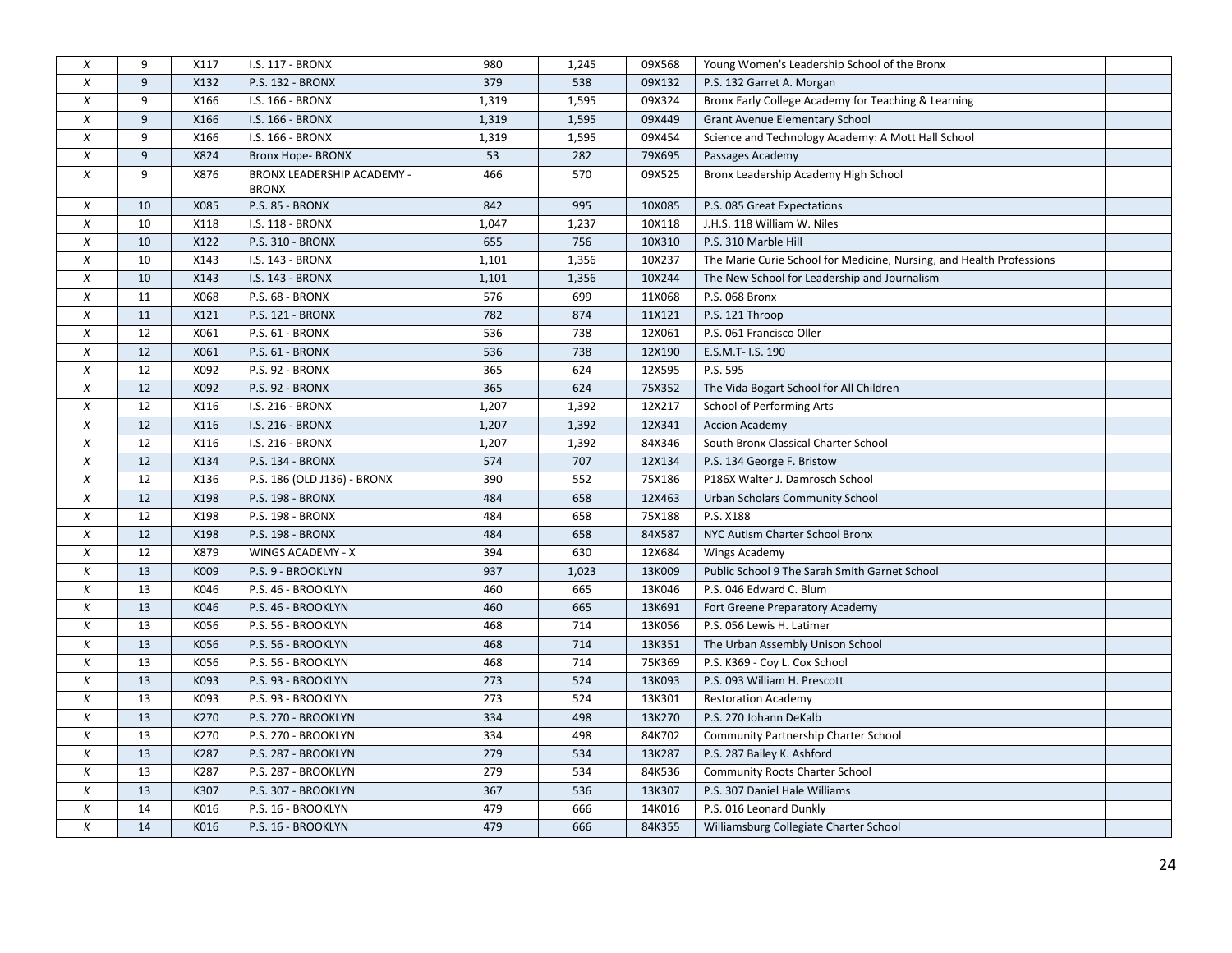| | | | | | | | | |
|---|---|---|---|---|---|---|---|---|
| X | 9 | X117 | I.S. 117 - BRONX | 980 | 1,245 | 09X568 | Young Women's Leadership School of the Bronx | |
| X | 9 | X132 | P.S. 132 - BRONX | 379 | 538 | 09X132 | P.S. 132 Garret A. Morgan | |
| X | 9 | X166 | I.S. 166 - BRONX | 1,319 | 1,595 | 09X324 | Bronx Early College Academy for Teaching & Learning | |
| X | 9 | X166 | I.S. 166 - BRONX | 1,319 | 1,595 | 09X449 | Grant Avenue Elementary School | |
| X | 9 | X166 | I.S. 166 - BRONX | 1,319 | 1,595 | 09X454 | Science and Technology Academy: A Mott Hall School | |
| X | 9 | X824 | Bronx Hope- BRONX | 53 | 282 | 79X695 | Passages Academy | |
| X | 9 | X876 | BRONX LEADERSHIP ACADEMY - BRONX | 466 | 570 | 09X525 | Bronx Leadership Academy High School | |
| X | 10 | X085 | P.S. 85 - BRONX | 842 | 995 | 10X085 | P.S. 085 Great Expectations | |
| X | 10 | X118 | I.S. 118 - BRONX | 1,047 | 1,237 | 10X118 | J.H.S. 118 William W. Niles | |
| X | 10 | X122 | P.S. 310 - BRONX | 655 | 756 | 10X310 | P.S. 310 Marble Hill | |
| X | 10 | X143 | I.S. 143 - BRONX | 1,101 | 1,356 | 10X237 | The Marie Curie School for Medicine, Nursing, and Health Professions | |
| X | 10 | X143 | I.S. 143 - BRONX | 1,101 | 1,356 | 10X244 | The New School for Leadership and Journalism | |
| X | 11 | X068 | P.S. 68 - BRONX | 576 | 699 | 11X068 | P.S. 068 Bronx | |
| X | 11 | X121 | P.S. 121 - BRONX | 782 | 874 | 11X121 | P.S. 121 Throop | |
| X | 12 | X061 | P.S. 61 - BRONX | 536 | 738 | 12X061 | P.S. 061 Francisco Oller | |
| X | 12 | X061 | P.S. 61 - BRONX | 536 | 738 | 12X190 | E.S.M.T- I.S. 190 | |
| X | 12 | X092 | P.S. 92 - BRONX | 365 | 624 | 12X595 | P.S. 595 | |
| X | 12 | X092 | P.S. 92 - BRONX | 365 | 624 | 75X352 | The Vida Bogart School for All Children | |
| X | 12 | X116 | I.S. 216 - BRONX | 1,207 | 1,392 | 12X217 | School of Performing Arts | |
| X | 12 | X116 | I.S. 216 - BRONX | 1,207 | 1,392 | 12X341 | Accion Academy | |
| X | 12 | X116 | I.S. 216 - BRONX | 1,207 | 1,392 | 84X346 | South Bronx Classical Charter School | |
| X | 12 | X134 | P.S. 134 - BRONX | 574 | 707 | 12X134 | P.S. 134 George F. Bristow | |
| X | 12 | X136 | P.S. 186 (OLD J136) - BRONX | 390 | 552 | 75X186 | P186X Walter J. Damrosch School | |
| X | 12 | X198 | P.S. 198 - BRONX | 484 | 658 | 12X463 | Urban Scholars Community School | |
| X | 12 | X198 | P.S. 198 - BRONX | 484 | 658 | 75X188 | P.S. X188 | |
| X | 12 | X198 | P.S. 198 - BRONX | 484 | 658 | 84X587 | NYC Autism Charter School Bronx | |
| X | 12 | X879 | WINGS ACADEMY - X | 394 | 630 | 12X684 | Wings Academy | |
| K | 13 | K009 | P.S. 9 - BROOKLYN | 937 | 1,023 | 13K009 | Public School 9 The Sarah Smith Garnet School | |
| K | 13 | K046 | P.S. 46 - BROOKLYN | 460 | 665 | 13K046 | P.S. 046 Edward C. Blum | |
| K | 13 | K046 | P.S. 46 - BROOKLYN | 460 | 665 | 13K691 | Fort Greene Preparatory Academy | |
| K | 13 | K056 | P.S. 56 - BROOKLYN | 468 | 714 | 13K056 | P.S. 056 Lewis H. Latimer | |
| K | 13 | K056 | P.S. 56 - BROOKLYN | 468 | 714 | 13K351 | The Urban Assembly Unison School | |
| K | 13 | K056 | P.S. 56 - BROOKLYN | 468 | 714 | 75K369 | P.S. K369 - Coy L. Cox School | |
| K | 13 | K093 | P.S. 93 - BROOKLYN | 273 | 524 | 13K093 | P.S. 093 William H. Prescott | |
| K | 13 | K093 | P.S. 93 - BROOKLYN | 273 | 524 | 13K301 | Restoration Academy | |
| K | 13 | K270 | P.S. 270 - BROOKLYN | 334 | 498 | 13K270 | P.S. 270 Johann DeKalb | |
| K | 13 | K270 | P.S. 270 - BROOKLYN | 334 | 498 | 84K702 | Community Partnership Charter School | |
| K | 13 | K287 | P.S. 287 - BROOKLYN | 279 | 534 | 13K287 | P.S. 287 Bailey K. Ashford | |
| K | 13 | K287 | P.S. 287 - BROOKLYN | 279 | 534 | 84K536 | Community Roots Charter School | |
| K | 13 | K307 | P.S. 307 - BROOKLYN | 367 | 536 | 13K307 | P.S. 307 Daniel Hale Williams | |
| K | 14 | K016 | P.S. 16 - BROOKLYN | 479 | 666 | 14K016 | P.S. 016 Leonard Dunkly | |
| K | 14 | K016 | P.S. 16 - BROOKLYN | 479 | 666 | 84K355 | Williamsburg Collegiate Charter School | |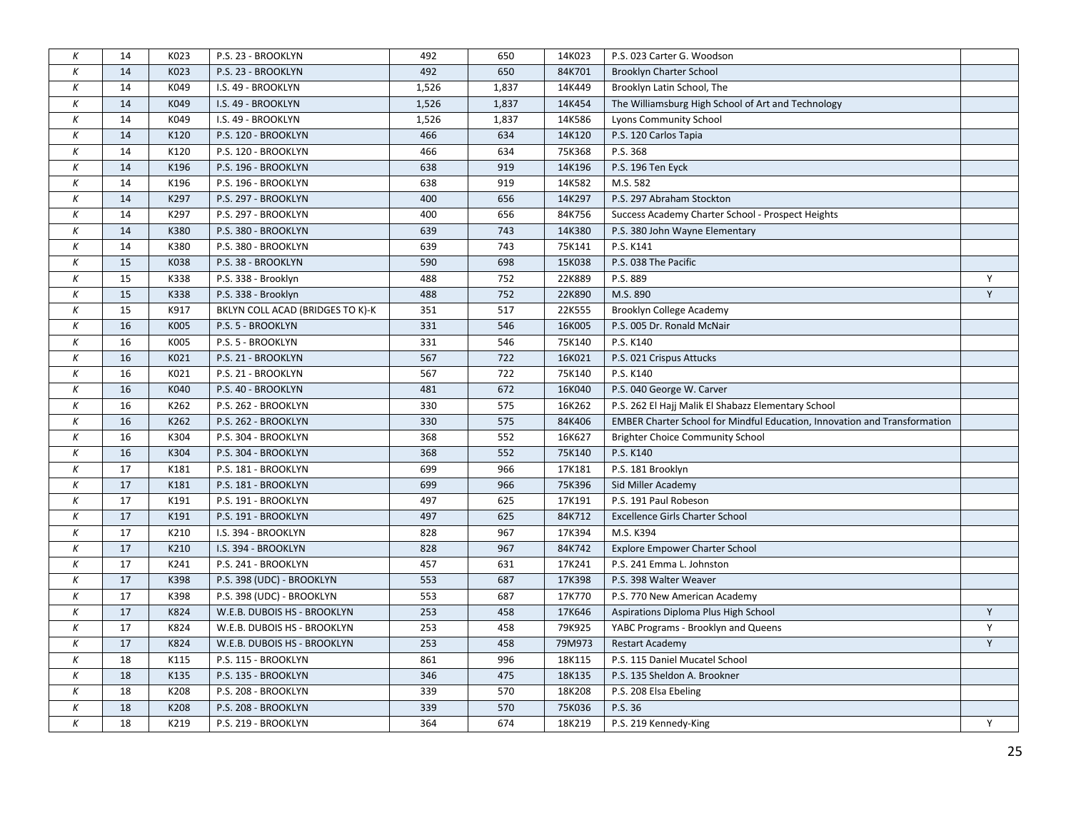| | | | | | | | | |
|---|---|---|---|---|---|---|---|---|
| K | 14 | K023 | P.S. 23 - BROOKLYN | 492 | 650 | 14K023 | P.S. 023 Carter G. Woodson | |
| K | 14 | K023 | P.S. 23 - BROOKLYN | 492 | 650 | 84K701 | Brooklyn Charter School | |
| K | 14 | K049 | I.S. 49 - BROOKLYN | 1,526 | 1,837 | 14K449 | Brooklyn Latin School, The | |
| K | 14 | K049 | I.S. 49 - BROOKLYN | 1,526 | 1,837 | 14K454 | The Williamsburg High School of Art and Technology | |
| K | 14 | K049 | I.S. 49 - BROOKLYN | 1,526 | 1,837 | 14K586 | Lyons Community School | |
| K | 14 | K120 | P.S. 120 - BROOKLYN | 466 | 634 | 14K120 | P.S. 120 Carlos Tapia | |
| K | 14 | K120 | P.S. 120 - BROOKLYN | 466 | 634 | 75K368 | P.S. 368 | |
| K | 14 | K196 | P.S. 196 - BROOKLYN | 638 | 919 | 14K196 | P.S. 196 Ten Eyck | |
| K | 14 | K196 | P.S. 196 - BROOKLYN | 638 | 919 | 14K582 | M.S. 582 | |
| K | 14 | K297 | P.S. 297 - BROOKLYN | 400 | 656 | 14K297 | P.S. 297 Abraham Stockton | |
| K | 14 | K297 | P.S. 297 - BROOKLYN | 400 | 656 | 84K756 | Success Academy Charter School - Prospect Heights | |
| K | 14 | K380 | P.S. 380 - BROOKLYN | 639 | 743 | 14K380 | P.S. 380 John Wayne Elementary | |
| K | 14 | K380 | P.S. 380 - BROOKLYN | 639 | 743 | 75K141 | P.S. K141 | |
| K | 15 | K038 | P.S. 38 - BROOKLYN | 590 | 698 | 15K038 | P.S. 038 The Pacific | |
| K | 15 | K338 | P.S. 338 - Brooklyn | 488 | 752 | 22K889 | P.S. 889 | Y |
| K | 15 | K338 | P.S. 338 - Brooklyn | 488 | 752 | 22K890 | M.S. 890 | Y |
| K | 15 | K917 | BKLYN COLL ACAD (BRIDGES TO K)-K | 351 | 517 | 22K555 | Brooklyn College Academy | |
| K | 16 | K005 | P.S. 5 - BROOKLYN | 331 | 546 | 16K005 | P.S. 005 Dr. Ronald McNair | |
| K | 16 | K005 | P.S. 5 - BROOKLYN | 331 | 546 | 75K140 | P.S. K140 | |
| K | 16 | K021 | P.S. 21 - BROOKLYN | 567 | 722 | 16K021 | P.S. 021 Crispus Attucks | |
| K | 16 | K021 | P.S. 21 - BROOKLYN | 567 | 722 | 75K140 | P.S. K140 | |
| K | 16 | K040 | P.S. 40 - BROOKLYN | 481 | 672 | 16K040 | P.S. 040 George W. Carver | |
| K | 16 | K262 | P.S. 262 - BROOKLYN | 330 | 575 | 16K262 | P.S. 262 El Hajj Malik El Shabazz Elementary School | |
| K | 16 | K262 | P.S. 262 - BROOKLYN | 330 | 575 | 84K406 | EMBER Charter School for Mindful Education, Innovation and Transformation | |
| K | 16 | K304 | P.S. 304 - BROOKLYN | 368 | 552 | 16K627 | Brighter Choice Community School | |
| K | 16 | K304 | P.S. 304 - BROOKLYN | 368 | 552 | 75K140 | P.S. K140 | |
| K | 17 | K181 | P.S. 181 - BROOKLYN | 699 | 966 | 17K181 | P.S. 181 Brooklyn | |
| K | 17 | K181 | P.S. 181 - BROOKLYN | 699 | 966 | 75K396 | Sid Miller Academy | |
| K | 17 | K191 | P.S. 191 - BROOKLYN | 497 | 625 | 17K191 | P.S. 191 Paul Robeson | |
| K | 17 | K191 | P.S. 191 - BROOKLYN | 497 | 625 | 84K712 | Excellence Girls Charter School | |
| K | 17 | K210 | I.S. 394 - BROOKLYN | 828 | 967 | 17K394 | M.S. K394 | |
| K | 17 | K210 | I.S. 394 - BROOKLYN | 828 | 967 | 84K742 | Explore Empower Charter School | |
| K | 17 | K241 | P.S. 241 - BROOKLYN | 457 | 631 | 17K241 | P.S. 241 Emma L. Johnston | |
| K | 17 | K398 | P.S. 398 (UDC) - BROOKLYN | 553 | 687 | 17K398 | P.S. 398 Walter Weaver | |
| K | 17 | K398 | P.S. 398 (UDC) - BROOKLYN | 553 | 687 | 17K770 | P.S. 770 New American Academy | |
| K | 17 | K824 | W.E.B. DUBOIS HS - BROOKLYN | 253 | 458 | 17K646 | Aspirations Diploma Plus High School | Y |
| K | 17 | K824 | W.E.B. DUBOIS HS - BROOKLYN | 253 | 458 | 79K925 | YABC Programs - Brooklyn and Queens | Y |
| K | 17 | K824 | W.E.B. DUBOIS HS - BROOKLYN | 253 | 458 | 79M973 | Restart Academy | Y |
| K | 18 | K115 | P.S. 115 - BROOKLYN | 861 | 996 | 18K115 | P.S. 115 Daniel Mucatel School | |
| K | 18 | K135 | P.S. 135 - BROOKLYN | 346 | 475 | 18K135 | P.S. 135 Sheldon A. Brookner | |
| K | 18 | K208 | P.S. 208 - BROOKLYN | 339 | 570 | 18K208 | P.S. 208 Elsa Ebeling | |
| K | 18 | K208 | P.S. 208 - BROOKLYN | 339 | 570 | 75K036 | P.S. 36 | |
| K | 18 | K219 | P.S. 219 - BROOKLYN | 364 | 674 | 18K219 | P.S. 219 Kennedy-King | Y |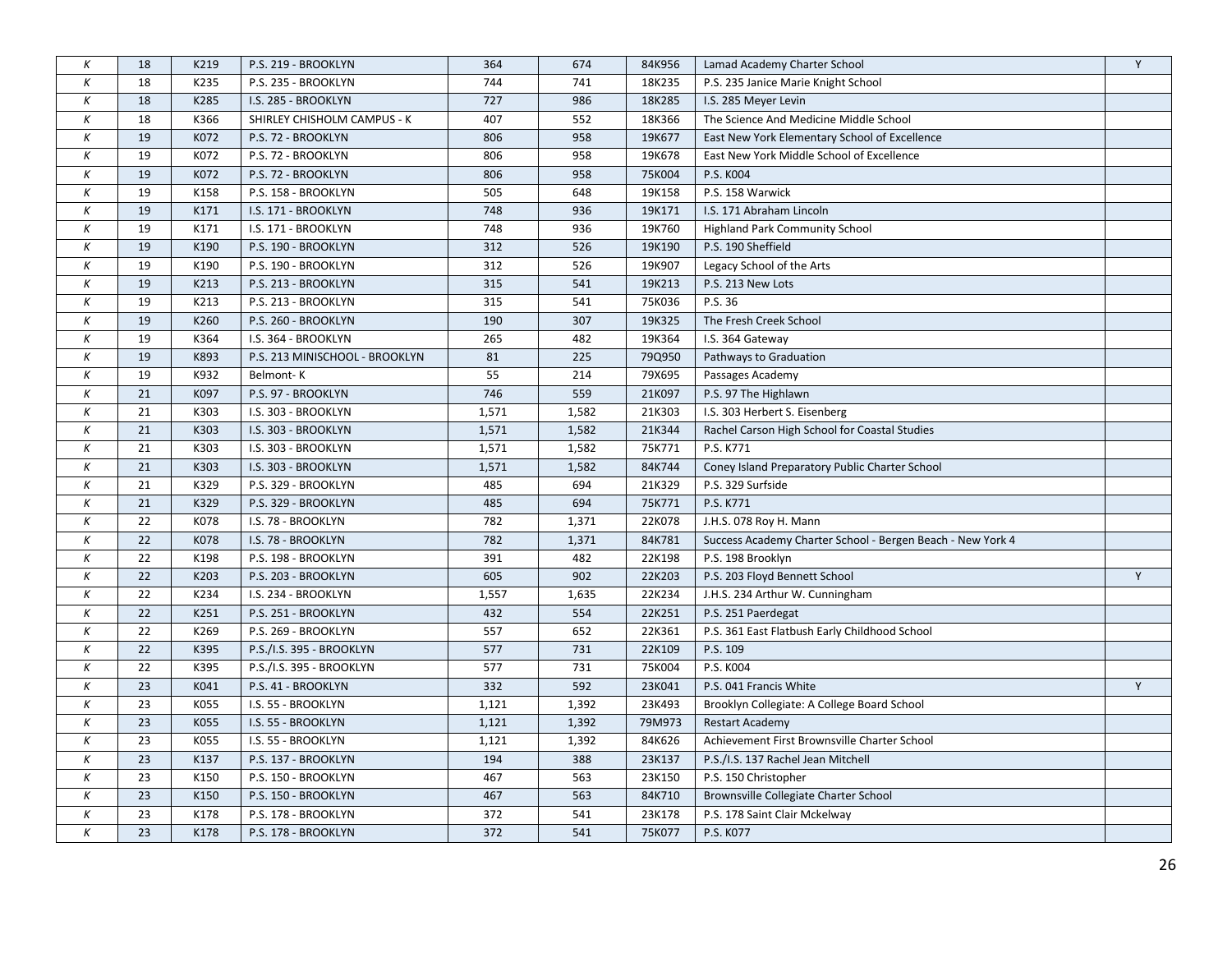| | | | | | | | | |
|---|---|---|---|---|---|---|---|---|
| *K* | 18 | K219 | P.S. 219 - BROOKLYN | 364 | 674 | 84K956 | Lamad Academy Charter School | Y |
| *K* | 18 | K235 | P.S. 235 - BROOKLYN | 744 | 741 | 18K235 | P.S. 235 Janice Marie Knight School | |
| *K* | 18 | K285 | I.S. 285 - BROOKLYN | 727 | 986 | 18K285 | I.S. 285 Meyer Levin | |
| *K* | 18 | K366 | SHIRLEY CHISHOLM CAMPUS - K | 407 | 552 | 18K366 | The Science And Medicine Middle School | |
| *K* | 19 | K072 | P.S. 72 - BROOKLYN | 806 | 958 | 19K677 | East New York Elementary School of Excellence | |
| *K* | 19 | K072 | P.S. 72 - BROOKLYN | 806 | 958 | 19K678 | East New York Middle School of Excellence | |
| *K* | 19 | K072 | P.S. 72 - BROOKLYN | 806 | 958 | 75K004 | P.S. K004 | |
| *K* | 19 | K158 | P.S. 158 - BROOKLYN | 505 | 648 | 19K158 | P.S. 158 Warwick | |
| *K* | 19 | K171 | I.S. 171 - BROOKLYN | 748 | 936 | 19K171 | I.S. 171 Abraham Lincoln | |
| *K* | 19 | K171 | I.S. 171 - BROOKLYN | 748 | 936 | 19K760 | Highland Park Community School | |
| *K* | 19 | K190 | P.S. 190 - BROOKLYN | 312 | 526 | 19K190 | P.S. 190 Sheffield | |
| *K* | 19 | K190 | P.S. 190 - BROOKLYN | 312 | 526 | 19K907 | Legacy School of the Arts | |
| *K* | 19 | K213 | P.S. 213 - BROOKLYN | 315 | 541 | 19K213 | P.S. 213 New Lots | |
| *K* | 19 | K213 | P.S. 213 - BROOKLYN | 315 | 541 | 75K036 | P.S. 36 | |
| *K* | 19 | K260 | P.S. 260 - BROOKLYN | 190 | 307 | 19K325 | The Fresh Creek School | |
| *K* | 19 | K364 | I.S. 364 - BROOKLYN | 265 | 482 | 19K364 | I.S. 364 Gateway | |
| *K* | 19 | K893 | P.S. 213 MINISCHOOL - BROOKLYN | 81 | 225 | 79Q950 | Pathways to Graduation | |
| *K* | 19 | K932 | Belmont- K | 55 | 214 | 79X695 | Passages Academy | |
| *K* | 21 | K097 | P.S. 97 - BROOKLYN | 746 | 559 | 21K097 | P.S. 97 The Highlawn | |
| *K* | 21 | K303 | I.S. 303 - BROOKLYN | 1,571 | 1,582 | 21K303 | I.S. 303 Herbert S. Eisenberg | |
| *K* | 21 | K303 | I.S. 303 - BROOKLYN | 1,571 | 1,582 | 21K344 | Rachel Carson High School for Coastal Studies | |
| *K* | 21 | K303 | I.S. 303 - BROOKLYN | 1,571 | 1,582 | 75K771 | P.S. K771 | |
| *K* | 21 | K303 | I.S. 303 - BROOKLYN | 1,571 | 1,582 | 84K744 | Coney Island Preparatory Public Charter School | |
| *K* | 21 | K329 | P.S. 329 - BROOKLYN | 485 | 694 | 21K329 | P.S. 329 Surfside | |
| *K* | 21 | K329 | P.S. 329 - BROOKLYN | 485 | 694 | 75K771 | P.S. K771 | |
| *K* | 22 | K078 | I.S. 78 - BROOKLYN | 782 | 1,371 | 22K078 | J.H.S. 078 Roy H. Mann | |
| *K* | 22 | K078 | I.S. 78 - BROOKLYN | 782 | 1,371 | 84K781 | Success Academy Charter School - Bergen Beach - New York 4 | |
| *K* | 22 | K198 | P.S. 198 - BROOKLYN | 391 | 482 | 22K198 | P.S. 198 Brooklyn | |
| *K* | 22 | K203 | P.S. 203 - BROOKLYN | 605 | 902 | 22K203 | P.S. 203 Floyd Bennett School | Y |
| *K* | 22 | K234 | I.S. 234 - BROOKLYN | 1,557 | 1,635 | 22K234 | J.H.S. 234 Arthur W. Cunningham | |
| *K* | 22 | K251 | P.S. 251 - BROOKLYN | 432 | 554 | 22K251 | P.S. 251 Paerdegat | |
| *K* | 22 | K269 | P.S. 269 - BROOKLYN | 557 | 652 | 22K361 | P.S. 361 East Flatbush Early Childhood School | |
| *K* | 22 | K395 | P.S./I.S. 395 - BROOKLYN | 577 | 731 | 22K109 | P.S. 109 | |
| *K* | 22 | K395 | P.S./I.S. 395 - BROOKLYN | 577 | 731 | 75K004 | P.S. K004 | |
| *K* | 23 | K041 | P.S. 41 - BROOKLYN | 332 | 592 | 23K041 | P.S. 041 Francis White | Y |
| *K* | 23 | K055 | I.S. 55 - BROOKLYN | 1,121 | 1,392 | 23K493 | Brooklyn Collegiate: A College Board School | |
| *K* | 23 | K055 | I.S. 55 - BROOKLYN | 1,121 | 1,392 | 79M973 | Restart Academy | |
| *K* | 23 | K055 | I.S. 55 - BROOKLYN | 1,121 | 1,392 | 84K626 | Achievement First Brownsville Charter School | |
| *K* | 23 | K137 | P.S. 137 - BROOKLYN | 194 | 388 | 23K137 | P.S./I.S. 137 Rachel Jean Mitchell | |
| *K* | 23 | K150 | P.S. 150 - BROOKLYN | 467 | 563 | 23K150 | P.S. 150 Christopher | |
| *K* | 23 | K150 | P.S. 150 - BROOKLYN | 467 | 563 | 84K710 | Brownsville Collegiate Charter School | |
| *K* | 23 | K178 | P.S. 178 - BROOKLYN | 372 | 541 | 23K178 | P.S. 178 Saint Clair Mckelway | |
| *K* | 23 | K178 | P.S. 178 - BROOKLYN | 372 | 541 | 75K077 | P.S. K077 | |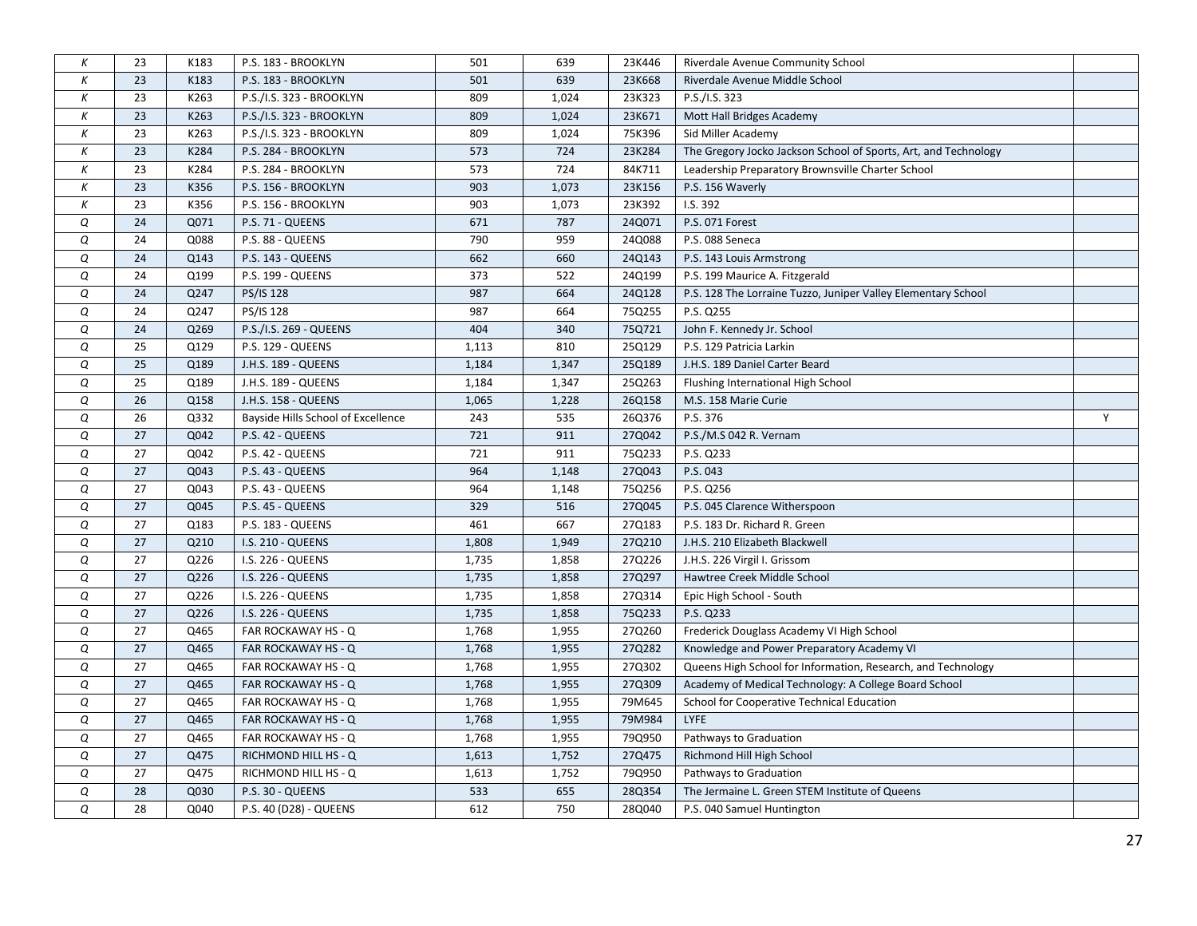| | | | | | | | | |
|---|---|---|---|---|---|---|---|---|
| K | 23 | K183 | P.S. 183 - BROOKLYN | 501 | 639 | 23K446 | Riverdale Avenue Community School | |
| K | 23 | K183 | P.S. 183 - BROOKLYN | 501 | 639 | 23K668 | Riverdale Avenue Middle School | |
| K | 23 | K263 | P.S./I.S. 323 - BROOKLYN | 809 | 1,024 | 23K323 | P.S./I.S. 323 | |
| K | 23 | K263 | P.S./I.S. 323 - BROOKLYN | 809 | 1,024 | 23K671 | Mott Hall Bridges Academy | |
| K | 23 | K263 | P.S./I.S. 323 - BROOKLYN | 809 | 1,024 | 75K396 | Sid Miller Academy | |
| K | 23 | K284 | P.S. 284 - BROOKLYN | 573 | 724 | 23K284 | The Gregory Jocko Jackson School of Sports, Art, and Technology | |
| K | 23 | K284 | P.S. 284 - BROOKLYN | 573 | 724 | 84K711 | Leadership Preparatory Brownsville Charter School | |
| K | 23 | K356 | P.S. 156 - BROOKLYN | 903 | 1,073 | 23K156 | P.S. 156 Waverly | |
| K | 23 | K356 | P.S. 156 - BROOKLYN | 903 | 1,073 | 23K392 | I.S. 392 | |
| Q | 24 | Q071 | P.S. 71 - QUEENS | 671 | 787 | 24Q071 | P.S. 071 Forest | |
| Q | 24 | Q088 | P.S. 88 - QUEENS | 790 | 959 | 24Q088 | P.S. 088 Seneca | |
| Q | 24 | Q143 | P.S. 143 - QUEENS | 662 | 660 | 24Q143 | P.S. 143 Louis Armstrong | |
| Q | 24 | Q199 | P.S. 199 - QUEENS | 373 | 522 | 24Q199 | P.S. 199 Maurice A. Fitzgerald | |
| Q | 24 | Q247 | PS/IS 128 | 987 | 664 | 24Q128 | P.S. 128 The Lorraine Tuzzo, Juniper Valley Elementary School | |
| Q | 24 | Q247 | PS/IS 128 | 987 | 664 | 75Q255 | P.S. Q255 | |
| Q | 24 | Q269 | P.S./I.S. 269 - QUEENS | 404 | 340 | 75Q721 | John F. Kennedy Jr. School | |
| Q | 25 | Q129 | P.S. 129 - QUEENS | 1,113 | 810 | 25Q129 | P.S. 129 Patricia Larkin | |
| Q | 25 | Q189 | J.H.S. 189 - QUEENS | 1,184 | 1,347 | 25Q189 | J.H.S. 189 Daniel Carter Beard | |
| Q | 25 | Q189 | J.H.S. 189 - QUEENS | 1,184 | 1,347 | 25Q263 | Flushing International High School | |
| Q | 26 | Q158 | J.H.S. 158 - QUEENS | 1,065 | 1,228 | 26Q158 | M.S. 158 Marie Curie | |
| Q | 26 | Q332 | Bayside Hills School of Excellence | 243 | 535 | 26Q376 | P.S. 376 | Y |
| Q | 27 | Q042 | P.S. 42 - QUEENS | 721 | 911 | 27Q042 | P.S./M.S 042 R. Vernam | |
| Q | 27 | Q042 | P.S. 42 - QUEENS | 721 | 911 | 75Q233 | P.S. Q233 | |
| Q | 27 | Q043 | P.S. 43 - QUEENS | 964 | 1,148 | 27Q043 | P.S. 043 | |
| Q | 27 | Q043 | P.S. 43 - QUEENS | 964 | 1,148 | 75Q256 | P.S. Q256 | |
| Q | 27 | Q045 | P.S. 45 - QUEENS | 329 | 516 | 27Q045 | P.S. 045 Clarence Witherspoon | |
| Q | 27 | Q183 | P.S. 183 - QUEENS | 461 | 667 | 27Q183 | P.S. 183 Dr. Richard R. Green | |
| Q | 27 | Q210 | I.S. 210 - QUEENS | 1,808 | 1,949 | 27Q210 | J.H.S. 210 Elizabeth Blackwell | |
| Q | 27 | Q226 | I.S. 226 - QUEENS | 1,735 | 1,858 | 27Q226 | J.H.S. 226 Virgil I. Grissom | |
| Q | 27 | Q226 | I.S. 226 - QUEENS | 1,735 | 1,858 | 27Q297 | Hawtree Creek Middle School | |
| Q | 27 | Q226 | I.S. 226 - QUEENS | 1,735 | 1,858 | 27Q314 | Epic High School - South | |
| Q | 27 | Q226 | I.S. 226 - QUEENS | 1,735 | 1,858 | 75Q233 | P.S. Q233 | |
| Q | 27 | Q465 | FAR ROCKAWAY HS - Q | 1,768 | 1,955 | 27Q260 | Frederick Douglass Academy VI High School | |
| Q | 27 | Q465 | FAR ROCKAWAY HS - Q | 1,768 | 1,955 | 27Q282 | Knowledge and Power Preparatory Academy VI | |
| Q | 27 | Q465 | FAR ROCKAWAY HS - Q | 1,768 | 1,955 | 27Q302 | Queens High School for Information, Research, and Technology | |
| Q | 27 | Q465 | FAR ROCKAWAY HS - Q | 1,768 | 1,955 | 27Q309 | Academy of Medical Technology: A College Board School | |
| Q | 27 | Q465 | FAR ROCKAWAY HS - Q | 1,768 | 1,955 | 79M645 | School for Cooperative Technical Education | |
| Q | 27 | Q465 | FAR ROCKAWAY HS - Q | 1,768 | 1,955 | 79M984 | LYFE | |
| Q | 27 | Q465 | FAR ROCKAWAY HS - Q | 1,768 | 1,955 | 79Q950 | Pathways to Graduation | |
| Q | 27 | Q475 | RICHMOND HILL HS - Q | 1,613 | 1,752 | 27Q475 | Richmond Hill High School | |
| Q | 27 | Q475 | RICHMOND HILL HS - Q | 1,613 | 1,752 | 79Q950 | Pathways to Graduation | |
| Q | 28 | Q030 | P.S. 30 - QUEENS | 533 | 655 | 28Q354 | The Jermaine L. Green STEM Institute of Queens | |
| Q | 28 | Q040 | P.S. 40 (D28) - QUEENS | 612 | 750 | 28Q040 | P.S. 040 Samuel Huntington | |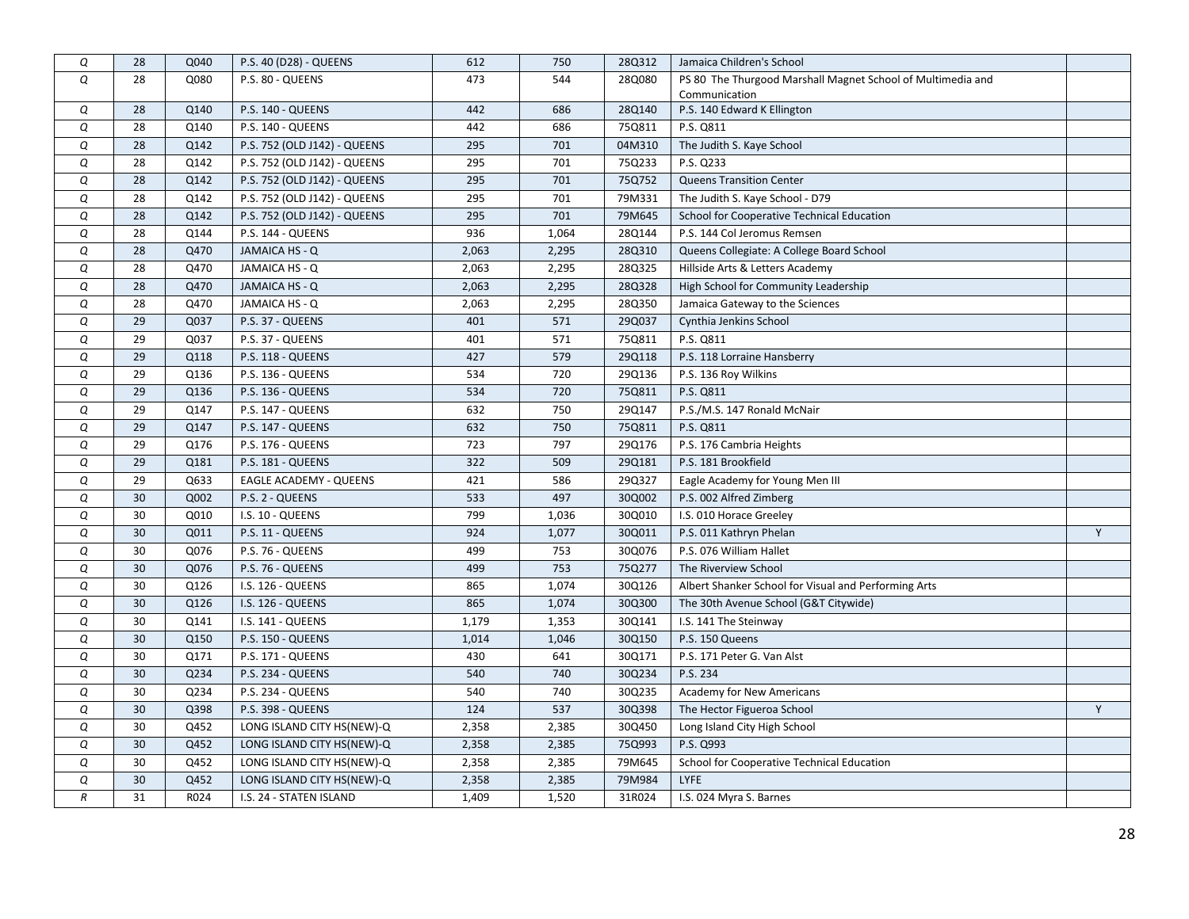| | | | | | | | | |
|---|---|---|---|---|---|---|---|---|
| Q | 28 | Q040 | P.S. 40 (D28) - QUEENS | 612 | 750 | 28Q312 | Jamaica Children's School | |
| Q | 28 | Q080 | P.S. 80 - QUEENS | 473 | 544 | 28Q080 | PS 80 The Thurgood Marshall Magnet School of Multimedia and Communication | |
| Q | 28 | Q140 | P.S. 140 - QUEENS | 442 | 686 | 28Q140 | P.S. 140 Edward K Ellington | |
| Q | 28 | Q140 | P.S. 140 - QUEENS | 442 | 686 | 75Q811 | P.S. Q811 | |
| Q | 28 | Q142 | P.S. 752 (OLD J142) - QUEENS | 295 | 701 | 04M310 | The Judith S. Kaye School | |
| Q | 28 | Q142 | P.S. 752 (OLD J142) - QUEENS | 295 | 701 | 75Q233 | P.S. Q233 | |
| Q | 28 | Q142 | P.S. 752 (OLD J142) - QUEENS | 295 | 701 | 75Q752 | Queens Transition Center | |
| Q | 28 | Q142 | P.S. 752 (OLD J142) - QUEENS | 295 | 701 | 79M331 | The Judith S. Kaye School - D79 | |
| Q | 28 | Q142 | P.S. 752 (OLD J142) - QUEENS | 295 | 701 | 79M645 | School for Cooperative Technical Education | |
| Q | 28 | Q144 | P.S. 144 - QUEENS | 936 | 1,064 | 28Q144 | P.S. 144 Col Jeromus Remsen | |
| Q | 28 | Q470 | JAMAICA HS - Q | 2,063 | 2,295 | 28Q310 | Queens Collegiate: A College Board School | |
| Q | 28 | Q470 | JAMAICA HS - Q | 2,063 | 2,295 | 28Q325 | Hillside Arts & Letters Academy | |
| Q | 28 | Q470 | JAMAICA HS - Q | 2,063 | 2,295 | 28Q328 | High School for Community Leadership | |
| Q | 28 | Q470 | JAMAICA HS - Q | 2,063 | 2,295 | 28Q350 | Jamaica Gateway to the Sciences | |
| Q | 29 | Q037 | P.S. 37 - QUEENS | 401 | 571 | 29Q037 | Cynthia Jenkins School | |
| Q | 29 | Q037 | P.S. 37 - QUEENS | 401 | 571 | 75Q811 | P.S. Q811 | |
| Q | 29 | Q118 | P.S. 118 - QUEENS | 427 | 579 | 29Q118 | P.S. 118 Lorraine Hansberry | |
| Q | 29 | Q136 | P.S. 136 - QUEENS | 534 | 720 | 29Q136 | P.S. 136 Roy Wilkins | |
| Q | 29 | Q136 | P.S. 136 - QUEENS | 534 | 720 | 75Q811 | P.S. Q811 | |
| Q | 29 | Q147 | P.S. 147 - QUEENS | 632 | 750 | 29Q147 | P.S./M.S. 147 Ronald McNair | |
| Q | 29 | Q147 | P.S. 147 - QUEENS | 632 | 750 | 75Q811 | P.S. Q811 | |
| Q | 29 | Q176 | P.S. 176 - QUEENS | 723 | 797 | 29Q176 | P.S. 176 Cambria Heights | |
| Q | 29 | Q181 | P.S. 181 - QUEENS | 322 | 509 | 29Q181 | P.S. 181 Brookfield | |
| Q | 29 | Q633 | EAGLE ACADEMY - QUEENS | 421 | 586 | 29Q327 | Eagle Academy for Young Men III | |
| Q | 30 | Q002 | P.S. 2 - QUEENS | 533 | 497 | 30Q002 | P.S. 002 Alfred Zimberg | |
| Q | 30 | Q010 | I.S. 10 - QUEENS | 799 | 1,036 | 30Q010 | I.S. 010 Horace Greeley | |
| Q | 30 | Q011 | P.S. 11 - QUEENS | 924 | 1,077 | 30Q011 | P.S. 011 Kathryn Phelan | Y |
| Q | 30 | Q076 | P.S. 76 - QUEENS | 499 | 753 | 30Q076 | P.S. 076 William Hallet | |
| Q | 30 | Q076 | P.S. 76 - QUEENS | 499 | 753 | 75Q277 | The Riverview School | |
| Q | 30 | Q126 | I.S. 126 - QUEENS | 865 | 1,074 | 30Q126 | Albert Shanker School for Visual and Performing Arts | |
| Q | 30 | Q126 | I.S. 126 - QUEENS | 865 | 1,074 | 30Q300 | The 30th Avenue School (G&T Citywide) | |
| Q | 30 | Q141 | I.S. 141 - QUEENS | 1,179 | 1,353 | 30Q141 | I.S. 141 The Steinway | |
| Q | 30 | Q150 | P.S. 150 - QUEENS | 1,014 | 1,046 | 30Q150 | P.S. 150 Queens | |
| Q | 30 | Q171 | P.S. 171 - QUEENS | 430 | 641 | 30Q171 | P.S. 171 Peter G. Van Alst | |
| Q | 30 | Q234 | P.S. 234 - QUEENS | 540 | 740 | 30Q234 | P.S. 234 | |
| Q | 30 | Q234 | P.S. 234 - QUEENS | 540 | 740 | 30Q235 | Academy for New Americans | |
| Q | 30 | Q398 | P.S. 398 - QUEENS | 124 | 537 | 30Q398 | The Hector Figueroa School | Y |
| Q | 30 | Q452 | LONG ISLAND CITY HS(NEW)-Q | 2,358 | 2,385 | 30Q450 | Long Island City High School | |
| Q | 30 | Q452 | LONG ISLAND CITY HS(NEW)-Q | 2,358 | 2,385 | 75Q993 | P.S. Q993 | |
| Q | 30 | Q452 | LONG ISLAND CITY HS(NEW)-Q | 2,358 | 2,385 | 79M645 | School for Cooperative Technical Education | |
| Q | 30 | Q452 | LONG ISLAND CITY HS(NEW)-Q | 2,358 | 2,385 | 79M984 | LYFE | |
| R | 31 | R024 | I.S. 24 - STATEN ISLAND | 1,409 | 1,520 | 31R024 | I.S. 024 Myra S. Barnes | |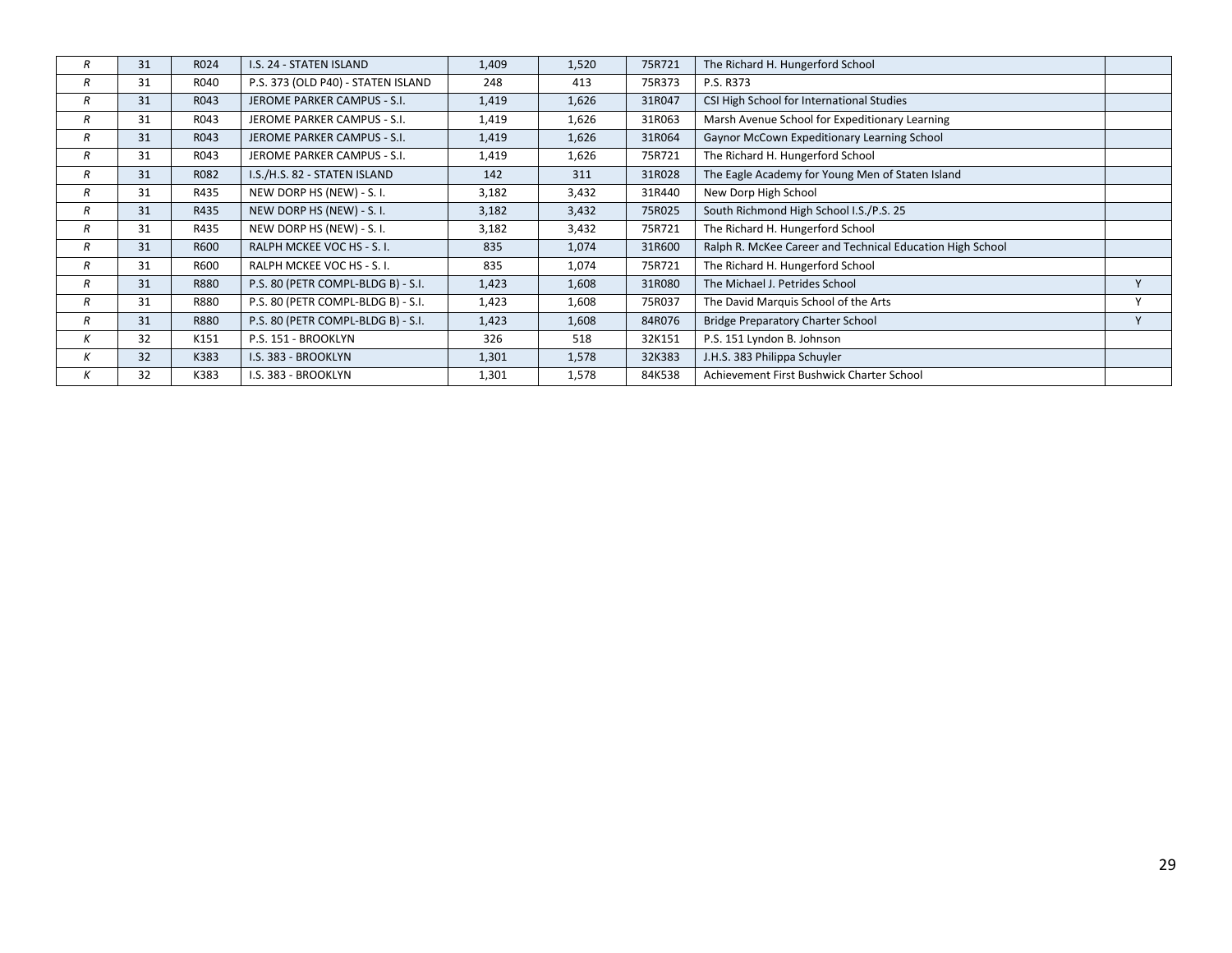| | | | | | | | | |
|---|---|---|---|---|---|---|---|---|
| R | 31 | R024 | I.S. 24 - STATEN ISLAND | 1,409 | 1,520 | 75R721 | The Richard H. Hungerford School | |
| R | 31 | R040 | P.S. 373 (OLD P40) - STATEN ISLAND | 248 | 413 | 75R373 | P.S. R373 | |
| R | 31 | R043 | JEROME PARKER CAMPUS - S.I. | 1,419 | 1,626 | 31R047 | CSI High School for International Studies | |
| R | 31 | R043 | JEROME PARKER CAMPUS - S.I. | 1,419 | 1,626 | 31R063 | Marsh Avenue School for Expeditionary Learning | |
| R | 31 | R043 | JEROME PARKER CAMPUS - S.I. | 1,419 | 1,626 | 31R064 | Gaynor McCown Expeditionary Learning School | |
| R | 31 | R043 | JEROME PARKER CAMPUS - S.I. | 1,419 | 1,626 | 75R721 | The Richard H. Hungerford School | |
| R | 31 | R082 | I.S./H.S. 82 - STATEN ISLAND | 142 | 311 | 31R028 | The Eagle Academy for Young Men of Staten Island | |
| R | 31 | R435 | NEW DORP HS (NEW) - S. I. | 3,182 | 3,432 | 31R440 | New Dorp High School | |
| R | 31 | R435 | NEW DORP HS (NEW) - S. I. | 3,182 | 3,432 | 75R025 | South Richmond High School I.S./P.S. 25 | |
| R | 31 | R435 | NEW DORP HS (NEW) - S. I. | 3,182 | 3,432 | 75R721 | The Richard H. Hungerford School | |
| R | 31 | R600 | RALPH MCKEE VOC HS - S. I. | 835 | 1,074 | 31R600 | Ralph R. McKee Career and Technical Education High School | |
| R | 31 | R600 | RALPH MCKEE VOC HS - S. I. | 835 | 1,074 | 75R721 | The Richard H. Hungerford School | |
| R | 31 | R880 | P.S. 80 (PETR COMPL-BLDG B) - S.I. | 1,423 | 1,608 | 31R080 | The Michael J. Petrides School | Y |
| R | 31 | R880 | P.S. 80 (PETR COMPL-BLDG B) - S.I. | 1,423 | 1,608 | 75R037 | The David Marquis School of the Arts | Y |
| R | 31 | R880 | P.S. 80 (PETR COMPL-BLDG B) - S.I. | 1,423 | 1,608 | 84R076 | Bridge Preparatory Charter School | Y |
| K | 32 | K151 | P.S. 151 - BROOKLYN | 326 | 518 | 32K151 | P.S. 151 Lyndon B. Johnson | |
| K | 32 | K383 | I.S. 383 - BROOKLYN | 1,301 | 1,578 | 32K383 | J.H.S. 383 Philippa Schuyler | |
| K | 32 | K383 | I.S. 383 - BROOKLYN | 1,301 | 1,578 | 84K538 | Achievement First Bushwick Charter School | |